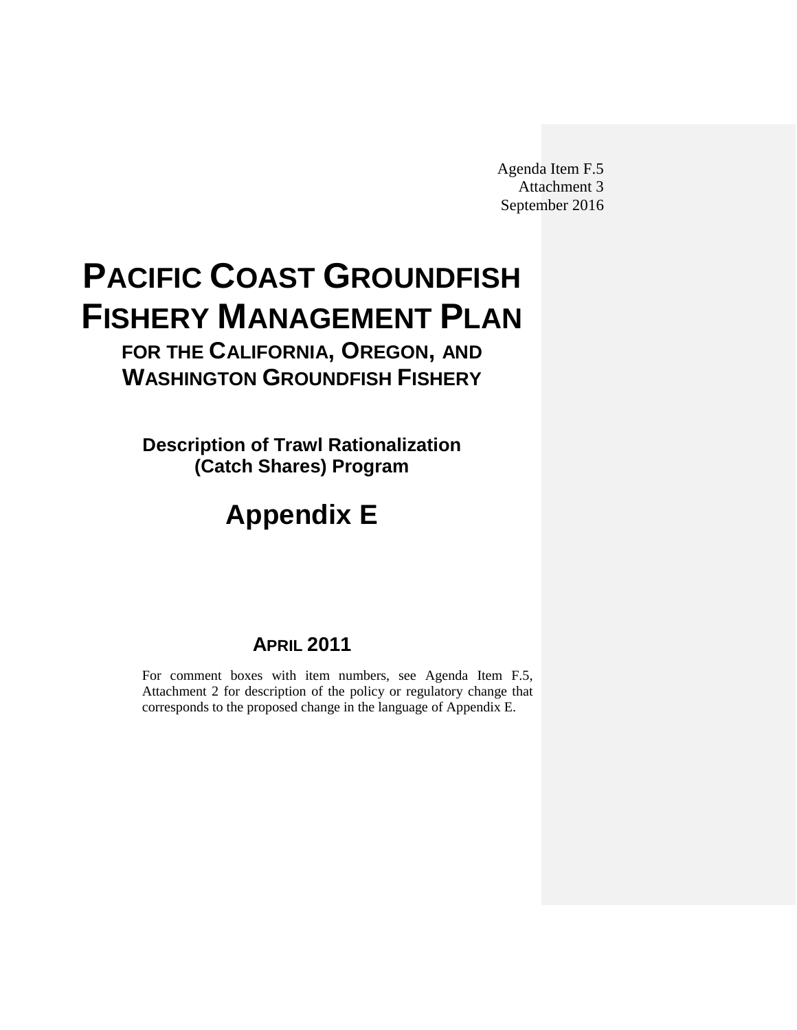Agenda Item F.5
Attachment 3
September 2016

# PACIFIC COAST GROUNDFISH FISHERY MANAGEMENT PLAN

## FOR THE CALIFORNIA, OREGON, AND WASHINGTON GROUNDFISH FISHERY

### Description of Trawl Rationalization (Catch Shares) Program

# Appendix E

### APRIL 2011

For comment boxes with item numbers, see Agenda Item F.5, Attachment 2 for description of the policy or regulatory change that corresponds to the proposed change in the language of Appendix E.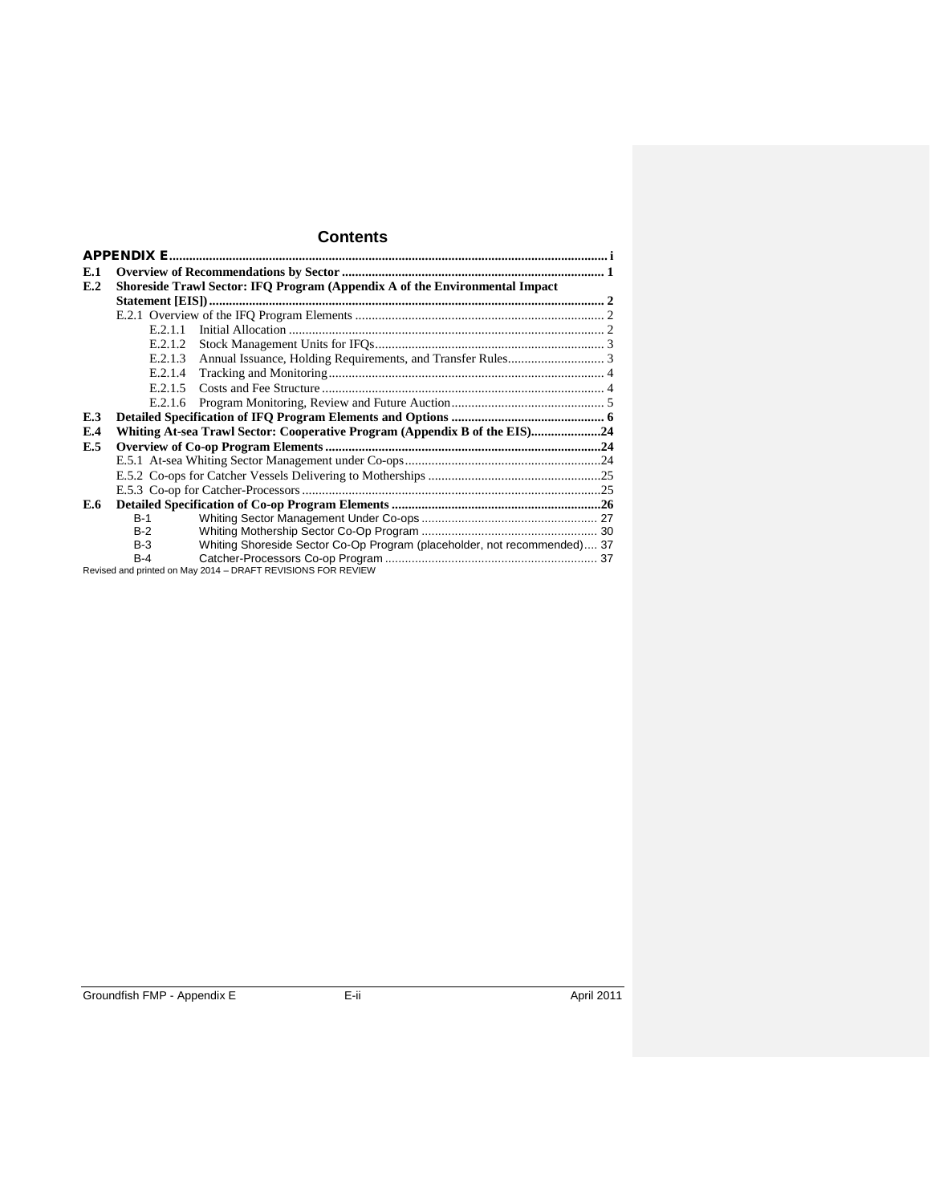# Contents

**APPENDIX E** .................................................................................................................................. i

**E.1 Overview of Recommendations by Sector** ........................................................................... 1

**E.2 Shoreside Trawl Sector: IFQ Program (Appendix A of the Environmental Impact Statement [EIS])** ..................................................................................................................... 2

- E.2.1 Overview of the IFQ Program Elements ........................................................................... 2
  - E.2.1.1 Initial Allocation ............................................................................................... 2
  - E.2.1.2 Stock Management Units for IFQs ..................................................................... 3
  - E.2.1.3 Annual Issuance, Holding Requirements, and Transfer Rules ............................ 3
  - E.2.1.4 Tracking and Monitoring .................................................................................. 4
  - E.2.1.5 Costs and Fee Structure .................................................................................... 4
  - E.2.1.6 Program Monitoring, Review and Future Auction ............................................. 5

**E.3 Detailed Specification of IFQ Program Elements and Options** ............................................ 6

**E.4 Whiting At-sea Trawl Sector: Cooperative Program (Appendix B of the EIS)** ....................24

**E.5 Overview of Co-op Program Elements** ..................................................................................24

- E.5.1 At-sea Whiting Sector Management under Co-ops ...........................................................24
- E.5.2 Co-ops for Catcher Vessels Delivering to Motherships ....................................................25
- E.5.3 Co-op for Catcher-Processors ..........................................................................................25

**E.6 Detailed Specification of Co-op Program Elements** ..............................................................26

- B-1 Whiting Sector Management Under Co-ops ..................................................... 27
- B-2 Whiting Mothership Sector Co-Op Program ..................................................... 30
- B-3 Whiting Shoreside Sector Co-Op Program (placeholder, not recommended).... 37
- B-4 Catcher-Processors Co-op Program ................................................................ 37

Revised and printed on May 2014 – DRAFT REVISIONS FOR REVIEW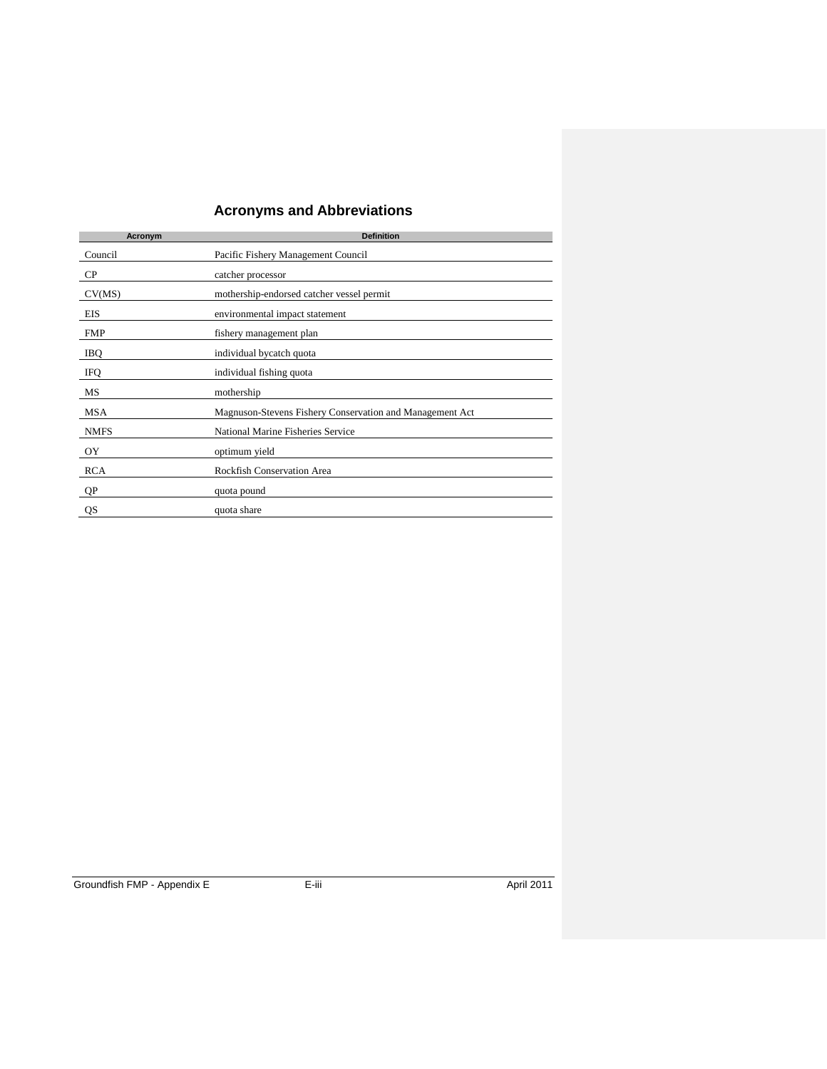# Acronyms and Abbreviations

| Acronym | Definition |
|---|---|
| Council | Pacific Fishery Management Council |
| CP | catcher processor |
| CV(MS) | mothership-endorsed catcher vessel permit |
| EIS | environmental impact statement |
| FMP | fishery management plan |
| IBQ | individual bycatch quota |
| IFQ | individual fishing quota |
| MS | mothership |
| MSA | Magnuson-Stevens Fishery Conservation and Management Act |
| NMFS | National Marine Fisheries Service |
| OY | optimum yield |
| RCA | Rockfish Conservation Area |
| QP | quota pound |
| QS | quota share |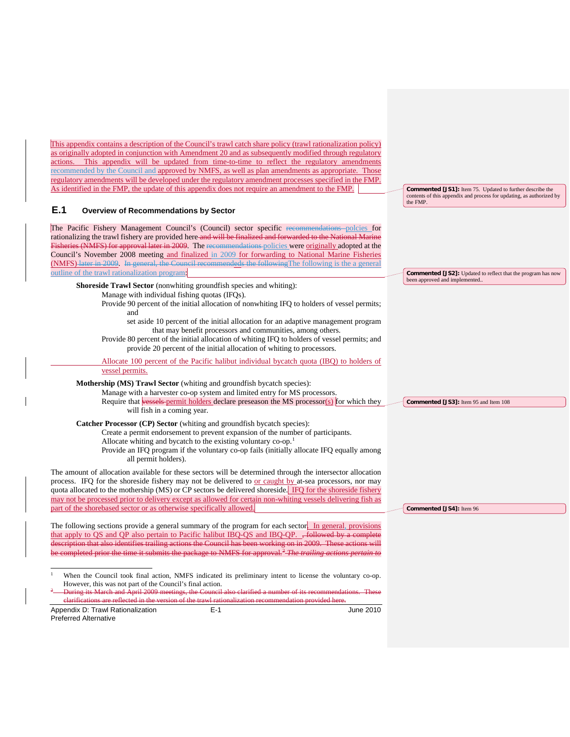This appendix contains a description of the Council's trawl catch share policy (trawl rationalization policy) as originally adopted in conjunction with Amendment 20 and as subsequently modified through regulatory actions. This appendix will be updated from time-to-time to reflect the regulatory amendments recommended by the Council and approved by NMFS, as well as plan amendments as appropriate. Those regulatory amendments will be developed under the regulatory amendment processes specified in the FMP. As identified in the FMP, the update of this appendix does not require an amendment to the FMP.

## E.1 Overview of Recommendations by Sector

The Pacific Fishery Management Council's (Council) sector specific ~~recommendations~~ polcies for rationalizing the trawl fishery are provided here~~ and will be finalized and forwarded to the National Marine Fisheries (NMFS) for approval later in 2009~~. The ~~recommendations~~ policies were originally adopted at the Council's November 2008 meeting and finalized in 2009 for forwarding to National Marine Fisheries (NMFS)~~ later in 2009~~. ~~In general, the Council recommendeds the following~~The following is the a general outline of the trawl rationalization program:

**Shoreside Trawl Sector** (nonwhiting groundfish species and whiting):
- Manage with individual fishing quotas (IFQs).
- Provide 90 percent of the initial allocation of nonwhiting IFQ to holders of vessel permits; and
  - set aside 10 percent of the initial allocation for an adaptive management program that may benefit processors and communities, among others.
- Provide 80 percent of the initial allocation of whiting IFQ to holders of vessel permits; and provide 20 percent of the initial allocation of whiting to processors.
- Allocate 100 percent of the Pacific halibut individual bycatch quota (IBQ) to holders of vessel permits.

**Mothership (MS) Trawl Sector** (whiting and groundfish bycatch species):
- Manage with a harvester co-op system and limited entry for MS processors.
- Require that ~~vessels~~ permit holders declare preseason the MS processor(s) for which they will fish in a coming year.

**Catcher Processor (CP) Sector** (whiting and groundfish bycatch species):
- Create a permit endorsement to prevent expansion of the number of participants.
- Allocate whiting and bycatch to the existing voluntary co-op.[1]
- Provide an IFQ program if the voluntary co-op fails (initially allocate IFQ equally among all permit holders).

The amount of allocation available for these sectors will be determined through the intersector allocation process. IFQ for the shoreside fishery may not be delivered to or caught by at-sea processors, nor may quota allocated to the mothership (MS) or CP sectors be delivered shoreside. IFQ for the shoreside fishery may not be processed prior to delivery except as allowed for certain non-whiting vessels delivering fish as part of the shorebased sector or as otherwise specifically allowed.

The following sections provide a general summary of the program for each sector. In general, provisions that apply to QS and QP also pertain to Pacific halibut IBQ-QS and IBQ-QP. ~~, followed by a complete description that also identifies trailing actions the Council has been working on in 2009. These actions will be completed prior the time it submits the package to NMFS for approval.[2] *The trailing actions pertain to*~~

[1] When the Council took final action, NMFS indicated its preliminary intent to license the voluntary co-op. However, this was not part of the Council's final action.

~~[2] During its March and April 2009 meetings, the Council also clarified a number of its recommendations. These clarifications are reflected in the version of the trawl rationalization recommendation provided here.~~

**Commented [JS1]:** Item 75. Updated to further describe the contents of this appendix and process for updating, as authorized by the FMP.

**Commented [JS2]:** Updated to reflect that the program has now been approved and implemented..

**Commented [JS3]:** Item 95 and Item 108

**Commented [JS4]:** Item 96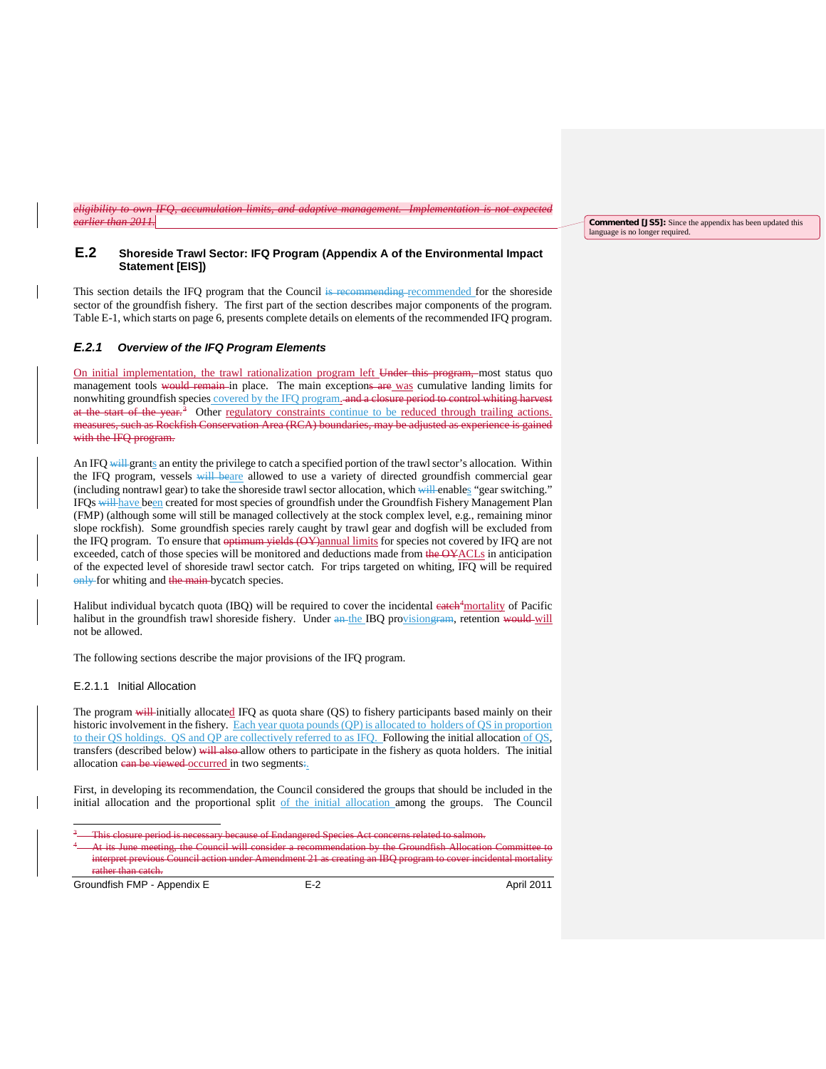*eligibility to own IFQ, accumulation limits, and adaptive management. Implementation is not expected earlier than 2011.*

**Commented [JS5]:** Since the appendix has been updated this language is no longer required.

## E.2 Shoreside Trawl Sector: IFQ Program (Appendix A of the Environmental Impact Statement [EIS])

This section details the IFQ program that the Council is recommending recommended for the shoreside sector of the groundfish fishery. The first part of the section describes major components of the program. Table E-1, which starts on page 6, presents complete details on elements of the recommended IFQ program.

### *E.2.1 Overview of the IFQ Program Elements*

On initial implementation, the trawl rationalization program left Under this program, most status quo management tools would remain in place. The main exceptions are was cumulative landing limits for nonwhiting groundfish species covered by the IFQ program. and a closure period to control whiting harvest at the start of the year.[3] Other regulatory constraints continue to be reduced through trailing actions. measures, such as Rockfish Conservation Area (RCA) boundaries, may be adjusted as experience is gained with the IFQ program.

An IFQ will grants an entity the privilege to catch a specified portion of the trawl sector's allocation. Within the IFQ program, vessels will beare allowed to use a variety of directed groundfish commercial gear (including nontrawl gear) to take the shoreside trawl sector allocation, which will enables "gear switching." IFQs will have been created for most species of groundfish under the Groundfish Fishery Management Plan (FMP) (although some will still be managed collectively at the stock complex level, e.g., remaining minor slope rockfish). Some groundfish species rarely caught by trawl gear and dogfish will be excluded from the IFQ program. To ensure that optimum yields (OY)annual limits for species not covered by IFQ are not exceeded, catch of those species will be monitored and deductions made from the OYACLs in anticipation of the expected level of shoreside trawl sector catch. For trips targeted on whiting, IFQ will be required only for whiting and the main bycatch species.

Halibut individual bycatch quota (IBQ) will be required to cover the incidental catch[4]mortality of Pacific halibut in the groundfish trawl shoreside fishery. Under an the IBQ provisiongram, retention would will not be allowed.

The following sections describe the major provisions of the IFQ program.

#### E.2.1.1 Initial Allocation

The program will initially allocated IFQ as quota share (QS) to fishery participants based mainly on their historic involvement in the fishery. Each year quota pounds (QP) is allocated to holders of QS in proportion to their QS holdings. QS and QP are collectively referred to as IFQ. Following the initial allocation of QS, transfers (described below) will also allow others to participate in the fishery as quota holders. The initial allocation can be viewed occurred in two segments:.

First, in developing its recommendation, the Council considered the groups that should be included in the initial allocation and the proportional split of the initial allocation among the groups. The Council

---

[3] This closure period is necessary because of Endangered Species Act concerns related to salmon.

[4] At its June meeting, the Council will consider a recommendation by the Groundfish Allocation Committee to interpret previous Council action under Amendment 21 as creating an IBQ program to cover incidental mortality rather than catch.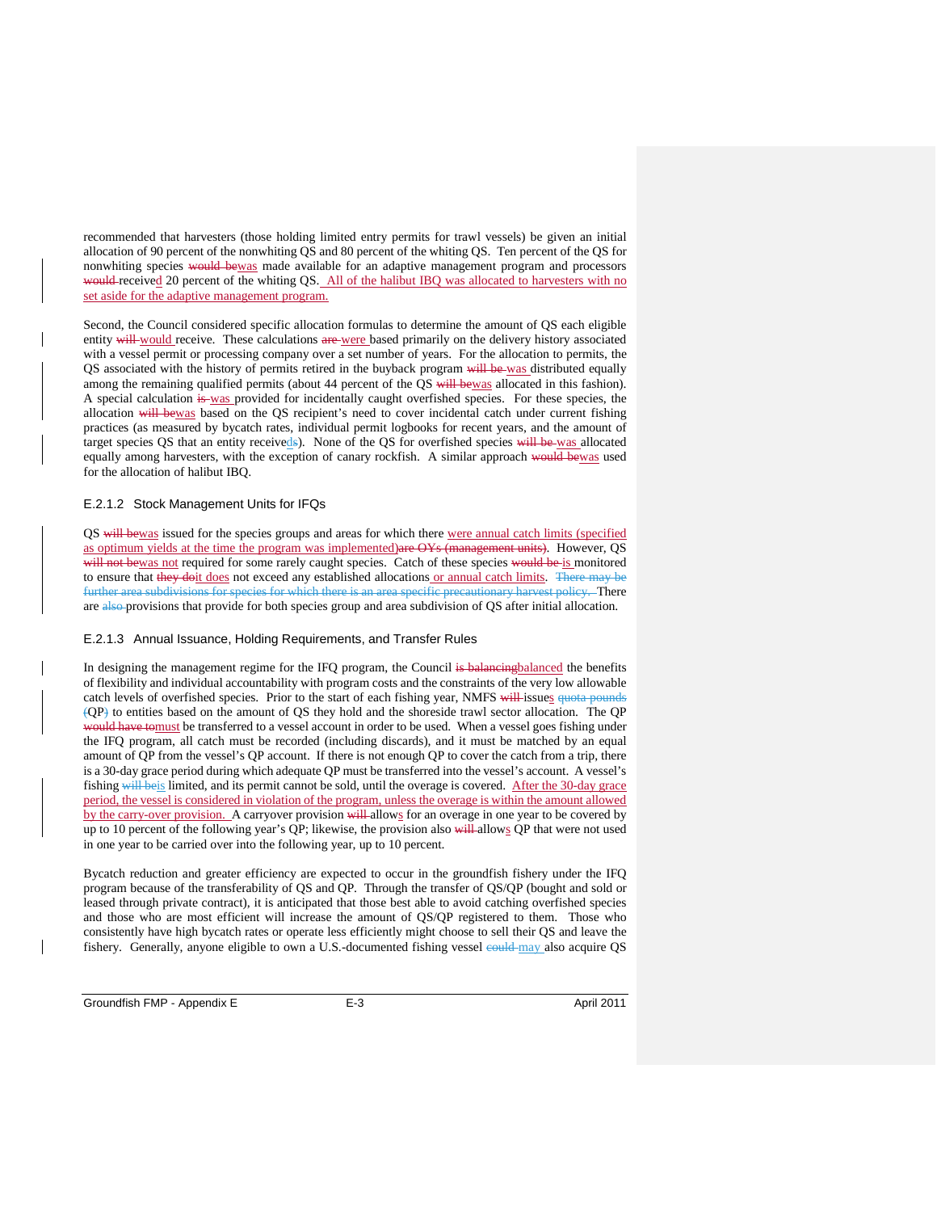recommended that harvesters (those holding limited entry permits for trawl vessels) be given an initial allocation of 90 percent of the nonwhiting QS and 80 percent of the whiting QS. Ten percent of the QS for nonwhiting species ~~would be~~was made available for an adaptive management program and processors ~~would~~ received 20 percent of the whiting QS. All of the halibut IBQ was allocated to harvesters with no set aside for the adaptive management program.

Second, the Council considered specific allocation formulas to determine the amount of QS each eligible entity ~~will~~ would receive. These calculations ~~are~~ were based primarily on the delivery history associated with a vessel permit or processing company over a set number of years. For the allocation to permits, the QS associated with the history of permits retired in the buyback program ~~will be~~ was distributed equally among the remaining qualified permits (about 44 percent of the QS ~~will be~~was allocated in this fashion). A special calculation ~~is~~ was provided for incidentally caught overfished species. For these species, the allocation ~~will be~~was based on the QS recipient's need to cover incidental catch under current fishing practices (as measured by bycatch rates, individual permit logbooks for recent years, and the amount of target species QS that an entity received~~s~~). None of the QS for overfished species ~~will be~~ was allocated equally among harvesters, with the exception of canary rockfish. A similar approach ~~would be~~was used for the allocation of halibut IBQ.

### E.2.1.2 Stock Management Units for IFQs

QS ~~will be~~was issued for the species groups and areas for which there were annual catch limits (specified as optimum yields at the time the program was implemented)~~are OYs (management units)~~. However, QS ~~will not be~~was not required for some rarely caught species. Catch of these species ~~would be~~ is monitored to ensure that ~~they do~~it does not exceed any established allocations or annual catch limits. ~~There may be further area subdivisions for species for which there is an area specific precautionary harvest policy.~~ There are ~~also~~ provisions that provide for both species group and area subdivision of QS after initial allocation.

### E.2.1.3 Annual Issuance, Holding Requirements, and Transfer Rules

In designing the management regime for the IFQ program, the Council ~~is balancing~~balanced the benefits of flexibility and individual accountability with program costs and the constraints of the very low allowable catch levels of overfished species. Prior to the start of each fishing year, NMFS ~~will~~ issues ~~quota pounds (~~QP~~)~~ to entities based on the amount of QS they hold and the shoreside trawl sector allocation. The QP ~~would have to~~must be transferred to a vessel account in order to be used. When a vessel goes fishing under the IFQ program, all catch must be recorded (including discards), and it must be matched by an equal amount of QP from the vessel's QP account. If there is not enough QP to cover the catch from a trip, there is a 30-day grace period during which adequate QP must be transferred into the vessel's account. A vessel's fishing ~~will be~~is limited, and its permit cannot be sold, until the overage is covered. After the 30-day grace period, the vessel is considered in violation of the program, unless the overage is within the amount allowed by the carry-over provision. A carryover provision ~~will~~ allows for an overage in one year to be covered by up to 10 percent of the following year's QP; likewise, the provision also ~~will~~ allows QP that were not used in one year to be carried over into the following year, up to 10 percent.

Bycatch reduction and greater efficiency are expected to occur in the groundfish fishery under the IFQ program because of the transferability of QS and QP. Through the transfer of QS/QP (bought and sold or leased through private contract), it is anticipated that those best able to avoid catching overfished species and those who are most efficient will increase the amount of QS/QP registered to them. Those who consistently have high bycatch rates or operate less efficiently might choose to sell their QS and leave the fishery. Generally, anyone eligible to own a U.S.-documented fishing vessel ~~could~~ may also acquire QS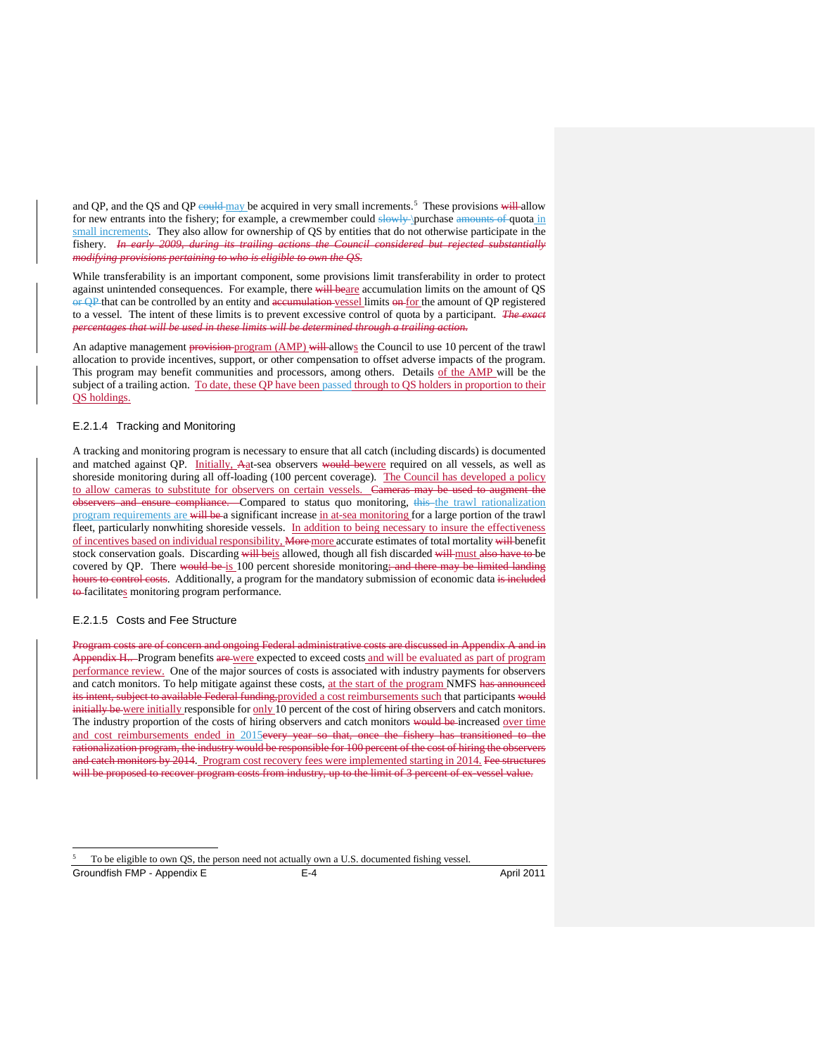and QP, and the QS and QP ~~could~~ may be acquired in very small increments.[5] These provisions ~~will~~ allow for new entrants into the fishery; for example, a crewmember could ~~slowly~~ \purchase ~~amounts of~~ quota in small increments. They also allow for ownership of QS by entities that do not otherwise participate in the fishery. ~~*In early 2009, during its trailing actions the Council considered but rejected substantially modifying provisions pertaining to who is eligible to own the QS.*~~

While transferability is an important component, some provisions limit transferability in order to protect against unintended consequences. For example, there ~~will be~~are accumulation limits on the amount of QS ~~or QP~~ that can be controlled by an entity and ~~accumulation~~ vessel limits ~~on~~ for the amount of QP registered to a vessel. The intent of these limits is to prevent excessive control of quota by a participant. ~~*The exact percentages that will be used in these limits will be determined through a trailing action.*~~

An adaptive management ~~provision~~ program (AMP) ~~will~~ allows the Council to use 10 percent of the trawl allocation to provide incentives, support, or other compensation to offset adverse impacts of the program. This program may benefit communities and processors, among others. Details of the AMP will be the subject of a trailing action. To date, these QP have been passed through to QS holders in proportion to their QS holdings.

### E.2.1.4 Tracking and Monitoring

A tracking and monitoring program is necessary to ensure that all catch (including discards) is documented and matched against QP. Initially, ~~A~~at-sea observers ~~would be~~were required on all vessels, as well as shoreside monitoring during all off-loading (100 percent coverage). The Council has developed a policy to allow cameras to substitute for observers on certain vessels. ~~Cameras may be used to augment the observers and ensure compliance.~~ Compared to status quo monitoring, ~~this~~ the trawl rationalization program requirements are ~~will be~~ a significant increase in at-sea monitoring for a large portion of the trawl fleet, particularly nonwhiting shoreside vessels. In addition to being necessary to insure the effectiveness of incentives based on individual responsibility, ~~More~~ more accurate estimates of total mortality ~~will~~ benefit stock conservation goals. Discarding ~~will be~~is allowed, though all fish discarded ~~will~~ must ~~also have to~~ be covered by QP. There ~~would be~~ is 100 percent shoreside monitoring~~; and there may be limited landing hours to control costs~~. Additionally, a program for the mandatory submission of economic data ~~is included to~~ facilitates monitoring program performance.

### E.2.1.5 Costs and Fee Structure

~~Program costs are of concern and ongoing Federal administrative costs are discussed in Appendix A and in Appendix H.~~ Program benefits ~~are~~ were expected to exceed costs and will be evaluated as part of program performance review. One of the major sources of costs is associated with industry payments for observers and catch monitors. To help mitigate against these costs, at the start of the program NMFS ~~has announced its intent, subject to available Federal funding,~~provided a cost reimbursements such that participants ~~would initially be~~ were initially responsible for only 10 percent of the cost of hiring observers and catch monitors. The industry proportion of the costs of hiring observers and catch monitors ~~would be~~ increased over time and cost reimbursements ended in 2015~~every year so that, once the fishery has transitioned to the rationalization program, the industry would be responsible for 100 percent of the cost of hiring the observers and catch monitors by 2014~~. Program cost recovery fees were implemented starting in 2014. ~~Fee structures will be proposed to recover program costs from industry, up to the limit of 3 percent of ex-vessel value.~~

---

[5] To be eligible to own QS, the person need not actually own a U.S. documented fishing vessel.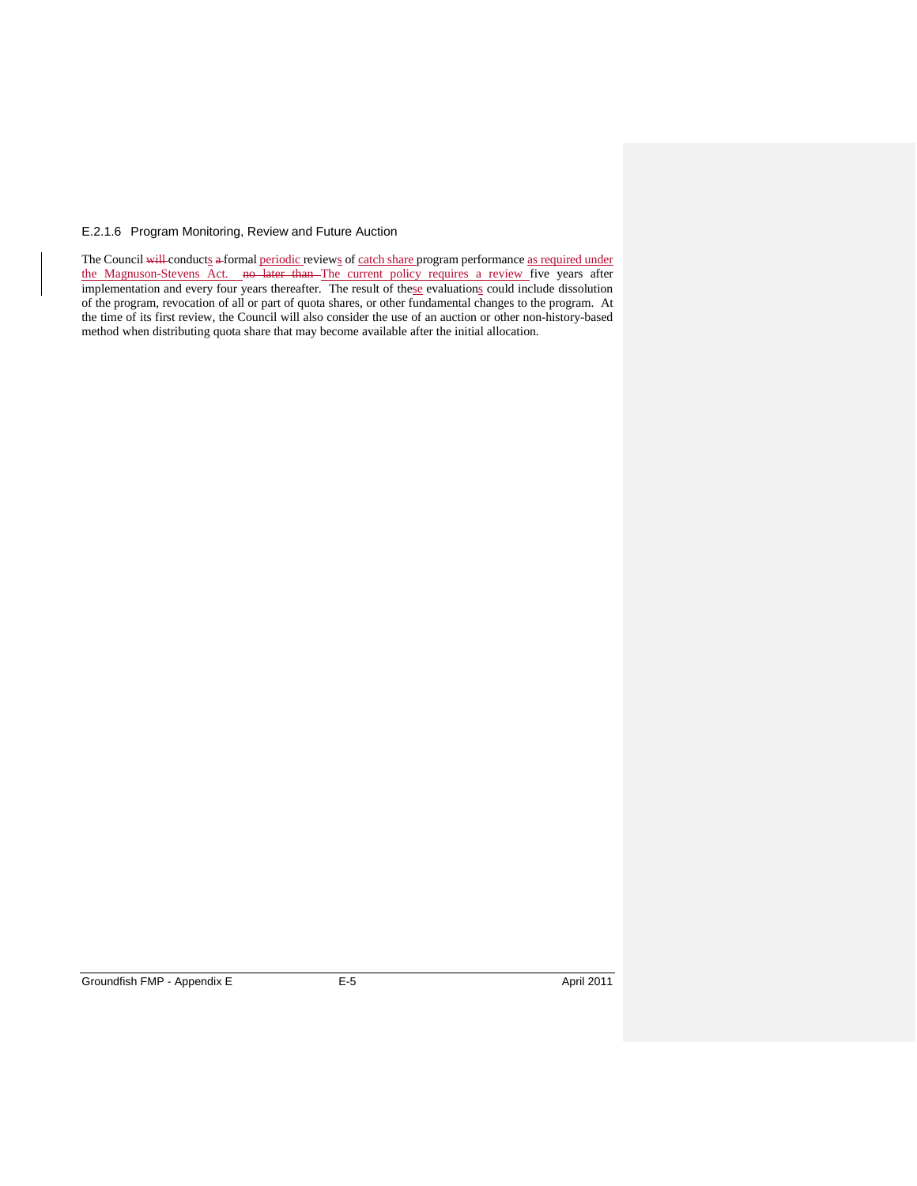### E.2.1.6 Program Monitoring, Review and Future Auction

The Council ~~will~~ conducts ~~a~~ formal periodic reviews of catch share program performance as required under the Magnuson-Stevens Act. ~~no later than~~ The current policy requires a review five years after implementation and every four years thereafter. The result of these evaluations could include dissolution of the program, revocation of all or part of quota shares, or other fundamental changes to the program. At the time of its first review, the Council will also consider the use of an auction or other non-history-based method when distributing quota share that may become available after the initial allocation.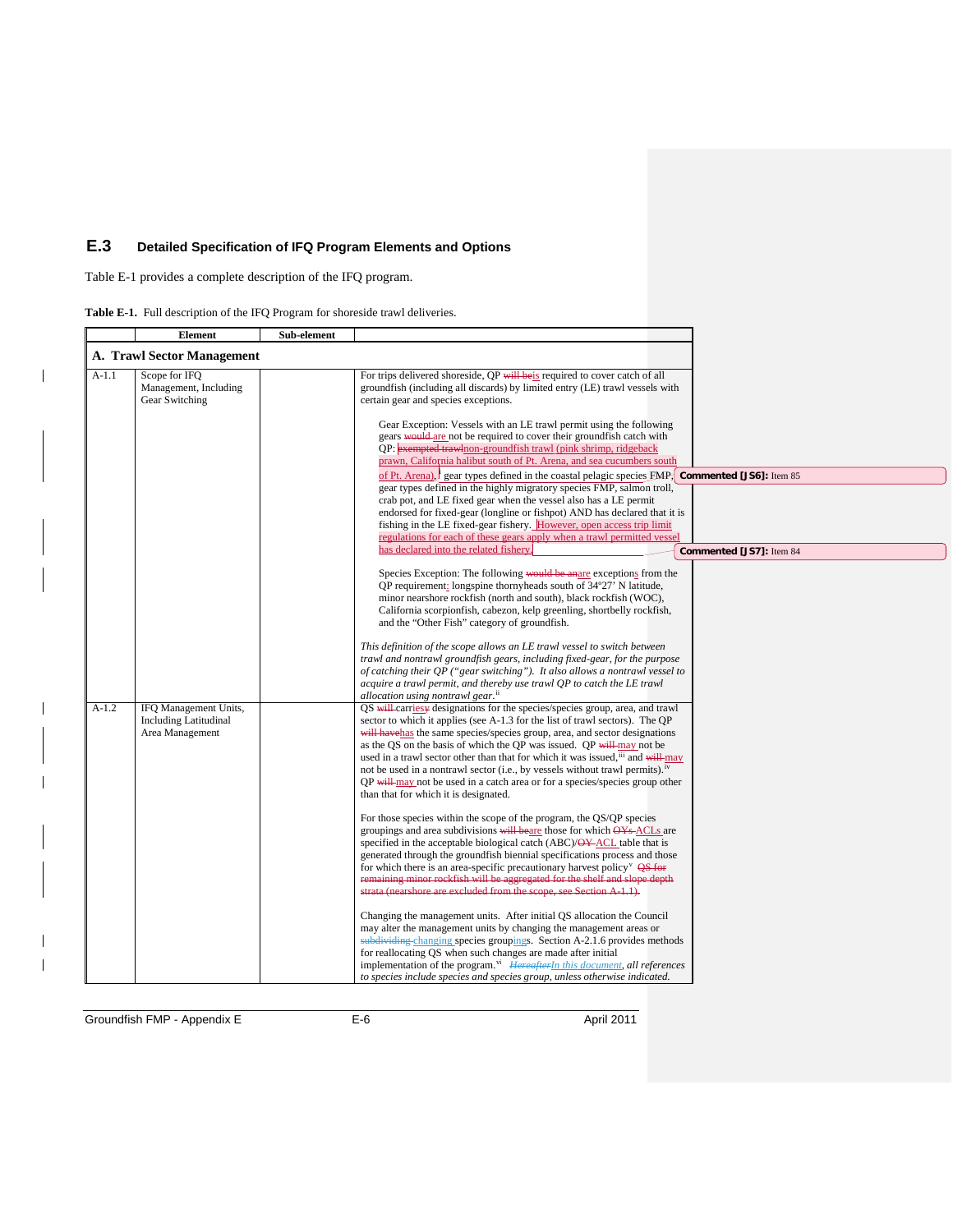## E.3 Detailed Specification of IFQ Program Elements and Options

Table E-1 provides a complete description of the IFQ program.

**Table E-1.** Full description of the IFQ Program for shoreside trawl deliveries.

| | Element | Sub-element | |
|---|---|---|---|
| **A. Trawl Sector Management** | | | |
| A-1.1 | Scope for IFQ Management, Including Gear Switching | | For trips delivered shoreside, QP ~~will be~~is required to cover catch of all groundfish (including all discards) by limited entry (LE) trawl vessels with certain gear and species exceptions.<br><br>Gear Exception: Vessels with an LE trawl permit using the following gears ~~would~~ are not be required to cover their groundfish catch with QP: ~~exempted trawl~~non-groundfish trawl (pink shrimp, ridgeback prawn, California halibut south of Pt. Arena, and sea cucumbers south of Pt. Arena), gear types defined in the coastal pelagic species FMP, gear types defined in the highly migratory species FMP, salmon troll, crab pot, and LE fixed gear when the vessel also has a LE permit endorsed for fixed-gear (longline or fishpot) AND has declared that it is fishing in the LE fixed-gear fishery. However, open access trip limit regulations for each of these gears apply when a trawl permitted vessel has declared into the related fishery.<br><br>Species Exception: The following ~~would be an~~are exceptions from the QP requirement: longspine thornyheads south of 34°27' N latitude, minor nearshore rockfish (north and south), black rockfish (WOC), California scorpionfish, cabezon, kelp greenling, shortbelly rockfish, and the "Other Fish" category of groundfish.<br><br>*This definition of the scope allows an LE trawl vessel to switch between trawl and nontrawl groundfish gears, including fixed-gear, for the purpose of catching their QP ("gear switching"). It also allows a nontrawl vessel to acquire a trawl permit, and thereby use trawl QP to catch the LE trawl allocation using nontrawl gear.*[ii] |
| A-1.2 | IFQ Management Units, Including Latitudinal Area Management | | QS ~~will~~ carr~~y~~ies designations for the species/species group, area, and trawl sector to which it applies (see A-1.3 for the list of trawl sectors). The QP ~~will have~~has the same species/species group, area, and sector designations as the QS on the basis of which the QP was issued. QP ~~will~~ may not be used in a trawl sector other than that for which it was issued,[iii] and ~~will~~ may not be used in a nontrawl sector (i.e., by vessels without trawl permits).[iv] QP ~~will~~ may not be used in a catch area or for a species/species group other than that for which it is designated.<br><br>For those species within the scope of the program, the QS/QP species groupings and area subdivisions ~~will be~~are those for which ~~OYs~~ ACLs are specified in the acceptable biological catch (ABC)/~~OY~~ ACL table that is generated through the groundfish biennial specifications process and those for which there is an area-specific precautionary harvest policy[v] ~~QS for remaining minor rockfish will be aggregated for the shelf and slope depth strata (nearshore are excluded from the scope, see Section A-1.1).~~<br><br>Changing the management units. After initial QS allocation the Council may alter the management units by changing the management areas or ~~subdividing~~ changing species grouping~~s~~s. Section A-2.1.6 provides methods for reallocating QS when such changes are made after initial implementation of the program.[vi] ~~*Hereafter*~~*In this document, all references to species include species and species group, unless otherwise indicated.* |

Commented [JS6]: Item 85

Commented [JS7]: Item 84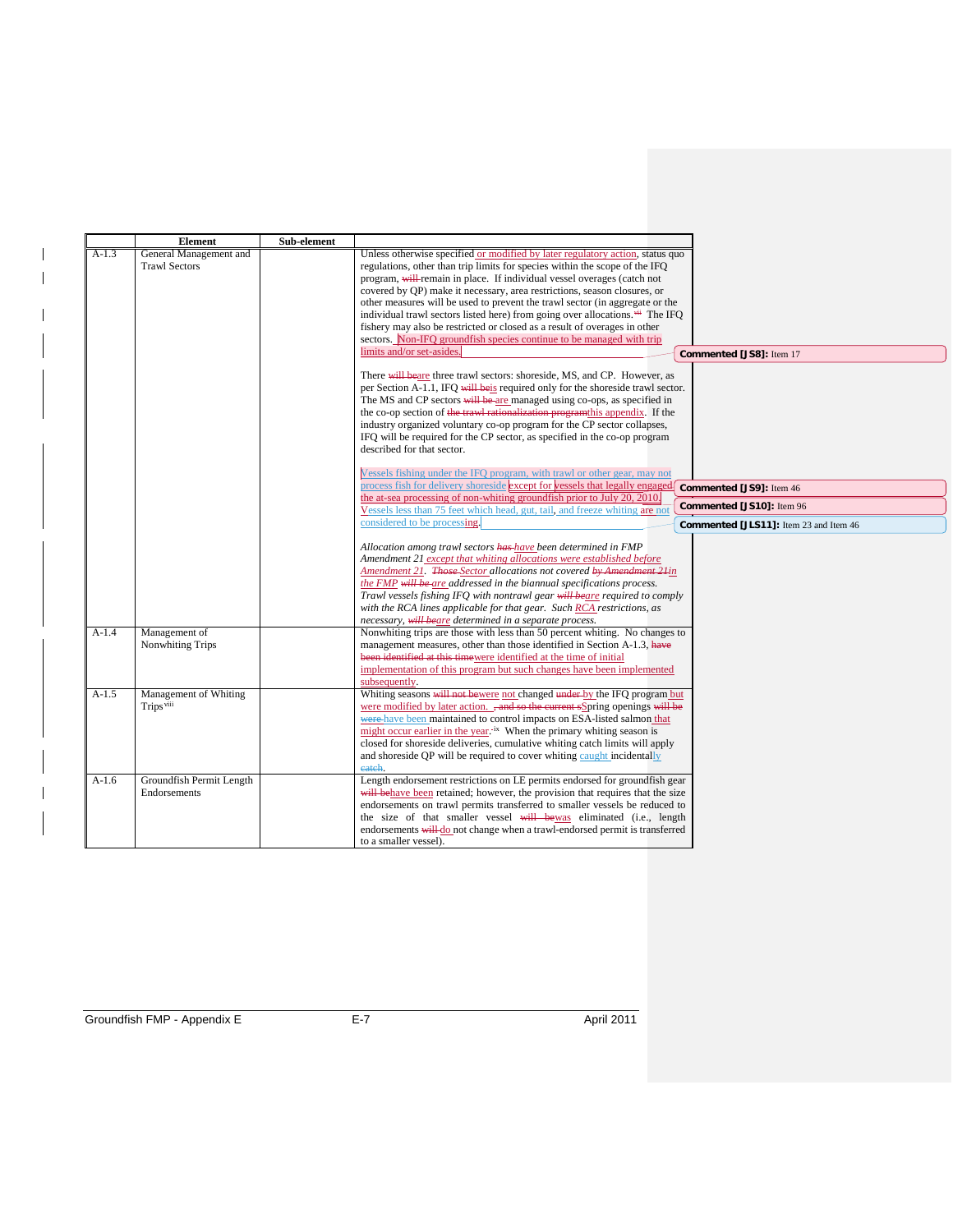| | Element | Sub-element | |
|---|---|---|---|
| A-1.3 | General Management and Trawl Sectors | | Unless otherwise specified or modified by later regulatory action, status quo regulations, other than trip limits for species within the scope of the IFQ program, ~~will~~ remain in place. If individual vessel overages (catch not covered by QP) make it necessary, area restrictions, season closures, or other measures will be used to prevent the trawl sector (in aggregate or the individual trawl sectors listed here) from going over allocations.[vii] The IFQ fishery may also be restricted or closed as a result of overages in other sectors. Non-IFQ groundfish species continue to be managed with trip limits and/or set-asides.<br><br>There ~~will be~~ are three trawl sectors: shoreside, MS, and CP. However, as per Section A-1.1, IFQ ~~will be~~ is required only for the shoreside trawl sector. The MS and CP sectors ~~will be~~ are managed using co-ops, as specified in the co-op section of ~~the trawl rationalization program~~ this appendix. If the industry organized voluntary co-op program for the CP sector collapses, IFQ will be required for the CP sector, as specified in the co-op program described for that sector.<br><br>Vessels fishing under the IFQ program, with trawl or other gear, may not process fish for delivery shoreside except for vessels that legally engaged the at-sea processing of non-whiting groundfish prior to July 20, 2010. Vessels less than 75 feet which head, gut, tail, and freeze whiting are not considered to be processing.<br><br>*Allocation among trawl sectors ~~has~~ have been determined in FMP Amendment 21 except that whiting allocations were established before Amendment 21. ~~Those~~ Sector allocations not covered ~~by Amendment 21~~ in the FMP ~~will be~~ are addressed in the biannual specifications process. Trawl vessels fishing IFQ with nontrawl gear ~~will be~~ are required to comply with the RCA lines applicable for that gear. Such RCA restrictions, as necessary, ~~will be~~ are determined in a separate process.* |
| A-1.4 | Management of Nonwhiting Trips | | Nonwhiting trips are those with less than 50 percent whiting. No changes to management measures, other than those identified in Section A-1.3, ~~have been identified at this time~~ were identified at the time of initial implementation of this program but such changes have been implemented subsequently. |
| A-1.5 | Management of Whiting Trips[viii] | | Whiting seasons ~~will not be~~ were not changed ~~under~~ by the IFQ program but were modified by later action. ~~, and so the current s~~ Spring openings ~~will be~~ ~~were~~ have been maintained to control impacts on ESA-listed salmon that might occur earlier in the year.[ix] When the primary whiting season is closed for shoreside deliveries, cumulative whiting catch limits will apply and shoreside QP will be required to cover whiting caught incidentally ~~catch~~. |
| A-1.6 | Groundfish Permit Length Endorsements | | Length endorsement restrictions on LE permits endorsed for groundfish gear ~~will be~~ have been retained; however, the provision that requires that the size endorsements on trawl permits transferred to smaller vessels be reduced to the size of that smaller vessel ~~will be~~ was eliminated (i.e., length endorsements ~~will~~ do not change when a trawl-endorsed permit is transferred to a smaller vessel). |

**Commented [JS8]:** Item 17

**Commented [JS9]:** Item 46

**Commented [JS10]:** Item 96

**Commented [JLS11]:** Item 23 and Item 46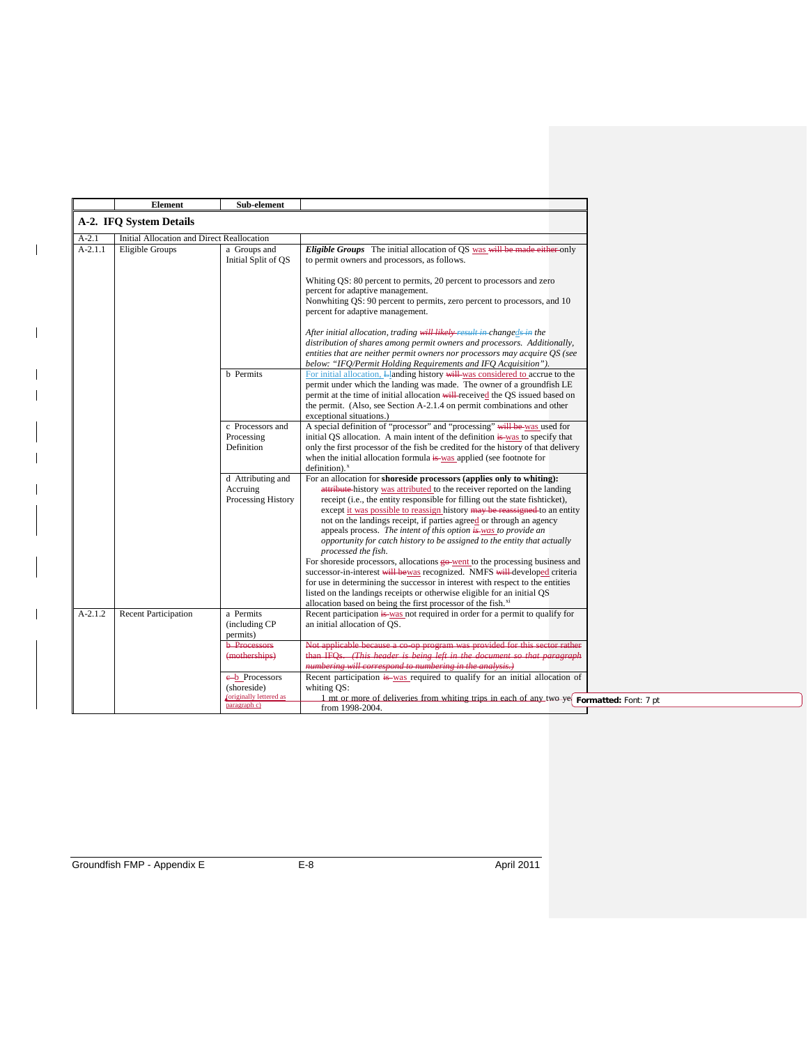| | Element | Sub-element | |
|---|---|---|---|
| **A-2. IFQ System Details** | | | |
| A-2.1 | Initial Allocation and Direct Reallocation | | |
| A-2.1.1 | Eligible Groups | a Groups and Initial Split of QS | ***Eligible Groups*** The initial allocation of QS was will be made either only to permit owners and processors, as follows.<br><br>Whiting QS: 80 percent to permits, 20 percent to processors and zero percent for adaptive management.<br>Nonwhiting QS: 90 percent to permits, zero percent to processors, and 10 percent for adaptive management.<br><br>*After initial allocation, trading will likely result in changeds in the distribution of shares among permit owners and processors. Additionally, entities that are neither permit owners nor processors may acquire QS (see below: "IFQ/Permit Holding Requirements and IFQ Acquisition").* |
| | | b Permits | For initial allocation, Llanding history will was considered to accrue to the permit under which the landing was made. The owner of a groundfish LE permit at the time of initial allocation will received the QS issued based on the permit. (Also, see Section A-2.1.4 on permit combinations and other exceptional situations.) |
| | | c Processors and Processing Definition | A special definition of "processor" and "processing" will be was used for initial QS allocation. A main intent of the definition is was to specify that only the first processor of the fish be credited for the history of that delivery when the initial allocation formula is was applied (see footnote for definition).[x] |
| | | d Attributing and Accruing Processing History | For an allocation for **shoreside processors (applies only to whiting):**<br>attribute history was attributed to the receiver reported on the landing receipt (i.e., the entity responsible for filling out the state fishticket), except it was possible to reassign history may be reassigned to an entity not on the landings receipt, if parties agreed or through an agency appeals process. *The intent of this option is was to provide an opportunity for catch history to be assigned to the entity that actually processed the fish.*<br>For shoreside processors, allocations go went to the processing business and successor-in-interest will bewas recognized. NMFS will developed criteria for use in determining the successor in interest with respect to the entities listed on the landings receipts or otherwise eligible for an initial QS allocation based on being the first processor of the fish.[xi] |
| A-2.1.2 | Recent Participation | a Permits (including CP permits) | Recent participation is was not required in order for a permit to qualify for an initial allocation of QS. |
| | | ~~b Processors (motherships)~~ | ~~Not applicable because a co-op program was provided for this sector rather than IFQs. *(This header is being left in the document so that paragraph numbering will correspond to numbering in the analysis.)*~~ |
| | | c b Processors (shoreside) (originally lettered as paragraph c) | Recent participation is was required to qualify for an initial allocation of whiting QS:<br>1 mt or more of deliveries from whiting trips in each of any two years from 1998-2004. |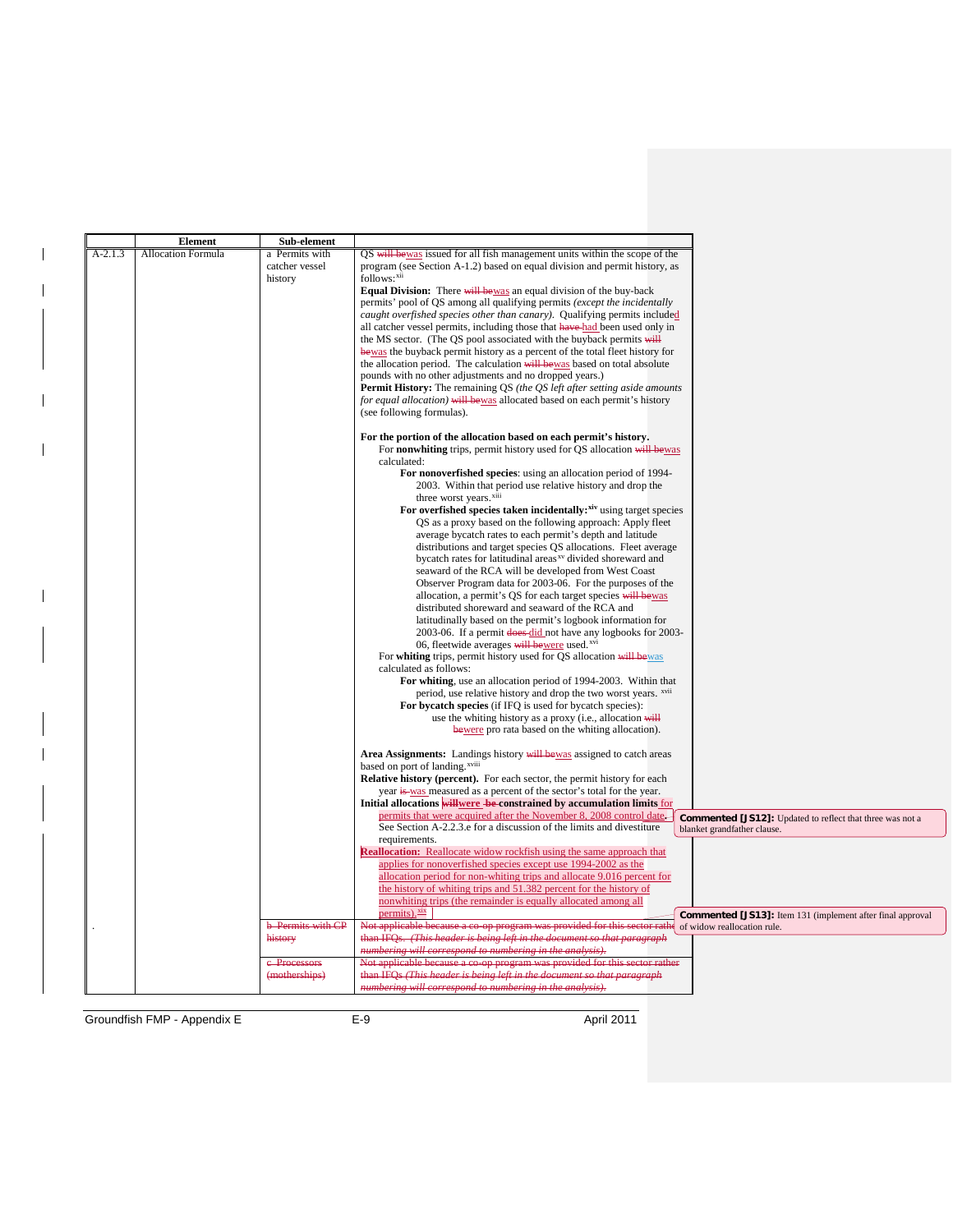| | Element | Sub-element | |
|---|---|---|---|
| A-2.1.3 | Allocation Formula | a Permits with catcher vessel history | QS ~~will be~~was issued for all fish management units within the scope of the program (see Section A-1.2) based on equal division and permit history, as follows:[xii]<br>**Equal Division:** There ~~will be~~was an equal division of the buy-back permits' pool of QS among all qualifying permits *(except the incidentally caught overfished species other than canary)*. Qualifying permits included all catcher vessel permits, including those that ~~have~~ had been used only in the MS sector. (The QS pool associated with the buyback permits ~~will be~~was the buyback permit history as a percent of the total fleet history for the allocation period. The calculation ~~will be~~was based on total absolute pounds with no other adjustments and no dropped years.)<br>**Permit History:** The remaining QS *(the QS left after setting aside amounts for equal allocation)* ~~will be~~was allocated based on each permit's history (see following formulas).<br><br>**For the portion of the allocation based on each permit's history.**<br>For **nonwhiting** trips, permit history used for QS allocation ~~will be~~was calculated:<br>**For nonoverfished species**: using an allocation period of 1994-2003. Within that period use relative history and drop the three worst years.[xiii]<br>**For overfished species taken incidentally:**[xiv] using target species QS as a proxy based on the following approach: Apply fleet average bycatch rates to each permit's depth and latitude distributions and target species QS allocations. Fleet average bycatch rates for latitudinal areas[xv] divided shoreward and seaward of the RCA will be developed from West Coast Observer Program data for 2003-06. For the purposes of the allocation, a permit's QS for each target species ~~will be~~was distributed shoreward and seaward of the RCA and latitudinally based on the permit's logbook information for 2003-06. If a permit ~~does~~ did not have any logbooks for 2003-06, fleetwide averages ~~will be~~were used.[xvi]<br>For **whiting** trips, permit history used for QS allocation ~~will be~~was calculated as follows:<br>**For whiting**, use an allocation period of 1994-2003. Within that period, use relative history and drop the two worst years. [xvii]<br>**For bycatch species** (if IFQ is used for bycatch species): use the whiting history as a proxy (i.e., allocation ~~will be~~were pro rata based on the whiting allocation).<br><br>**Area Assignments:** Landings history ~~will be~~was assigned to catch areas based on port of landing.[xviii]<br>**Relative history (percent).** For each sector, the permit history for each year ~~is~~ was measured as a percent of the sector's total for the year.<br>**Initial allocations ~~will~~were ~~be~~ constrained by accumulation limits** for permits that were acquired after the November 8, 2008 control date. See Section A-2.2.3.e for a discussion of the limits and divestiture requirements.<br>**Reallocation:** Reallocate widow rockfish using the same approach that applies for nonoverfished species except use 1994-2002 as the allocation period for non-whiting trips and allocate 9.016 percent for the history of whiting trips and 51.382 percent for the history of nonwhiting trips (the remainder is equally allocated among all permits).[xix] |
| . | | ~~b Permits with CP history~~ | ~~Not applicable because a co-op program was provided for this sector rather than IFQs. *(This header is being left in the document so that paragraph numbering will correspond to numbering in the analysis)*.~~ |
| | | ~~c Processors (motherships)~~ | ~~Not applicable because a co-op program was provided for this sector rather than IFQs *(This header is being left in the document so that paragraph numbering will correspond to numbering in the analysis)*.~~ |

**Commented [JS12]:** Updated to reflect that three was not a blanket grandfather clause.

**Commented [JS13]:** Item 131 (implement after final approval of widow reallocation rule.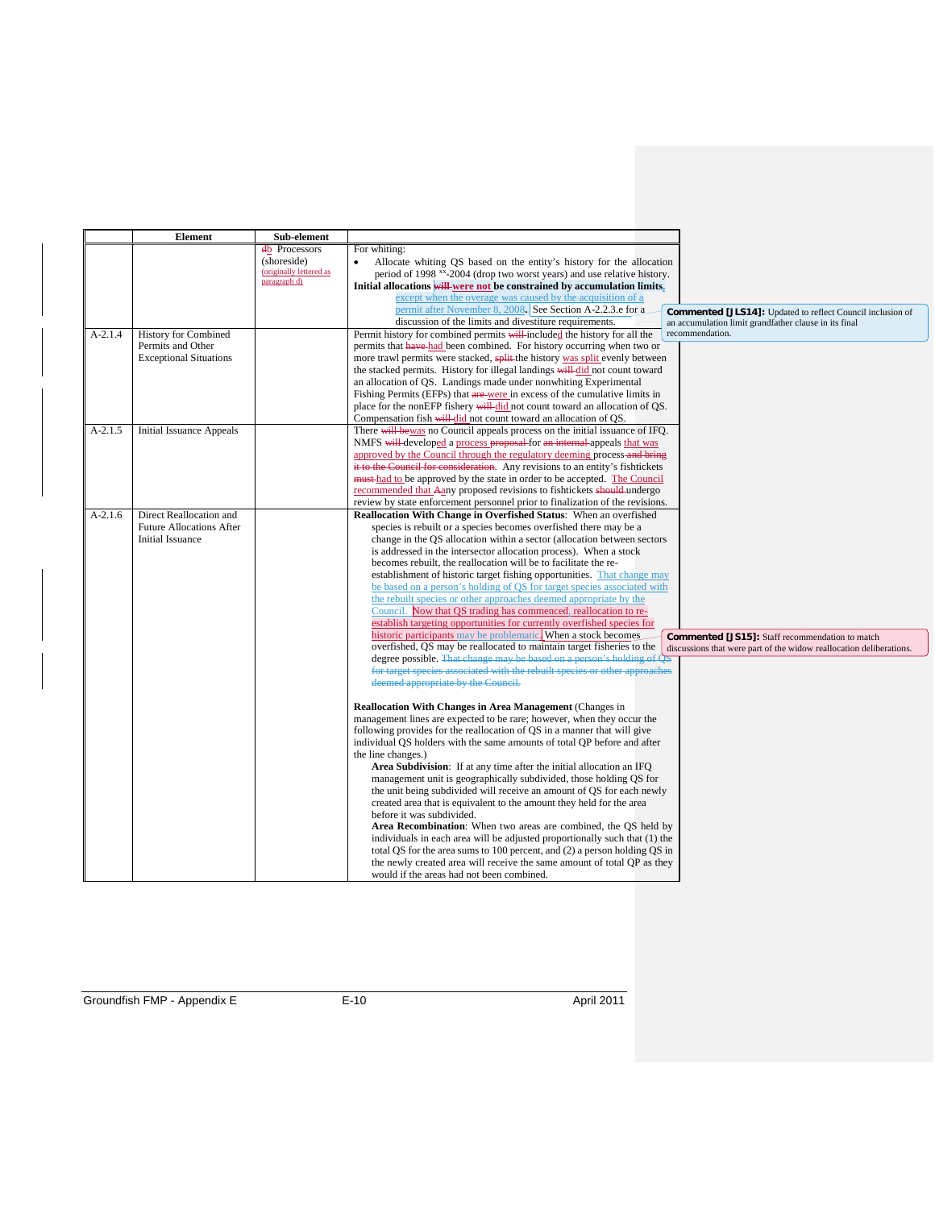| | Element | Sub-element | |
|---|---|---|---|
| | | db Processors (shoreside) (originally lettered as paragraph d) | For whiting:<br>• Allocate whiting QS based on the entity's history for the allocation period of 1998 xx-2004 (drop two worst years) and use relative history.<br>**Initial allocations will were not be constrained by accumulation limits**, except when the overage was caused by the acquisition of a permit after November 8, 2008. See Section A-2.2.3.e for a discussion of the limits and divestiture requirements. |
| A-2.1.4 | History for Combined Permits and Other Exceptional Situations | | Permit history for combined permits will included the history for all the permits that have had been combined. For history occurring when two or more trawl permits were stacked, split the history was split evenly between the stacked permits. History for illegal landings will did not count toward an allocation of QS. Landings made under nonwhiting Experimental Fishing Permits (EFPs) that are were in excess of the cumulative limits in place for the nonEFP fishery will did not count toward an allocation of QS. Compensation fish will did not count toward an allocation of QS. |
| A-2.1.5 | Initial Issuance Appeals | | There will be was no Council appeals process on the initial issuance of IFQ. NMFS will developed a process proposal for an internal appeals that was approved by the Council through the regulatory deeming process and bring it to the Council for consideration. Any revisions to an entity's fishtickets must had to be approved by the state in order to be accepted. The Council recommended that Aany proposed revisions to fishtickets should undergo review by state enforcement personnel prior to finalization of the revisions. |
| A-2.1.6 | Direct Reallocation and Future Allocations After Initial Issuance | | **Reallocation With Change in Overfished Status**: When an overfished species is rebuilt or a species becomes overfished there may be a change in the QS allocation within a sector (allocation between sectors is addressed in the intersector allocation process). When a stock becomes rebuilt, the reallocation will be to facilitate the re-establishment of historic target fishing opportunities. That change may be based on a person's holding of QS for target species associated with the rebuilt species or other approaches deemed appropriate by the Council. Now that QS trading has commenced, reallocation to re-establish targeting opportunities for currently overfished species for historic participants may be problematic. When a stock becomes overfished, QS may be reallocated to maintain target fisheries to the degree possible. That change may be based on a person's holding of QS for target species associated with the rebuilt species or other approaches deemed appropriate by the Council.<br><br>**Reallocation With Changes in Area Management** (Changes in management lines are expected to be rare; however, when they occur the following provides for the reallocation of QS in a manner that will give individual QS holders with the same amounts of total QP before and after the line changes.)<br>**Area Subdivision**: If at any time after the initial allocation an IFQ management unit is geographically subdivided, those holding QS for the unit being subdivided will receive an amount of QS for each newly created area that is equivalent to the amount they held for the area before it was subdivided.<br>**Area Recombination**: When two areas are combined, the QS held by individuals in each area will be adjusted proportionally such that (1) the total QS for the area sums to 100 percent, and (2) a person holding QS in the newly created area will receive the same amount of total QP as they would if the areas had not been combined. |

**Commented [JLS14]:** Updated to reflect Council inclusion of an accumulation limit grandfather clause in its final recommendation.

**Commented [JS15]:** Staff recommendation to match discussions that were part of the widow reallocation deliberations.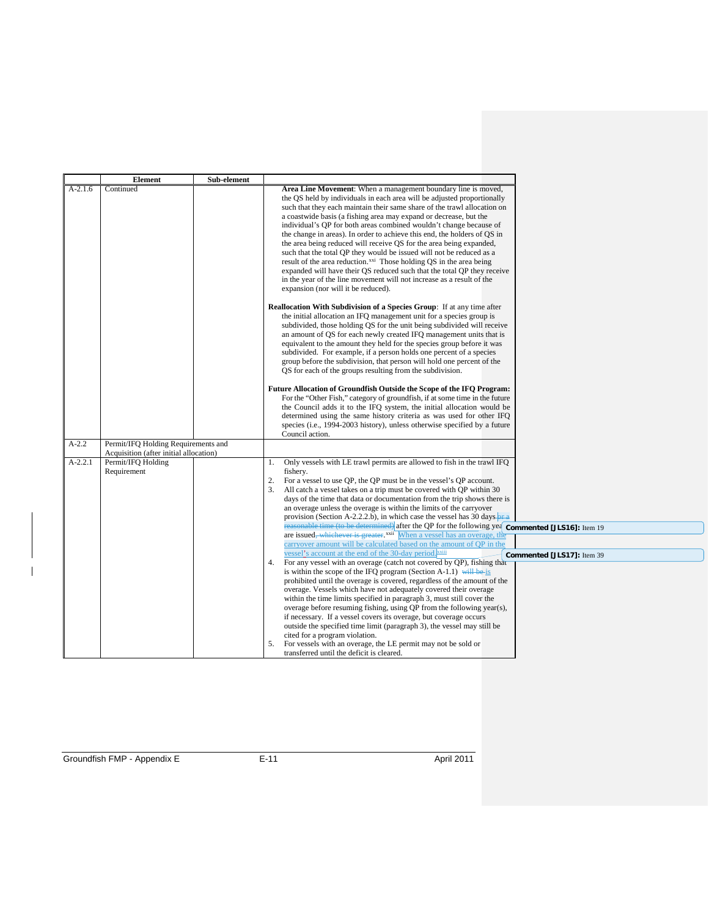| | Element | Sub-element | |
|---|---|---|---|
| A-2.1.6 | Continued | | **Area Line Movement**: When a management boundary line is moved, the QS held by individuals in each area will be adjusted proportionally such that they each maintain their same share of the trawl allocation on a coastwide basis (a fishing area may expand or decrease, but the individual's QP for both areas combined wouldn't change because of the change in areas). In order to achieve this end, the holders of QS in the area being reduced will receive QS for the area being expanded, such that the total QP they would be issued will not be reduced as a result of the area reduction.[xxi] Those holding QS in the area being expanded will have their QS reduced such that the total QP they receive in the year of the line movement will not increase as a result of the expansion (nor will it be reduced).<br><br>**Reallocation With Subdivision of a Species Group**: If at any time after the initial allocation an IFQ management unit for a species group is subdivided, those holding QS for the unit being subdivided will receive an amount of QS for each newly created IFQ management units that is equivalent to the amount they held for the species group before it was subdivided. For example, if a person holds one percent of a species group before the subdivision, that person will hold one percent of the QS for each of the groups resulting from the subdivision.<br><br>**Future Allocation of Groundfish Outside the Scope of the IFQ Program:** For the "Other Fish," category of groundfish, if at some time in the future the Council adds it to the IFQ system, the initial allocation would be determined using the same history criteria as was used for other IFQ species (i.e., 1994-2003 history), unless otherwise specified by a future Council action. |
| A-2.2 | Permit/IFQ Holding Requirements and Acquisition (after initial allocation) | | |
| A-2.2.1 | Permit/IFQ Holding Requirement | | 1. Only vessels with LE trawl permits are allowed to fish in the trawl IFQ fishery.<br>2. For a vessel to use QP, the QP must be in the vessel's QP account.<br>3. All catch a vessel takes on a trip must be covered with QP within 30 days of the time that data or documentation from the trip shows there is an overage unless the overage is within the limits of the carryover provision (Section A-2.2.2.b), in which case the vessel has 30 days ~~or a reasonable time (to be determined)~~ after the QP for the following year are issued~~, whichever is greater~~.[xxii] When a vessel has an overage, the carryover amount will be calculated based on the amount of QP in the vessel's account at the end of the 30-day period.[xxiii]<br>4. For any vessel with an overage (catch not covered by QP), fishing that is within the scope of the IFQ program (Section A-1.1) ~~will be~~ is prohibited until the overage is covered, regardless of the amount of the overage. Vessels which have not adequately covered their overage within the time limits specified in paragraph 3, must still cover the overage before resuming fishing, using QP from the following year(s), if necessary. If a vessel covers its overage, but coverage occurs outside the specified time limit (paragraph 3), the vessel may still be cited for a program violation.<br>5. For vessels with an overage, the LE permit may not be sold or transferred until the deficit is cleared. |

Commented [JLS16]: Item 19

Commented [JLS17]: Item 39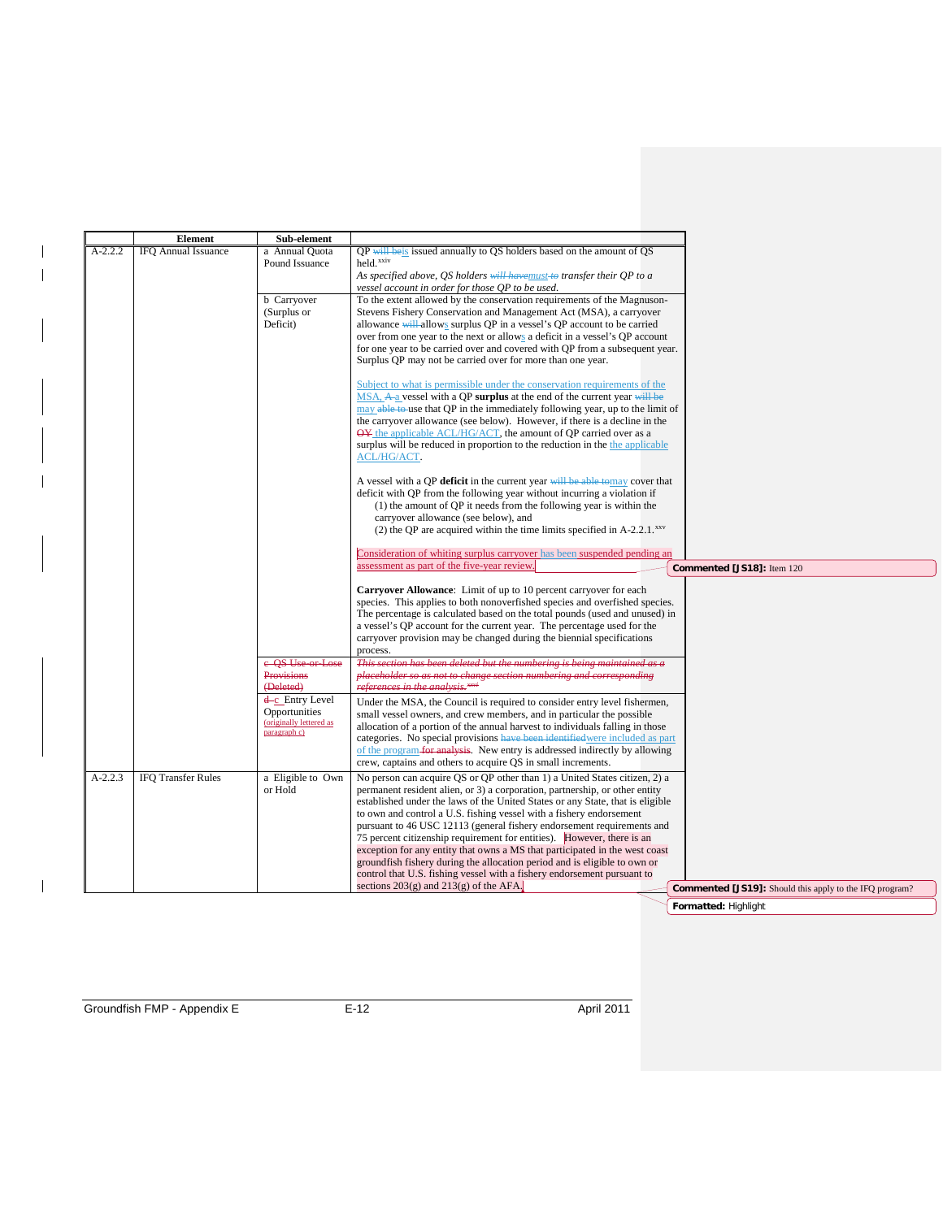| | Element | Sub-element | |
|---|---|---|---|
| A-2.2.2 | IFQ Annual Issuance | a Annual Quota Pound Issuance | QP ~~will be~~is issued annually to QS holders based on the amount of QS held.[xxiv]<br>*As specified above, QS holders ~~will have~~must ~~to~~ transfer their QP to a vessel account in order for those QP to be used.* |
| | | b Carryover (Surplus or Deficit) | To the extent allowed by the conservation requirements of the Magnuson-Stevens Fishery Conservation and Management Act (MSA), a carryover allowance ~~will~~ allows surplus QP in a vessel's QP account to be carried over from one year to the next or allows a deficit in a vessel's QP account for one year to be carried over and covered with QP from a subsequent year. Surplus QP may not be carried over for more than one year.<br><br>Subject to what is permissible under the conservation requirements of the MSA, ~~A~~ a vessel with a QP **surplus** at the end of the current year ~~will be~~ may ~~able to~~ use that QP in the immediately following year, up to the limit of the carryover allowance (see below). However, if there is a decline in the ~~OY~~ the applicable ACL/HG/ACT, the amount of QP carried over as a surplus will be reduced in proportion to the reduction in the the applicable ACL/HG/ACT.<br><br>A vessel with a QP **deficit** in the current year ~~will be able to~~may cover that deficit with QP from the following year without incurring a violation if<br>(1) the amount of QP it needs from the following year is within the carryover allowance (see below), and<br>(2) the QP are acquired within the time limits specified in A-2.2.1.[xxv]<br><br>Consideration of whiting surplus carryover has been suspended pending an assessment as part of the five-year review.<br><br>**Carryover Allowance**: Limit of up to 10 percent carryover for each species. This applies to both nonoverfished species and overfished species. The percentage is calculated based on the total pounds (used and unused) in a vessel's QP account for the current year. The percentage used for the carryover provision may be changed during the biennial specifications process. |
| | | ~~c QS Use-or-Lose Provisions (Deleted)~~ | ~~*This section has been deleted but the numbering is being maintained as a placeholder so as not to change section numbering and corresponding references in the analysis.*~~[xxvi] |
| | | ~~d~~ c Entry Level Opportunities (originally lettered as paragraph c) | Under the MSA, the Council is required to consider entry level fishermen, small vessel owners, and crew members, and in particular the possible allocation of a portion of the annual harvest to individuals falling in those categories. No special provisions ~~have been identified~~were included as part of the program ~~for analysis~~. New entry is addressed indirectly by allowing crew, captains and others to acquire QS in small increments. |
| A-2.2.3 | IFQ Transfer Rules | a Eligible to Own or Hold | No person can acquire QS or QP other than 1) a United States citizen, 2) a permanent resident alien, or 3) a corporation, partnership, or other entity established under the laws of the United States or any State, that is eligible to own and control a U.S. fishing vessel with a fishery endorsement pursuant to 46 USC 12113 (general fishery endorsement requirements and 75 percent citizenship requirement for entities). However, there is an exception for any entity that owns a MS that participated in the west coast groundfish fishery during the allocation period and is eligible to own or control that U.S. fishing vessel with a fishery endorsement pursuant to sections 203(g) and 213(g) of the AFA. |

Commented [JS18]: Item 120

Commented [JS19]: Should this apply to the IFQ program?

Formatted: Highlight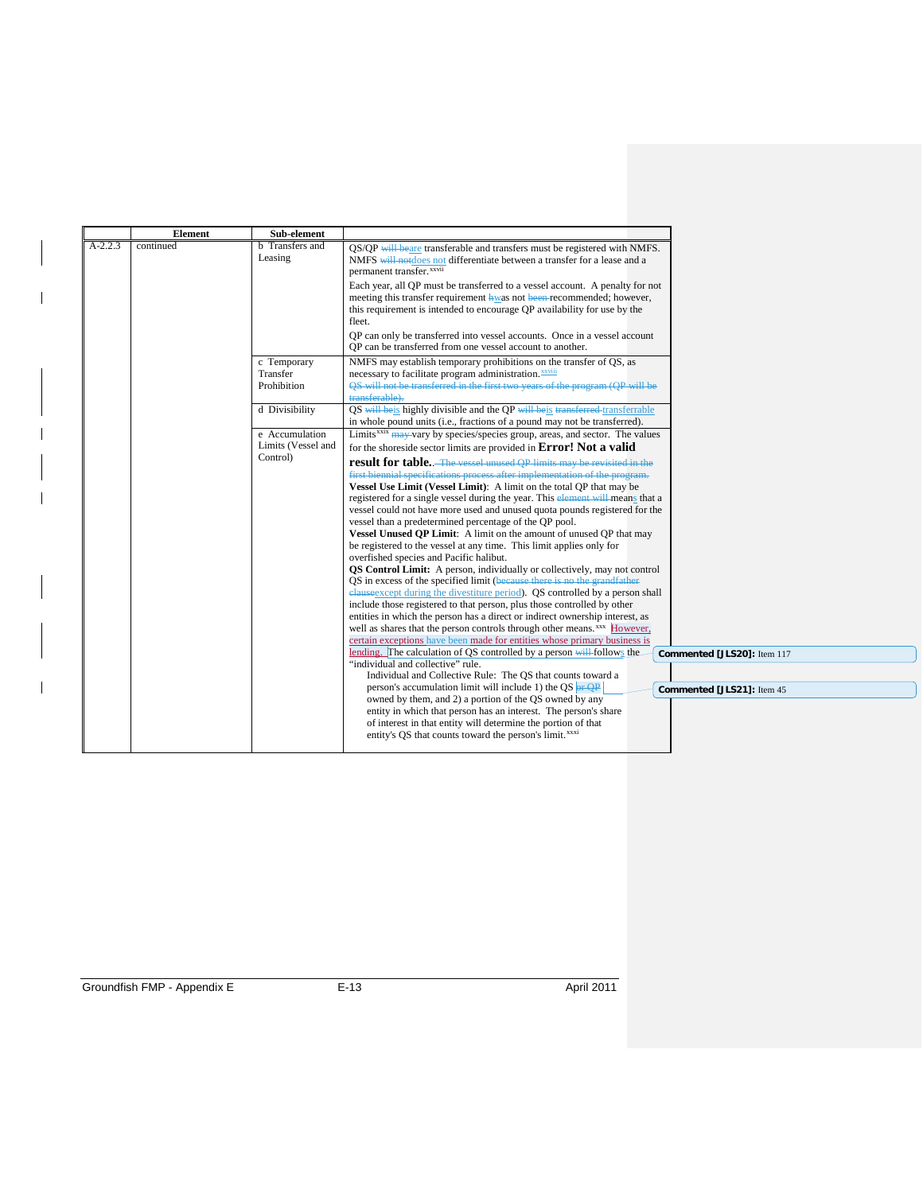|  | Element | Sub-element |  |
|---|---|---|---|
| A-2.2.3 | continued | b Transfers and Leasing | QS/QP will beare transferable and transfers must be registered with NMFS. NMFS will notdoes not differentiate between a transfer for a lease and a permanent transfer.[xxvii]<br><br>Each year, all QP must be transferred to a vessel account. A penalty for not meeting this transfer requirement Iswas not been recommended; however, this requirement is intended to encourage QP availability for use by the fleet.<br><br>QP can only be transferred into vessel accounts. Once in a vessel account QP can be transferred from one vessel account to another. |
|  |  | c Temporary Transfer Prohibition | NMFS may establish temporary prohibitions on the transfer of QS, as necessary to facilitate program administration.[xxviii]<br><br>QS will not be transferred in the first two years of the program (QP will be transferable). |
|  |  | d Divisibility | QS will beis highly divisible and the QP will beis transferred transferrable in whole pound units (i.e., fractions of a pound may not be transferred). |
|  |  | e Accumulation Limits (Vessel and Control) | Limits[xxix] may vary by species/species group, areas, and sector. The values for the shoreside sector limits are provided in **Error! Not a valid result for table.**. The vessel unused QP limits may be revisited in the first biennial specifications process after implementation of the program.<br>**Vessel Use Limit (Vessel Limit)**: A limit on the total QP that may be registered for a single vessel during the year. This element will means that a vessel could not have more used and unused quota pounds registered for the vessel than a predetermined percentage of the QP pool.<br>**Vessel Unused QP Limit**: A limit on the amount of unused QP that may be registered to the vessel at any time. This limit applies only for overfished species and Pacific halibut.<br>**QS Control Limit:** A person, individually or collectively, may not control QS in excess of the specified limit (because there is no the grandfather clauseexcept during the divestiture period). QS controlled by a person shall include those registered to that person, plus those controlled by other entities in which the person has a direct or indirect ownership interest, as well as shares that the person controls through other means.[xxx] However, certain exceptions have been made for entities whose primary business is lending. The calculation of QS controlled by a person will follows the "individual and collective" rule.<br>Individual and Collective Rule: The QS that counts toward a person's accumulation limit will include 1) the QS or QP owned by them, and 2) a portion of the QS owned by any entity in which that person has an interest. The person's share of interest in that entity will determine the portion of that entity's QS that counts toward the person's limit.[xxxi] |

Commented [JLS20]: Item 117

Commented [JLS21]: Item 45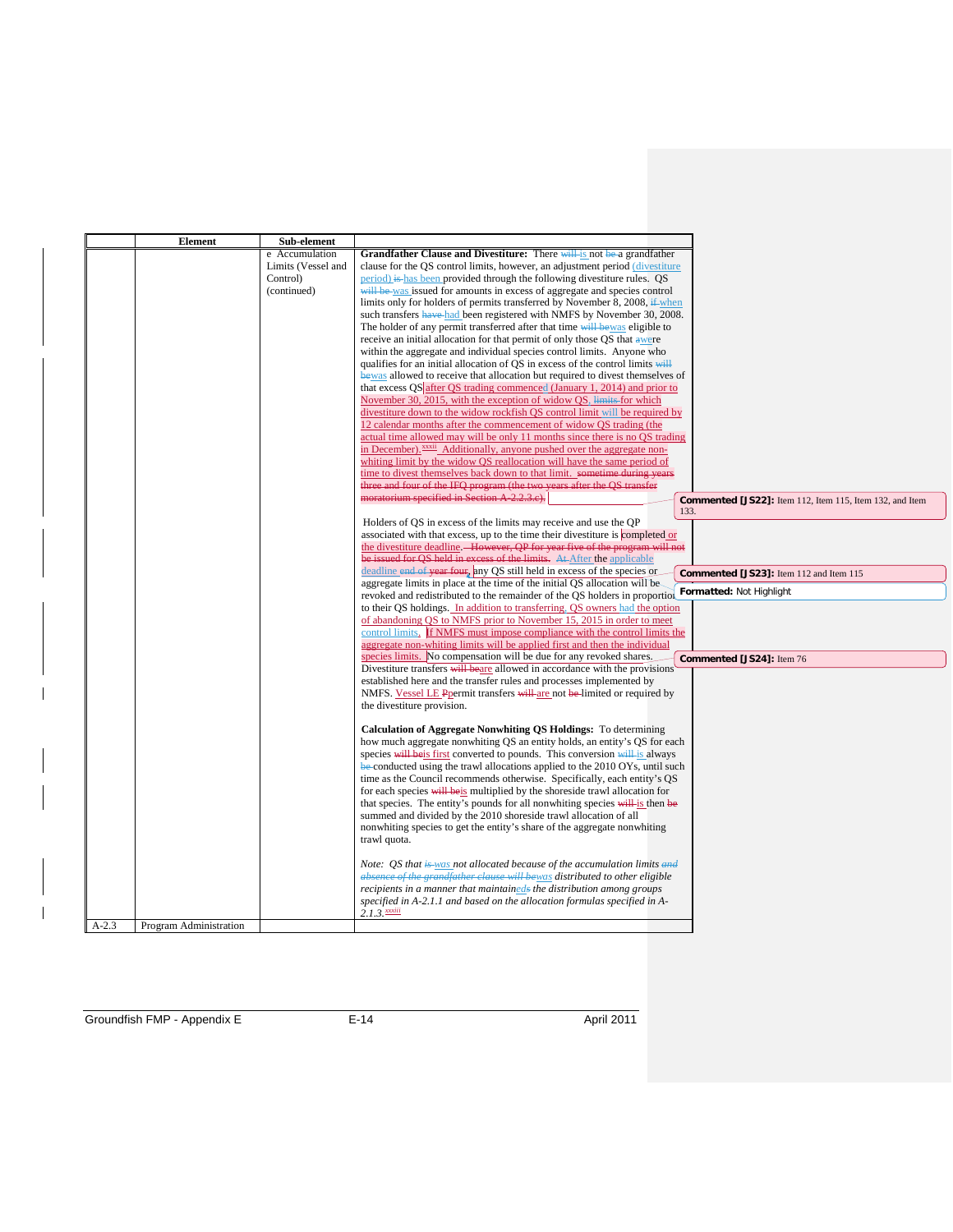| | Element | Sub-element | |
|---|---|---|---|
| | | e Accumulation Limits (Vessel and Control) (continued) | **Grandfather Clause and Divestiture:** There will is not be a grandfather clause for the QS control limits, however, an adjustment period (divestiture period) is has been provided through the following divestiture rules. QS will be was issued for amounts in excess of aggregate and species control limits only for holders of permits transferred by November 8, 2008, if when such transfers have had been registered with NMFS by November 30, 2008. The holder of any permit transferred after that time will be was eligible to receive an initial allocation for that permit of only those QS that a were within the aggregate and individual species control limits. Anyone who qualifies for an initial allocation of QS in excess of the control limits will be was allowed to receive that allocation but required to divest themselves of that excess QS after QS trading commenced (January 1, 2014) and prior to November 30, 2015, with the exception of widow QS. limits for which divestiture down to the widow rockfish QS control limit will be required by 12 calendar months after the commencement of widow QS trading (the actual time allowed may will be only 11 months since there is no QS trading in December).[xxxii] Additionally, anyone pushed over the aggregate non-whiting limit by the widow QS reallocation will have the same period of time to divest themselves back down to that limit. sometime during years three and four of the IFQ program (the two years after the QS transfer moratorium specified in Section A-2.2.3.e).<br><br>Holders of QS in excess of the limits may receive and use the QP associated with that excess, up to the time their divestiture is completed or the divestiture deadline. However, QP for year five of the program will not be issued for QS held in excess of the limits. At After the applicable deadline end of year four, any QS still held in excess of the species or aggregate limits in place at the time of the initial QS allocation will be revoked and redistributed to the remainder of the QS holders in proportion to their QS holdings. In addition to transferring, QS owners had the option of abandoning QS to NMFS prior to November 15, 2015 in order to meet control limits. If NMFS must impose compliance with the control limits the aggregate non-whiting limits will be applied first and then the individual species limits. No compensation will be due for any revoked shares. Divestiture transfers will be are allowed in accordance with the provisions established here and the transfer rules and processes implemented by NMFS. Vessel LE Ppermit transfers will are not be limited or required by the divestiture provision.<br><br>**Calculation of Aggregate Nonwhiting QS Holdings:** To determining how much aggregate nonwhiting QS an entity holds, an entity's QS for each species will be is first converted to pounds. This conversion will is always be conducted using the trawl allocations applied to the 2010 OYs, until such time as the Council recommends otherwise. Specifically, each entity's QS for each species will be is multiplied by the shoreside trawl allocation for that species. The entity's pounds for all nonwhiting species will is then be summed and divided by the 2010 shoreside trawl allocation of all nonwhiting species to get the entity's share of the aggregate nonwhiting trawl quota.<br><br>*Note: QS that is was not allocated because of the accumulation limits and absence of the grandfather clause will be was distributed to other eligible recipients in a manner that maintaineds the distribution among groups specified in A-2.1.1 and based on the allocation formulas specified in A-2.1.3.*[xxxiii] |
| A-2.3 | Program Administration | | |

**Commented [JS22]:** Item 112, Item 115, Item 132, and Item 133.

**Commented [JS23]:** Item 112 and Item 115

**Formatted:** Not Highlight

**Commented [JS24]:** Item 76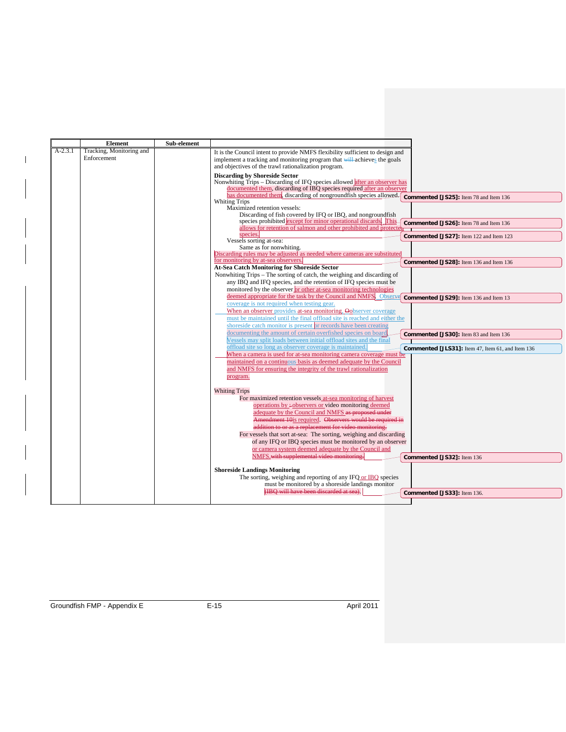| | Element | Sub-element | |
|---|---|---|---|
| A-2.3.1 | Tracking, Monitoring and Enforcement | | It is the Council intent to provide NMFS flexibility sufficient to design and implement a tracking and monitoring program that will achieves the goals and objectives of the trawl rationalization program.<br><br>**Discarding by Shoreside Sector**<br>Nonwhiting Trips – Discarding of IFQ species allowed after an observer has documented them, discarding of IBQ species required after an observer has documented them, discarding of nongroundfish species allowed.<br>Whiting Trips<br>Maximized retention vessels:<br>Discarding of fish covered by IFQ or IBQ, and nongroundfish species prohibited except for minor operational discards. This allows for retention of salmon and other prohibited and protected species.<br>Vessels sorting at-sea:<br>Same as for nonwhiting.<br>Discarding rules may be adjusted as needed where cameras are substituted for monitoring by at-sea observers.<br>**At-Sea Catch Monitoring for Shoreside Sector**<br>Nonwhiting Trips – The sorting of catch, the weighing and discarding of any IBQ and IFQ species, and the retention of IFQ species must be monitored by the observer or other at-sea monitoring technologies deemed appropriate for the task by the Council and NMFS. Observer coverage is not required when testing gear.<br>When an observer provides at-sea monitoring, Oobserver coverage must be maintained until the final offload site is reached and either the shoreside catch monitor is present or records have been creating documenting the amount of certain overfished species on board. Vessels may split loads between initial offload sites and the final offload site so long as observer coverage is maintained.<br>When a camera is used for at-sea monitoring camera coverage must be maintained on a continuous basis as deemed adequate by the Council and NMFS for ensuring the integrity of the trawl rationalization program.<br><br>Whiting Trips<br>For maximized retention vessels at-sea monitoring of harvest operations by : observers or video monitoring deemed adequate by the Council and NMFS as proposed under Amendment 10 is required. Observers would be required in addition to or as a replacement for video monitoring.<br>For vessels that sort at-sea: The sorting, weighing and discarding of any IFQ or IBQ species must be monitored by an observer or camera system deemed adequate by the Council and NMFS. with supplemental video monitoring.<br><br>**Shoreside Landings Monitoring**<br>The sorting, weighing and reporting of any IFQ or IBQ species must be monitored by a shoreside landings monitor (IBQ will have been discarded at sea). |

Commented [JS25]: Item 78 and Item 136

Commented [JS26]: Item 78 and Item 136

Commented [JS27]: Item 122 and Item 123

Commented [JS28]: Item 136 and Item 136

Commented [JS29]: Item 136 and Item 13

Commented [JS30]: Item 83 and Item 136

Commented [JLS31]: Item 47, Item 61, and Item 136

Commented [JS32]: Item 136

Commented [JS33]: Item 136.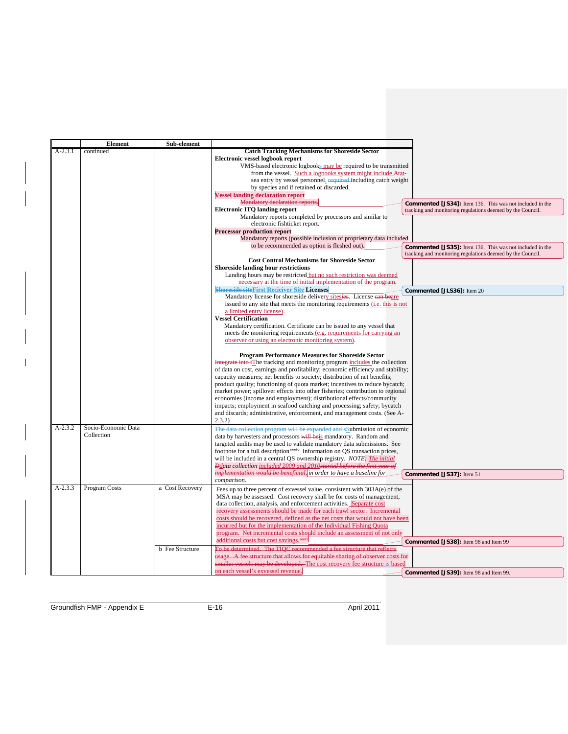| | Element | Sub-element | |
|---|---|---|---|
| A-2.3.1 | continued | | **Catch Tracking Mechanisms for Shoreside Sector**<br>**Electronic vessel logbook report**<br>VMS-based electronic logbooks may be required to be transmitted from the vessel. Such a logbooks system might include Atat-sea entry by vessel personnel, required including catch weight by species and if retained or discarded.<br>**Vessel landing declaration report**<br>Mandatory declaration reports.<br>**Electronic ITQ landing report**<br>Mandatory reports completed by processors and similar to electronic fishticket report.<br>**Processor production report**<br>Mandatory reports (possible inclusion of proprietary data included to be recommended as option is fleshed out).<br><br>**Cost Control Mechanisms for Shoreside Sector**<br>**Shoreside landing hour restrictions**<br>Landing hours may be restricted but no such restriction was deemed necessary at the time of initial implementation of the program.<br>**Shoreside siteFirst Recieiver Site Licenses**<br>Mandatory license for shoreside delivery sitesies. License can beare issued to any site that meets the monitoring requirements (i.e. this is not a limited entry license).<br>**Vessel Certification**<br>Mandatory certification. Certificate can be issued to any vessel that meets the monitoring requirements (e.g. requirements for carrying an observer or using an electronic monitoring system).<br><br>**Program Performance Measures for Shoreside Sector**<br>Integrate into tThe tracking and monitoring program includes the collection of data on cost, earnings and profitability; economic efficiency and stability; capacity measures; net benefits to society; distribution of net benefits; product quality; functioning of quota market; incentives to reduce bycatch; market power; spillover effects into other fisheries; contribution to regional economies (income and employment); distributional effects/community impacts; employment in seafood catching and processing; safety; bycatch and discards; administrative, enforcement, and management costs. (See A-2.3.2) |
| A-2.3.2 | Socio-Economic Data Collection | | The data collection program will be expanded and sSubmission of economic data by harvesters and processors will beis mandatory. Random and targeted audits may be used to validate mandatory data submissions. See footnote for a full description[xxxiv] Information on QS transaction prices, will be included in a central QS ownership registry. *NOTE: The initial Ddata collection included 2009 and 2010started before the first year of implementation would be beneficial, in order to have a baseline for comparison.* |
| A-2.3.3 | Program Costs | a Cost Recovery | Fees up to three percent of exvessel value, consistent with 303A(e) of the MSA may be assessed. Cost recovery shall be for costs of management, data collection, analysis, and enforcement activities. Separate cost recovery assessments should be made for each trawl sector. Incremental costs should be recovered, defined as the net costs that would not have been incurred but for the implementation of the Individual Fishing Quota program. Net incremental costs should include an assessment of not only additional costs but cost savings.[xxxv] |
| | | b Fee Structure | To be determined. The TIQC recommended a fee structure that reflects usage. A fee structure that allows for equitable sharing of observer costs for smaller vessels may be developed. The cost recovery fee structure is based on each vessel's exvessel revenue. |

**Commented [JS34]:** Item 136. This was not included in the tracking and monitoring regulations deemed by the Council.

**Commented [JS35]:** Item 136. This was not included in the tracking and monitoring regulations deemed by the Council.

**Commented [JLS36]:** Item 20

**Commented [JS37]:** Item 51

**Commented [JS38]:** Item 98 and Item 99

**Commented [JS39]:** Item 98 and Item 99.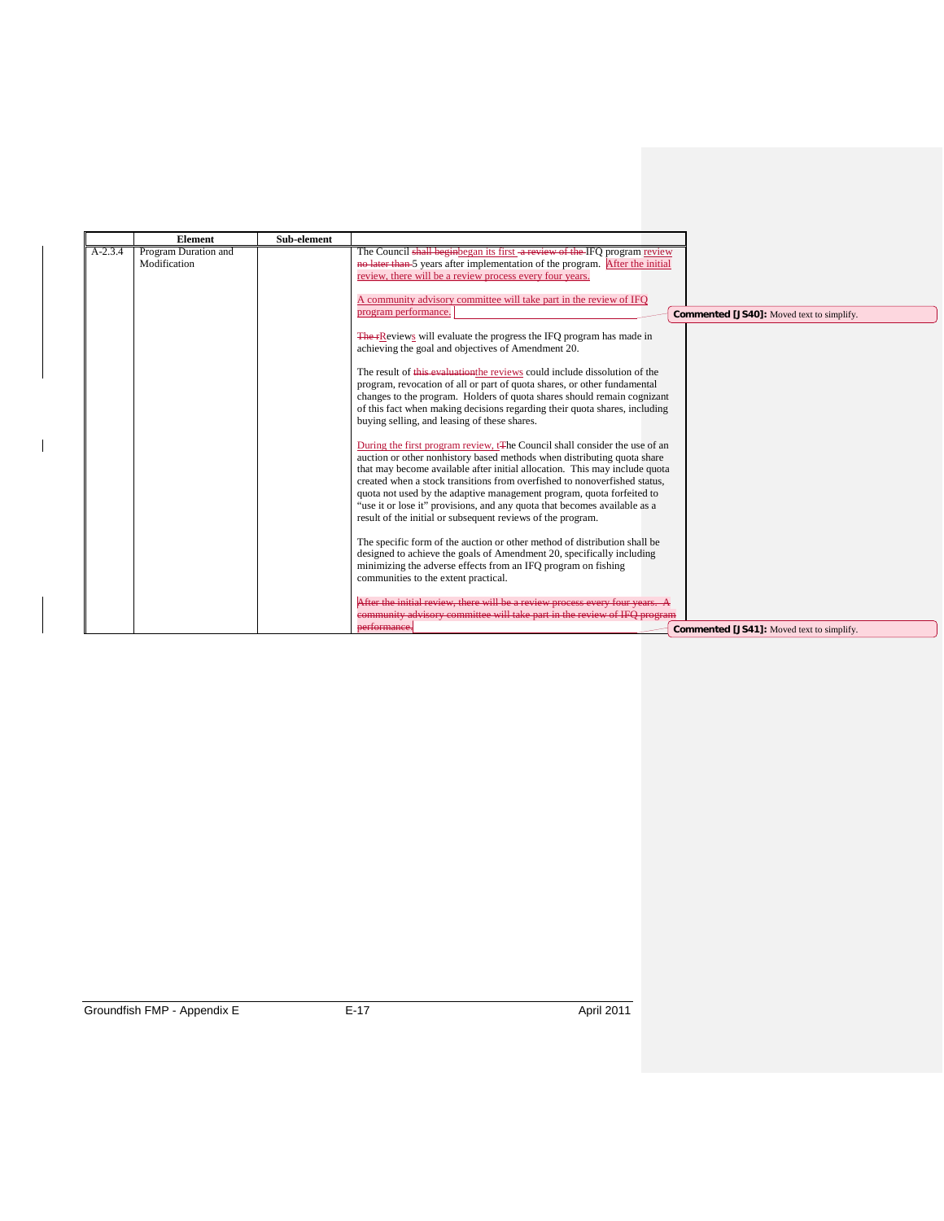| | Element | Sub-element | |
|---|---|---|---|
| A-2.3.4 | Program Duration and Modification | | The Council ~~shall begin~~began its first ~~a review of the~~ IFQ program review ~~no later than~~ 5 years after implementation of the program. After the initial review, there will be a review process every four years.<br><br>A community advisory committee will take part in the review of IFQ program performance.<br><br>~~The r~~Reviews will evaluate the progress the IFQ program has made in achieving the goal and objectives of Amendment 20.<br><br>The result of ~~this evaluation~~the reviews could include dissolution of the program, revocation of all or part of quota shares, or other fundamental changes to the program. Holders of quota shares should remain cognizant of this fact when making decisions regarding their quota shares, including buying selling, and leasing of these shares.<br><br>During the first program review, t~~T~~he Council shall consider the use of an auction or other nonhistory based methods when distributing quota share that may become available after initial allocation. This may include quota created when a stock transitions from overfished to nonoverfished status, quota not used by the adaptive management program, quota forfeited to "use it or lose it" provisions, and any quota that becomes available as a result of the initial or subsequent reviews of the program.<br><br>The specific form of the auction or other method of distribution shall be designed to achieve the goals of Amendment 20, specifically including minimizing the adverse effects from an IFQ program on fishing communities to the extent practical.<br><br>~~After the initial review, there will be a review process every four years. A community advisory committee will take part in the review of IFQ program performance.~~ |

**Commented [JS40]:** Moved text to simplify.

**Commented [JS41]:** Moved text to simplify.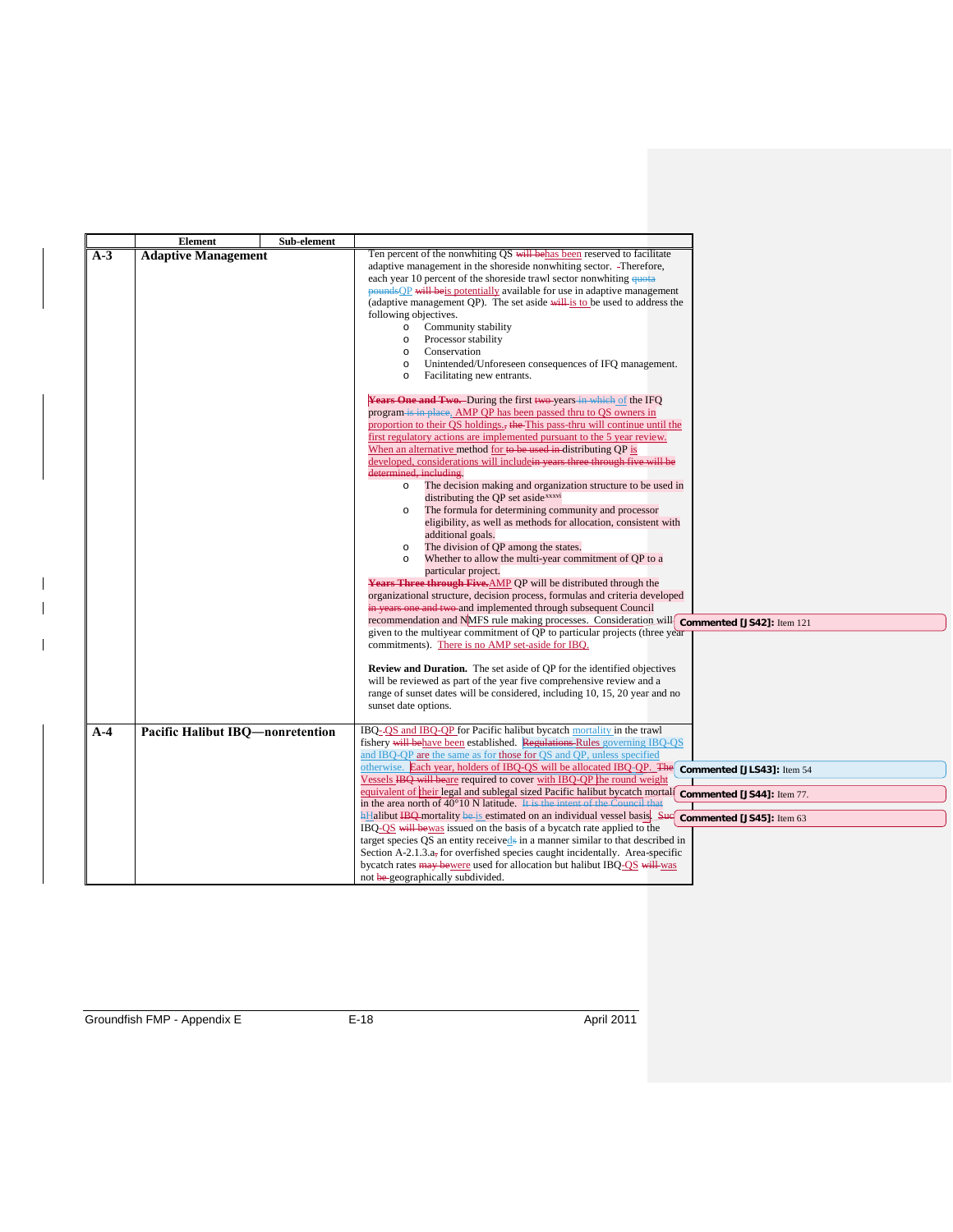| | Element | Sub-element | |
|---|---|---|---|
| A-3 | **Adaptive Management** | | Ten percent of the nonwhiting QS ~~will be~~has been reserved to facilitate adaptive management in the shoreside nonwhiting sector. Therefore, each year 10 percent of the shoreside trawl sector nonwhiting ~~quota pounds~~QP ~~will be~~is potentially available for use in adaptive management (adaptive management QP). The set aside ~~will~~ is to be used to address the following objectives:<br>o Community stability<br>o Processor stability<br>o Conservation<br>o Unintended/Unforeseen consequences of IFQ management.<br>o Facilitating new entrants.<br><br>~~**Years One and Two.**~~ During the first ~~two~~ years ~~in which~~ of the IFQ program ~~is in place~~, AMP QP has been passed thru to QS owners in proportion to their QS holdings.~~,~~ ~~the~~ This pass-thru will continue until the first regulatory actions are implemented pursuant to the 5 year review. When an alternative method for ~~to be used in~~ distributing QP is developed, considerations will include~~in years three through five will be determined, including~~:<br>o The decision making and organization structure to be used in distributing the QP set aside[xxxvi]<br>o The formula for determining community and processor eligibility, as well as methods for allocation, consistent with additional goals.<br>o The division of QP among the states.<br>o Whether to allow the multi-year commitment of QP to a particular project.<br>~~**Years Three through Five.**~~ AMP QP will be distributed through the organizational structure, decision process, formulas and criteria developed ~~in years one and two~~ and implemented through subsequent Council recommendation and NMFS rule making processes. Consideration will be given to the multiyear commitment of QP to particular projects (three year commitments). There is no AMP set-aside for IBQ.<br><br>**Review and Duration.** The set aside of QP for the identified objectives will be reviewed as part of the year five comprehensive review and a range of sunset dates will be considered, including 10, 15, 20 year and no sunset date options. |
| A-4 | **Pacific Halibut IBQ—nonretention** | | IBQ ~~-~~QS and IBQ-QP for Pacific halibut bycatch mortality in the trawl fishery ~~will be~~have been established. ~~Regulations~~ Rules governing IBQ-QS and IBQ-QP are the same as for those for QS and QP, unless specified otherwise. Each year, holders of IBQ-QS will be allocated IBQ-QP. ~~The~~ Vessels ~~IBQ will be~~are required to cover with IBQ-QP the round weight equivalent of their legal and sublegal sized Pacific halibut bycatch mortality in the area north of 40°10 N latitude. ~~It is the intent of the Council that~~ ~~h~~Halibut ~~IBQ~~ mortality ~~be~~ is estimated on an individual vessel basis. Such IBQ-QS ~~will be~~was issued on the basis of a bycatch rate applied to the target species QS an entity received~~s~~ in a manner similar to that described in Section A-2.1.3.a~~,~~ for overfished species caught incidentally. Area-specific bycatch rates ~~may be~~were used for allocation but halibut IBQ-QS ~~will~~ was not ~~be~~ geographically subdivided. |

Commented [J S42]: Item 121

Commented [J LS43]: Item 54

Commented [J S44]: Item 77.

Commented [J S45]: Item 63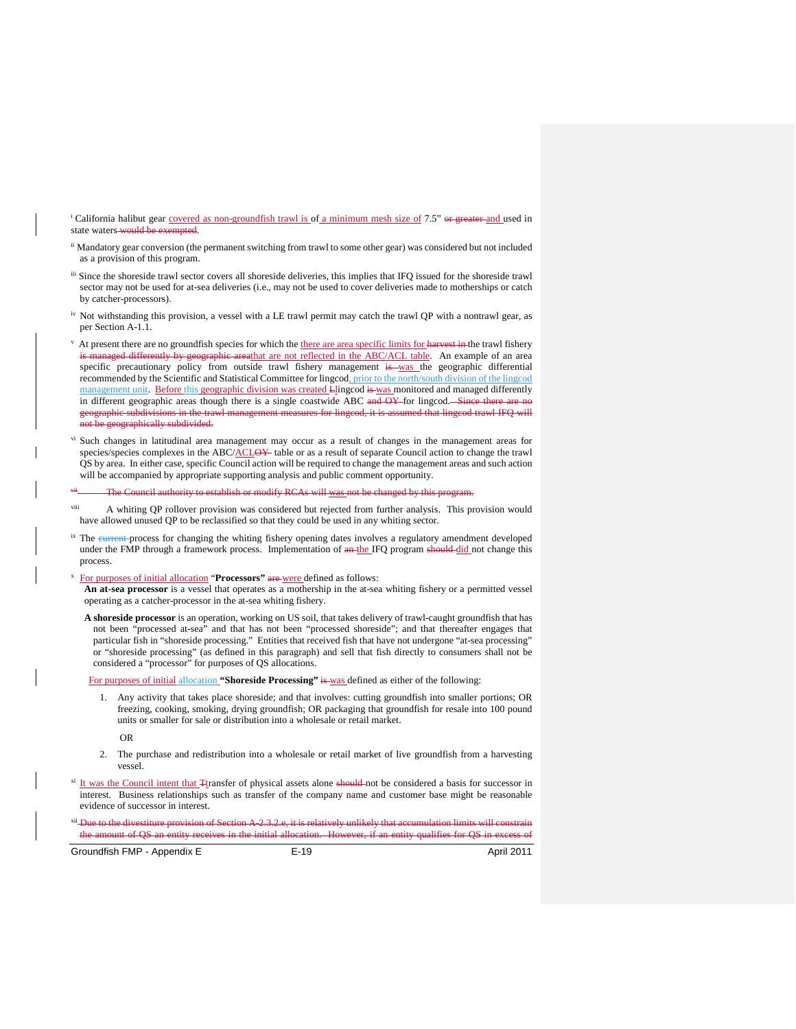[i] California halibut gear covered as non-groundfish trawl is of a minimum mesh size of 7.5" ~~or greater~~ and used in state waters ~~would be exempted~~.

[ii] Mandatory gear conversion (the permanent switching from trawl to some other gear) was considered but not included as a provision of this program.

[iii] Since the shoreside trawl sector covers all shoreside deliveries, this implies that IFQ issued for the shoreside trawl sector may not be used for at-sea deliveries (i.e., may not be used to cover deliveries made to motherships or catch by catcher-processors).

[iv] Not withstanding this provision, a vessel with a LE trawl permit may catch the trawl QP with a nontrawl gear, as per Section A-1.1.

[v] At present there are no groundfish species for which the there are area specific limits for ~~harvest in~~ the trawl fishery ~~is managed differently by geographic area~~that are not reflected in the ABC/ACL table. An example of an area specific precautionary policy from outside trawl fishery management ~~is~~ was the geographic differential recommended by the Scientific and Statistical Committee for lingcod, prior to the north/south division of the lingcod management unit. Before this geographic division was created ~~L~~lingcod ~~is~~ was monitored and managed differently in different geographic areas though there is a single coastwide ABC ~~and OY~~ for lingcod. ~~Since there are no geographic subdivisions in the trawl management measures for lingcod, it is assumed that lingcod trawl IFQ will not be geographically subdivided.~~

[vi] Such changes in latitudinal area management may occur as a result of changes in the management areas for species/species complexes in the ABC/ACL~~OY~~ table or as a result of separate Council action to change the trawl QS by area. In either case, specific Council action will be required to change the management areas and such action will be accompanied by appropriate supporting analysis and public comment opportunity.

[vii] ~~The Council authority to establish or modify RCAs will was not be changed by this program.~~

[viii] A whiting QP rollover provision was considered but rejected from further analysis. This provision would have allowed unused QP to be reclassified so that they could be used in any whiting sector.

[ix] The ~~current~~ process for changing the whiting fishery opening dates involves a regulatory amendment developed under the FMP through a framework process. Implementation of ~~an~~ the IFQ program ~~should~~ did not change this process.

[x] For purposes of initial allocation "**Processors**" ~~are~~ were defined as follows:

**An at-sea processor** is a vessel that operates as a mothership in the at-sea whiting fishery or a permitted vessel operating as a catcher-processor in the at-sea whiting fishery.

**A shoreside processor** is an operation, working on US soil, that takes delivery of trawl-caught groundfish that has not been "processed at-sea" and that has not been "processed shoreside"; and that thereafter engages that particular fish in "shoreside processing." Entities that received fish that have not undergone "at-sea processing" or "shoreside processing" (as defined in this paragraph) and sell that fish directly to consumers shall not be considered a "processor" for purposes of QS allocations.

For purposes of initial allocation **"Shoreside Processing"** ~~is~~ was defined as either of the following:

1. Any activity that takes place shoreside; and that involves: cutting groundfish into smaller portions; OR freezing, cooking, smoking, drying groundfish; OR packaging that groundfish for resale into 100 pound units or smaller for sale or distribution into a wholesale or retail market.

   OR

2. The purchase and redistribution into a wholesale or retail market of live groundfish from a harvesting vessel.

[xi] It was the Council intent that ~~T~~transfer of physical assets alone ~~should~~ not be considered a basis for successor in interest. Business relationships such as transfer of the company name and customer base might be reasonable evidence of successor in interest.

[xii] ~~Due to the divestiture provision of Section A-2.3.2.e, it is relatively unlikely that accumulation limits will constrain the amount of QS an entity receives in the initial allocation. However, if an entity qualifies for QS in excess of~~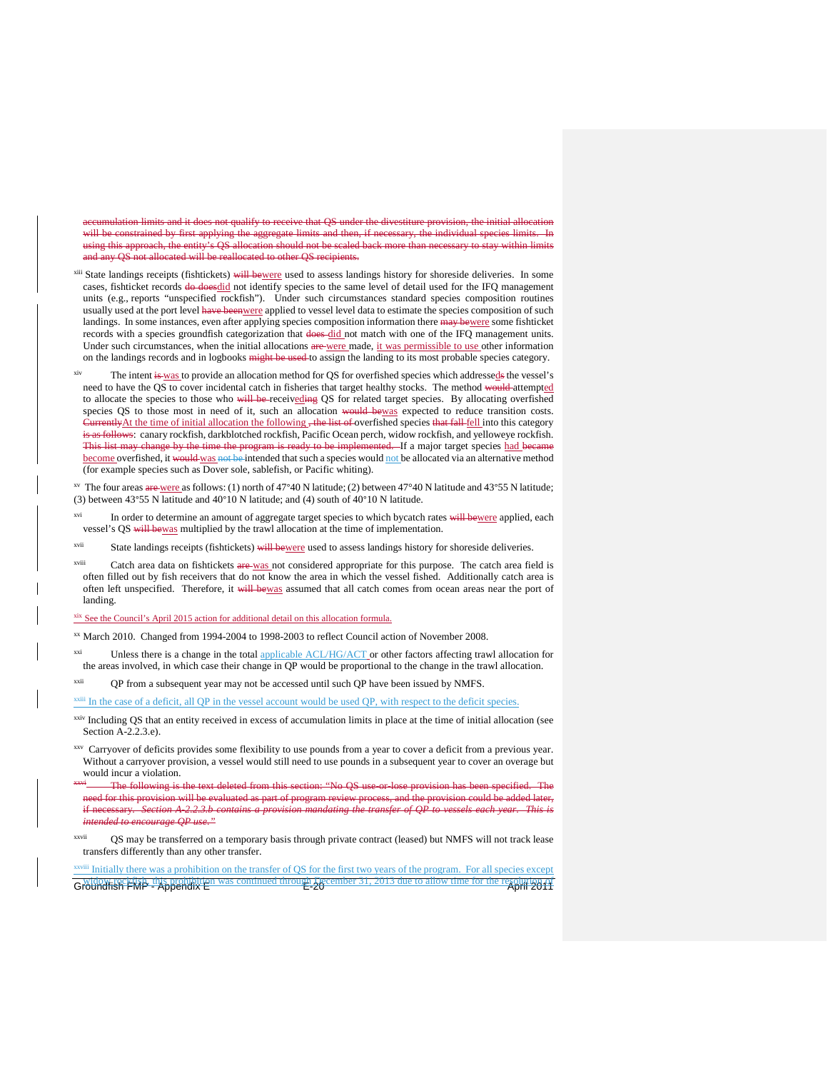~~accumulation limits and it does not qualify to receive that QS under the divestiture provision, the initial allocation will be constrained by first applying the aggregate limits and then, if necessary, the individual species limits. In using this approach, the entity's QS allocation should not be scaled back more than necessary to stay within limits and any QS not allocated will be reallocated to other QS recipients.~~

[xiii] State landings receipts (fishtickets) ~~will be~~were used to assess landings history for shoreside deliveries. In some cases, fishticket records ~~do does~~did not identify species to the same level of detail used for the IFQ management units (e.g., reports "unspecified rockfish"). Under such circumstances standard species composition routines usually used at the port level ~~have been~~were applied to vessel level data to estimate the species composition of such landings. In some instances, even after applying species composition information there ~~may be~~were some fishticket records with a species groundfish categorization that ~~does~~ did not match with one of the IFQ management units. Under such circumstances, when the initial allocations ~~are~~ were made, it was permissible to use other information on the landings records and in logbooks ~~might be used~~ to assign the landing to its most probable species category.

[xiv] The intent ~~is~~ was to provide an allocation method for QS for overfished species which addressed~~s~~ the vessel's need to have the QS to cover incidental catch in fisheries that target healthy stocks. The method ~~would~~ attempted to allocate the species to those who ~~will be~~ receiv~~ing~~ed QS for related target species. By allocating overfished species QS to those most in need of it, such an allocation ~~would be~~was expected to reduce transition costs. ~~Currently~~At the time of initial allocation the following ~~, the list of~~ overfished species ~~that fall~~ fell into this category ~~is as follows~~: canary rockfish, darkblotched rockfish, Pacific Ocean perch, widow rockfish, and yelloweye rockfish. ~~This list may change by the time the program is ready to be implemented.~~ If a major target species had ~~became~~ become overfished, it ~~would~~ was ~~not be~~ intended that such a species would not be allocated via an alternative method (for example species such as Dover sole, sablefish, or Pacific whiting).

[xv] The four areas ~~are~~ were as follows: (1) north of 47°40 N latitude; (2) between 47°40 N latitude and 43°55 N latitude; (3) between 43°55 N latitude and 40°10 N latitude; and (4) south of 40°10 N latitude.

[xvi] In order to determine an amount of aggregate target species to which bycatch rates ~~will be~~were applied, each vessel's QS ~~will be~~was multiplied by the trawl allocation at the time of implementation.

[xvii] State landings receipts (fishtickets) ~~will be~~were used to assess landings history for shoreside deliveries.

[xviii] Catch area data on fishtickets ~~are~~ was not considered appropriate for this purpose. The catch area field is often filled out by fish receivers that do not know the area in which the vessel fished. Additionally catch area is often left unspecified. Therefore, it ~~will be~~was assumed that all catch comes from ocean areas near the port of landing.

[xix] See the Council's April 2015 action for additional detail on this allocation formula.

[xx] March 2010. Changed from 1994-2004 to 1998-2003 to reflect Council action of November 2008.

[xxi] Unless there is a change in the total applicable ACL/HG/ACT or other factors affecting trawl allocation for the areas involved, in which case their change in QP would be proportional to the change in the trawl allocation.

[xxii] QP from a subsequent year may not be accessed until such QP have been issued by NMFS.

[xxiii] In the case of a deficit, all QP in the vessel account would be used QP, with respect to the deficit species.

[xxiv] Including QS that an entity received in excess of accumulation limits in place at the time of initial allocation (see Section A-2.2.3.e).

[xxv] Carryover of deficits provides some flexibility to use pounds from a year to cover a deficit from a previous year. Without a carryover provision, a vessel would still need to use pounds in a subsequent year to cover an overage but would incur a violation.

~~[xxvi] The following is the text deleted from this section: "No QS use-or-lose provision has been specified. The need for this provision will be evaluated as part of program review process, and the provision could be added later, if necessary. *Section A-2.2.3.b contains a provision mandating the transfer of QP to vessels each year. This is intended to encourage QP use.*"~~

[xxvii] QS may be transferred on a temporary basis through private contract (leased) but NMFS will not track lease transfers differently than any other transfer.

[xxviii] Initially there was a prohibition on the transfer of QS for the first two years of the program. For all species except widow rockfish, this prohibition was continued through December 31, 2013 due to allow time for the resolution of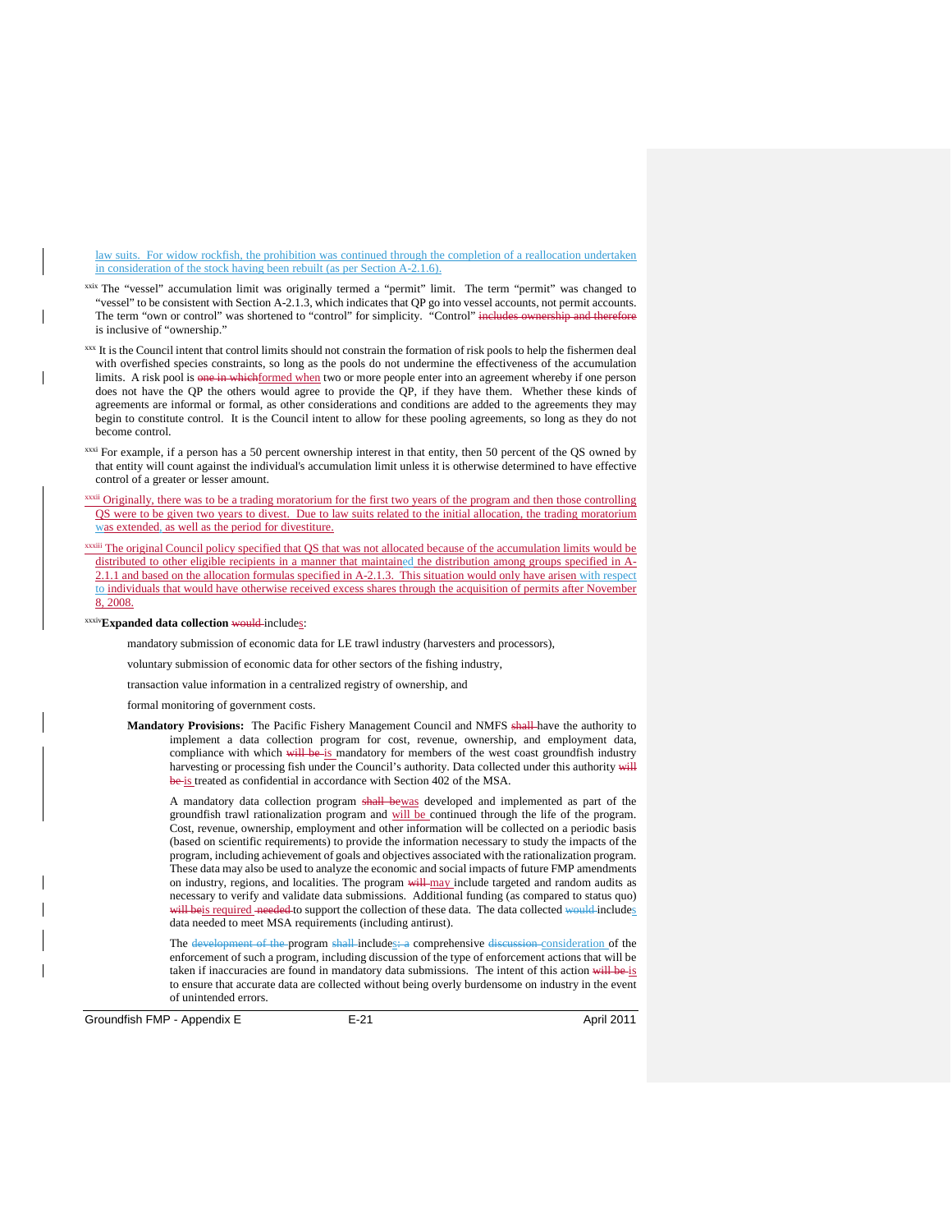law suits. For widow rockfish, the prohibition was continued through the completion of a reallocation undertaken in consideration of the stock having been rebuilt (as per Section A-2.1.6).

[xxix] The "vessel" accumulation limit was originally termed a "permit" limit. The term "permit" was changed to "vessel" to be consistent with Section A-2.1.3, which indicates that QP go into vessel accounts, not permit accounts. The term "own or control" was shortened to "control" for simplicity. "Control" ~~includes ownership and therefore~~ is inclusive of "ownership."

[xxx] It is the Council intent that control limits should not constrain the formation of risk pools to help the fishermen deal with overfished species constraints, so long as the pools do not undermine the effectiveness of the accumulation limits. A risk pool is ~~one in which~~formed when two or more people enter into an agreement whereby if one person does not have the QP the others would agree to provide the QP, if they have them. Whether these kinds of agreements are informal or formal, as other considerations and conditions are added to the agreements they may begin to constitute control. It is the Council intent to allow for these pooling agreements, so long as they do not become control.

[xxxi] For example, if a person has a 50 percent ownership interest in that entity, then 50 percent of the QS owned by that entity will count against the individual's accumulation limit unless it is otherwise determined to have effective control of a greater or lesser amount.

[xxxii] Originally, there was to be a trading moratorium for the first two years of the program and then those controlling QS were to be given two years to divest. Due to law suits related to the initial allocation, the trading moratorium was extended, as well as the period for divestiture.

[xxxiii] The original Council policy specified that QS that was not allocated because of the accumulation limits would be distributed to other eligible recipients in a manner that maintained the distribution among groups specified in A-2.1.1 and based on the allocation formulas specified in A-2.1.3. This situation would only have arisen with respect to individuals that would have otherwise received excess shares through the acquisition of permits after November 8, 2008.

[xxxiv]**Expanded data collection** ~~would~~ includes:

mandatory submission of economic data for LE trawl industry (harvesters and processors),

voluntary submission of economic data for other sectors of the fishing industry,

transaction value information in a centralized registry of ownership, and

formal monitoring of government costs.

**Mandatory Provisions:** The Pacific Fishery Management Council and NMFS ~~shall~~ have the authority to implement a data collection program for cost, revenue, ownership, and employment data, compliance with which ~~will be~~ is mandatory for members of the west coast groundfish industry harvesting or processing fish under the Council's authority. Data collected under this authority ~~will be~~ is treated as confidential in accordance with Section 402 of the MSA.

A mandatory data collection program ~~shall be~~was developed and implemented as part of the groundfish trawl rationalization program and will be continued through the life of the program. Cost, revenue, ownership, employment and other information will be collected on a periodic basis (based on scientific requirements) to provide the information necessary to study the impacts of the program, including achievement of goals and objectives associated with the rationalization program. These data may also be used to analyze the economic and social impacts of future FMP amendments on industry, regions, and localities. The program ~~will~~ may include targeted and random audits as necessary to verify and validate data submissions. Additional funding (as compared to status quo) ~~will be~~is required ~~needed~~ to support the collection of these data. The data collected ~~would~~ includes data needed to meet MSA requirements (including antitrust).

The ~~development of the~~ program ~~shall~~ includes~~: a~~ comprehensive ~~discussion~~ consideration of the enforcement of such a program, including discussion of the type of enforcement actions that will be taken if inaccuracies are found in mandatory data submissions. The intent of this action ~~will be~~ is to ensure that accurate data are collected without being overly burdensome on industry in the event of unintended errors.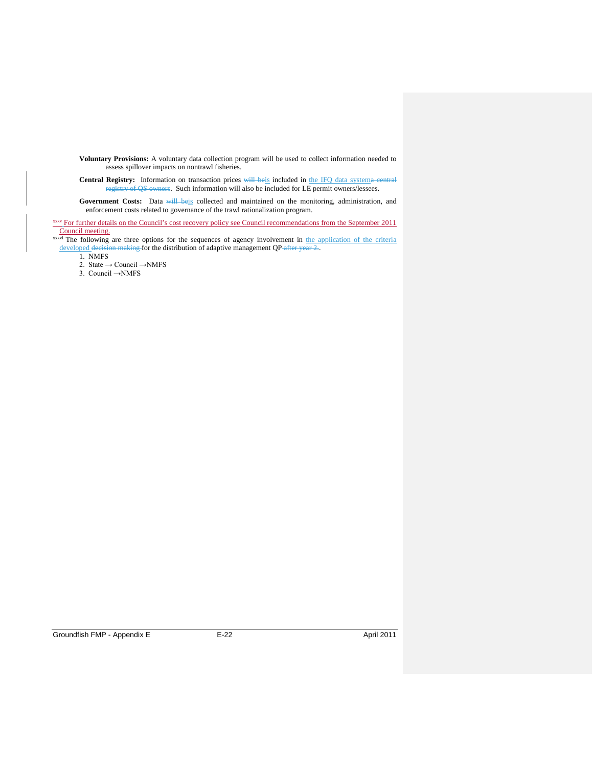**Voluntary Provisions:** A voluntary data collection program will be used to collect information needed to assess spillover impacts on nontrawl fisheries.

**Central Registry:** Information on transaction prices will beis included in the IFQ data systema central registry of QS owners. Such information will also be included for LE permit owners/lessees.

**Government Costs:** Data will beis collected and maintained on the monitoring, administration, and enforcement costs related to governance of the trawl rationalization program.

[xxxv] For further details on the Council's cost recovery policy see Council recommendations from the September 2011 Council meeting.

[xxxvi] The following are three options for the sequences of agency involvement in the application of the criteria developed decision making for the distribution of adaptive management QP after year 2.

1. NMFS
2. State → Council →NMFS
3. Council →NMFS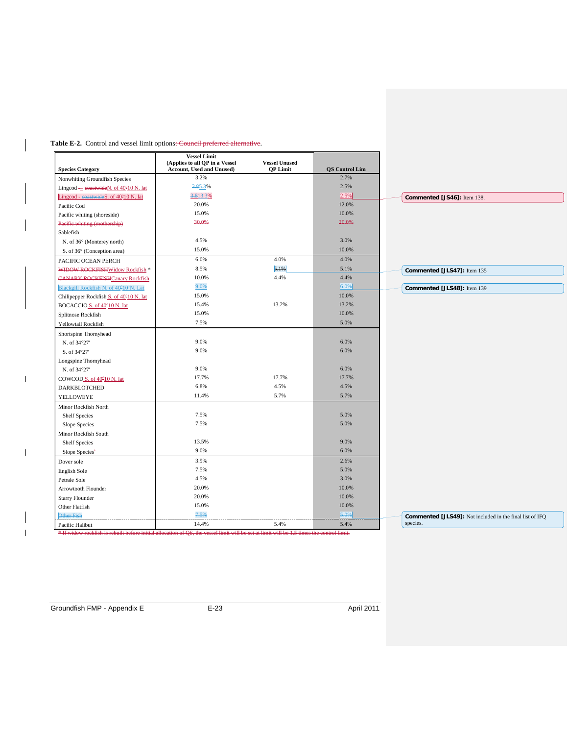**Table E-2.** Control and vessel limit options: ~~Council preferred alternative~~.

| Species Category | Vessel Limit (Applies to all QP in a Vessel Account, Used and Unused) | Vessel Unused QP Limit | QS Control Lim |
|---|---|---|---|
| Nonwhiting Groundfish Species | 3.2% | | 2.7% |
| Lingcod - ~~coastwide~~N. of 40º10 N. lat | ~~3.8~~5.3% | | 2.5% |
| Lingcod - ~~coastwide~~S. of 40º10 N. lat | ~~3.8~~13.3% | | 2.5% |
| Pacific Cod | 20.0% | | 12.0% |
| Pacific whiting (shoreside) | 15.0% | | 10.0% |
| ~~Pacific whiting (mothership)~~ | ~~30.0%~~ | | ~~20.0%~~ |
| Sablefish | | | |
| N. of 36° (Monterey north) | 4.5% | | 3.0% |
| S. of 36° (Conception area) | 15.0% | | 10.0% |
| PACIFIC OCEAN PERCH | 6.0% | 4.0% | 4.0% |
| ~~WIDOW ROCKFISH~~Widow Rockfish * | 8.5% | ~~5.1%~~ | 5.1% |
| ~~CANARY ROCKFISH~~Canary Rockfish | 10.0% | 4.4% | 4.4% |
| Blackgill Rockfish N. of 40º10'N. Lat | 9.0% | | 6.0% |
| Chilipepper Rockfish S. of 40º10 N. lat | 15.0% | | 10.0% |
| BOCACCIO S. of 40º10 N. lat | 15.4% | 13.2% | 13.2% |
| Splitnose Rockfish | 15.0% | | 10.0% |
| Yellowtail Rockfish | 7.5% | | 5.0% |
| Shortspine Thornyhead | | | |
| N. of 34°27' | 9.0% | | 6.0% |
| S. of 34°27' | 9.0% | | 6.0% |
| Longspine Thornyhead | | | |
| N. of 34°27' | 9.0% | | 6.0% |
| COWCOD S. of 40º10 N. lat | 17.7% | 17.7% | 17.7% |
| DARKBLOTCHED | 6.8% | 4.5% | 4.5% |
| YELLOWEYE | 11.4% | 5.7% | 5.7% |
| Minor Rockfish North | | | |
| Shelf Species | 7.5% | | 5.0% |
| Slope Species | 7.5% | | 5.0% |
| Minor Rockfish South | | | |
| Shelf Species | 13.5% | | 9.0% |
| Slope Species | 9.0% | | 6.0% |
| Dover sole | 3.9% | | 2.6% |
| English Sole | 7.5% | | 5.0% |
| Petrale Sole | 4.5% | | 3.0% |
| Arrowtooth Flounder | 20.0% | | 10.0% |
| Starry Flounder | 20.0% | | 10.0% |
| Other Flatfish | 15.0% | | 10.0% |
| ~~Other Fish~~ | ~~7.5%~~ | | ~~5.0%~~ |
| Pacific Halibut | 14.4% | 5.4% | 5.4% |

~~* If widow rockfish is rebuilt before initial allocation of QS, the vessel limit will be set at limit will be 1.5 times the control limit.~~

**Commented [JS46]:** Item 138.

**Commented [JLS47]:** Item 135

**Commented [JLS48]:** Item 139

**Commented [JLS49]:** Not included in the final list of IFQ species.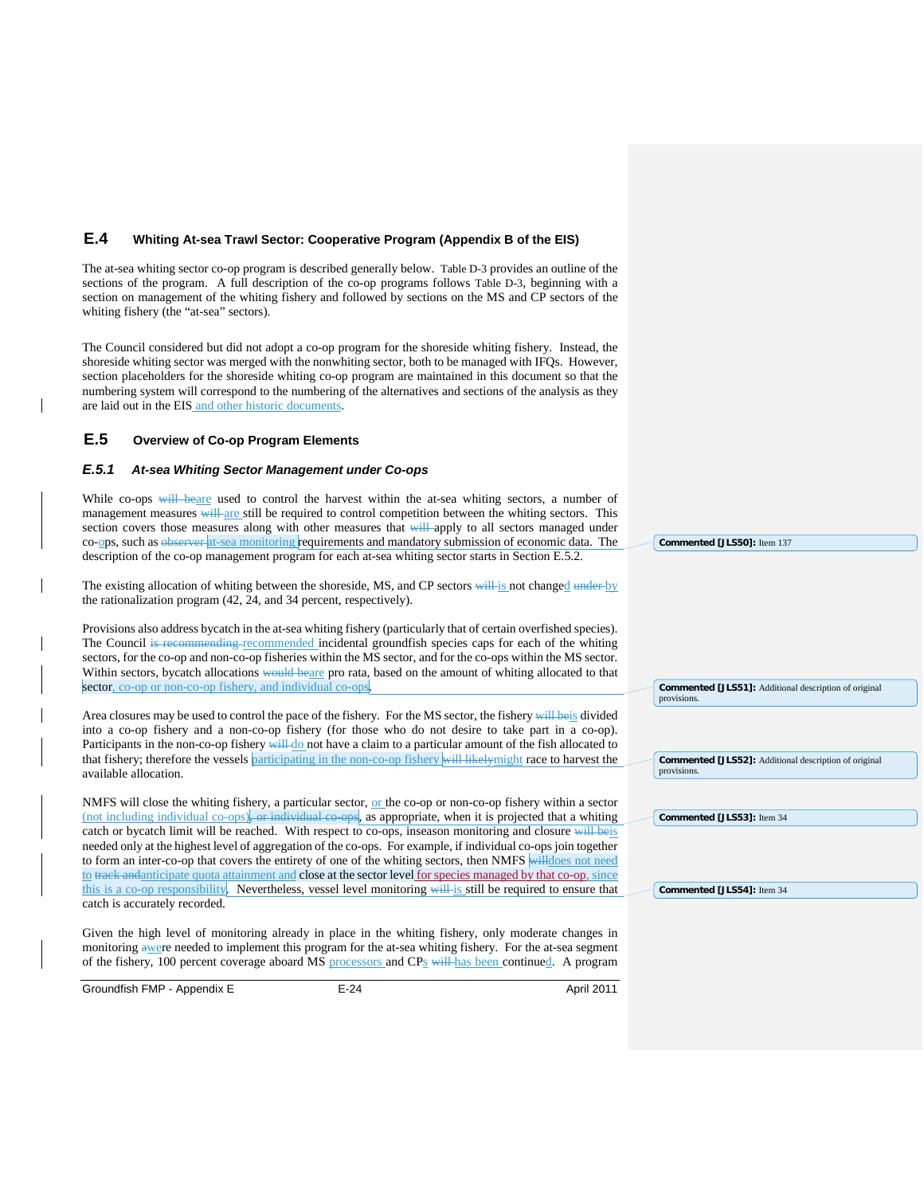## E.4 Whiting At-sea Trawl Sector: Cooperative Program (Appendix B of the EIS)

The at-sea whiting sector co-op program is described generally below. Table D-3 provides an outline of the sections of the program. A full description of the co-op programs follows Table D-3, beginning with a section on management of the whiting fishery and followed by sections on the MS and CP sectors of the whiting fishery (the "at-sea" sectors).

The Council considered but did not adopt a co-op program for the shoreside whiting fishery. Instead, the shoreside whiting sector was merged with the nonwhiting sector, both to be managed with IFQs. However, section placeholders for the shoreside whiting co-op program are maintained in this document so that the numbering system will correspond to the numbering of the alternatives and sections of the analysis as they are laid out in the EIS and other historic documents.

## E.5 Overview of Co-op Program Elements

### *E.5.1 At-sea Whiting Sector Management under Co-ops*

While co-ops are used to control the harvest within the at-sea whiting sectors, a number of management measures are still be required to control competition between the whiting sectors. This section covers those measures along with other measures that apply to all sectors managed under co-ops, such as at-sea monitoring requirements and mandatory submission of economic data. The description of the co-op management program for each at-sea whiting sector starts in Section E.5.2.

The existing allocation of whiting between the shoreside, MS, and CP sectors is not changed by the rationalization program (42, 24, and 34 percent, respectively).

Provisions also address bycatch in the at-sea whiting fishery (particularly that of certain overfished species). The Council recommended incidental groundfish species caps for each of the whiting sectors, for the co-op and non-co-op fisheries within the MS sector, and for the co-ops within the MS sector. Within sectors, bycatch allocations are pro rata, based on the amount of whiting allocated to that sector, co-op or non-co-op fishery, and individual co-ops.

Area closures may be used to control the pace of the fishery. For the MS sector, the fishery is divided into a co-op fishery and a non-co-op fishery (for those who do not desire to take part in a co-op). Participants in the non-co-op fishery do not have a claim to a particular amount of the fish allocated to that fishery; therefore the vessels participating in the non-co-op fishery might race to harvest the available allocation.

NMFS will close the whiting fishery, a particular sector, or the co-op or non-co-op fishery within a sector (not including individual co-ops), as appropriate, when it is projected that a whiting catch or bycatch limit will be reached. With respect to co-ops, inseason monitoring and closure is needed only at the highest level of aggregation of the co-ops. For example, if individual co-ops join together to form an inter-co-op that covers the entirety of one of the whiting sectors, then NMFS does not need to anticipate quota attainment and close at the sector level for species managed by that co-op, since this is a co-op responsibility. Nevertheless, vessel level monitoring is still be required to ensure that catch is accurately recorded.

Given the high level of monitoring already in place in the whiting fishery, only moderate changes in monitoring were needed to implement this program for the at-sea whiting fishery. For the at-sea segment of the fishery, 100 percent coverage aboard MS processors and CPs has been continued. A program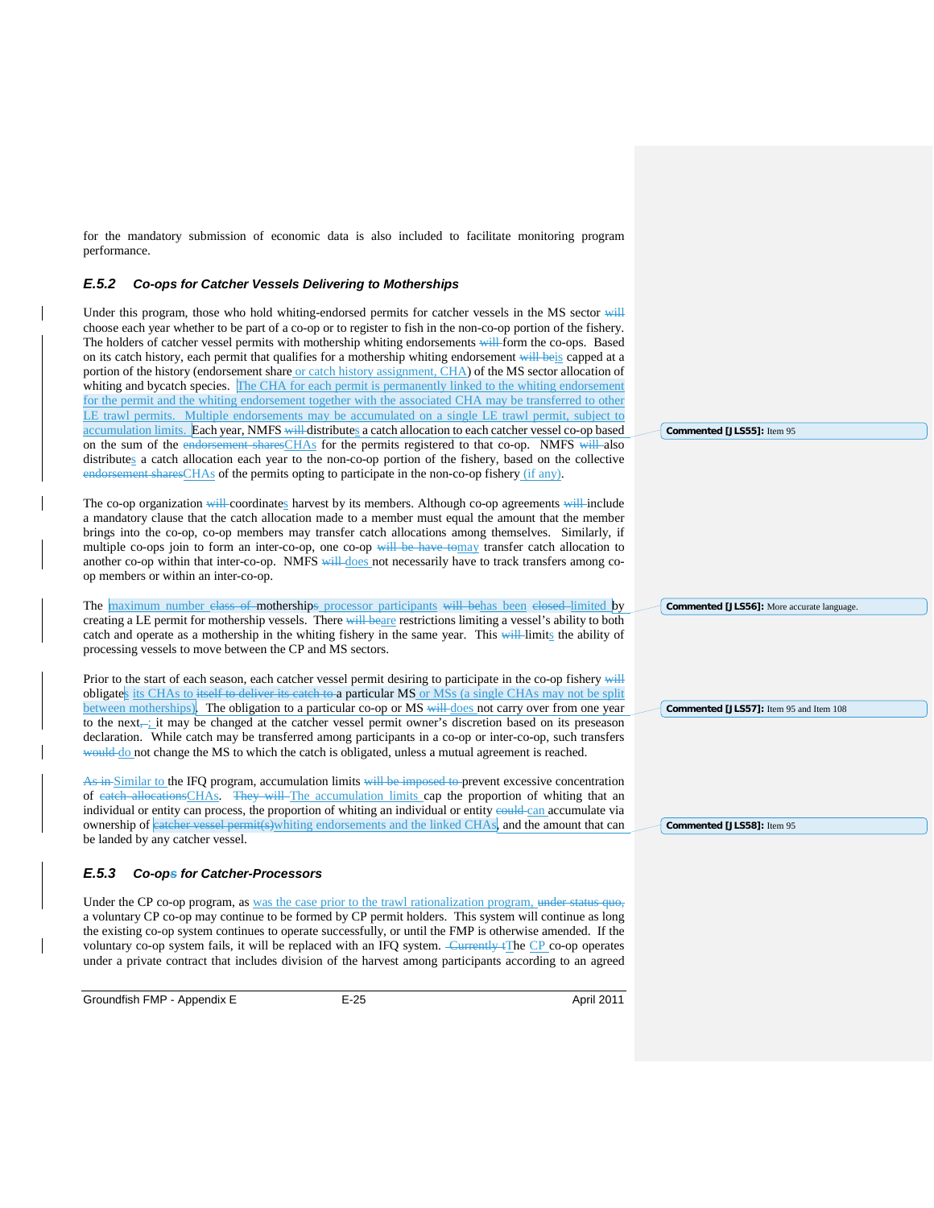for the mandatory submission of economic data is also included to facilitate monitoring program performance.

### *E.5.2 Co-ops for Catcher Vessels Delivering to Motherships*

Under this program, those who hold whiting-endorsed permits for catcher vessels in the MS sector ~~will~~ choose each year whether to be part of a co-op or to register to fish in the non-co-op portion of the fishery. The holders of catcher vessel permits with mothership whiting endorsements ~~will~~ form the co-ops. Based on its catch history, each permit that qualifies for a mothership whiting endorsement ~~will be~~is capped at a portion of the history (endorsement share or catch history assignment, CHA) of the MS sector allocation of whiting and bycatch species. The CHA for each permit is permanently linked to the whiting endorsement for the permit and the whiting endorsement together with the associated CHA may be transferred to other LE trawl permits. Multiple endorsements may be accumulated on a single LE trawl permit, subject to accumulation limits. Each year, NMFS ~~will~~ distributes a catch allocation to each catcher vessel co-op based on the sum of the ~~endorsement shares~~CHAs for the permits registered to that co-op. NMFS ~~will~~ also distributes a catch allocation each year to the non-co-op portion of the fishery, based on the collective ~~endorsement shares~~CHAs of the permits opting to participate in the non-co-op fishery (if any).

The co-op organization ~~will~~ coordinates harvest by its members. Although co-op agreements ~~will~~ include a mandatory clause that the catch allocation made to a member must equal the amount that the member brings into the co-op, co-op members may transfer catch allocations among themselves. Similarly, if multiple co-ops join to form an inter-co-op, one co-op ~~will be have to~~may transfer catch allocation to another co-op within that inter-co-op. NMFS ~~will~~ does not necessarily have to track transfers among co-op members or within an inter-co-op.

The maximum number ~~class of~~ mothership~~s~~ processor participants ~~will be~~has been ~~closed~~ limited by creating a LE permit for mothership vessels. There ~~will be~~are restrictions limiting a vessel's ability to both catch and operate as a mothership in the whiting fishery in the same year. This ~~will~~ limits the ability of processing vessels to move between the CP and MS sectors.

Prior to the start of each season, each catcher vessel permit desiring to participate in the co-op fishery ~~will~~ obligates its CHAs to ~~itself to deliver its catch to~~ a particular MS or MSs (a single CHAs may not be split between motherships). The obligation to a particular co-op or MS ~~will~~ does not carry over from one year to the next~~,~~; it may be changed at the catcher vessel permit owner's discretion based on its preseason declaration. While catch may be transferred among participants in a co-op or inter-co-op, such transfers ~~would~~ do not change the MS to which the catch is obligated, unless a mutual agreement is reached.

~~As in~~ Similar to the IFQ program, accumulation limits ~~will be imposed to~~ prevent excessive concentration of ~~catch allocations~~CHAs. ~~They will~~ The accumulation limits cap the proportion of whiting that an individual or entity can process, the proportion of whiting an individual or entity ~~could~~ can accumulate via ownership of ~~catcher vessel permit(s)~~whiting endorsements and the linked CHAs, and the amount that can be landed by any catcher vessel.

### *E.5.3 Co-op~~s~~ for Catcher-Processors*

Under the CP co-op program, as was the case prior to the trawl rationalization program, ~~under status quo,~~ a voluntary CP co-op may continue to be formed by CP permit holders. This system will continue as long the existing co-op system continues to operate successfully, or until the FMP is otherwise amended. If the voluntary co-op system fails, it will be replaced with an IFQ system. ~~Currently t~~The CP co-op operates under a private contract that includes division of the harvest among participants according to an agreed

**Commented [JLS55]:** Item 95

**Commented [JLS56]:** More accurate language.

**Commented [JLS57]:** Item 95 and Item 108

**Commented [JLS58]:** Item 95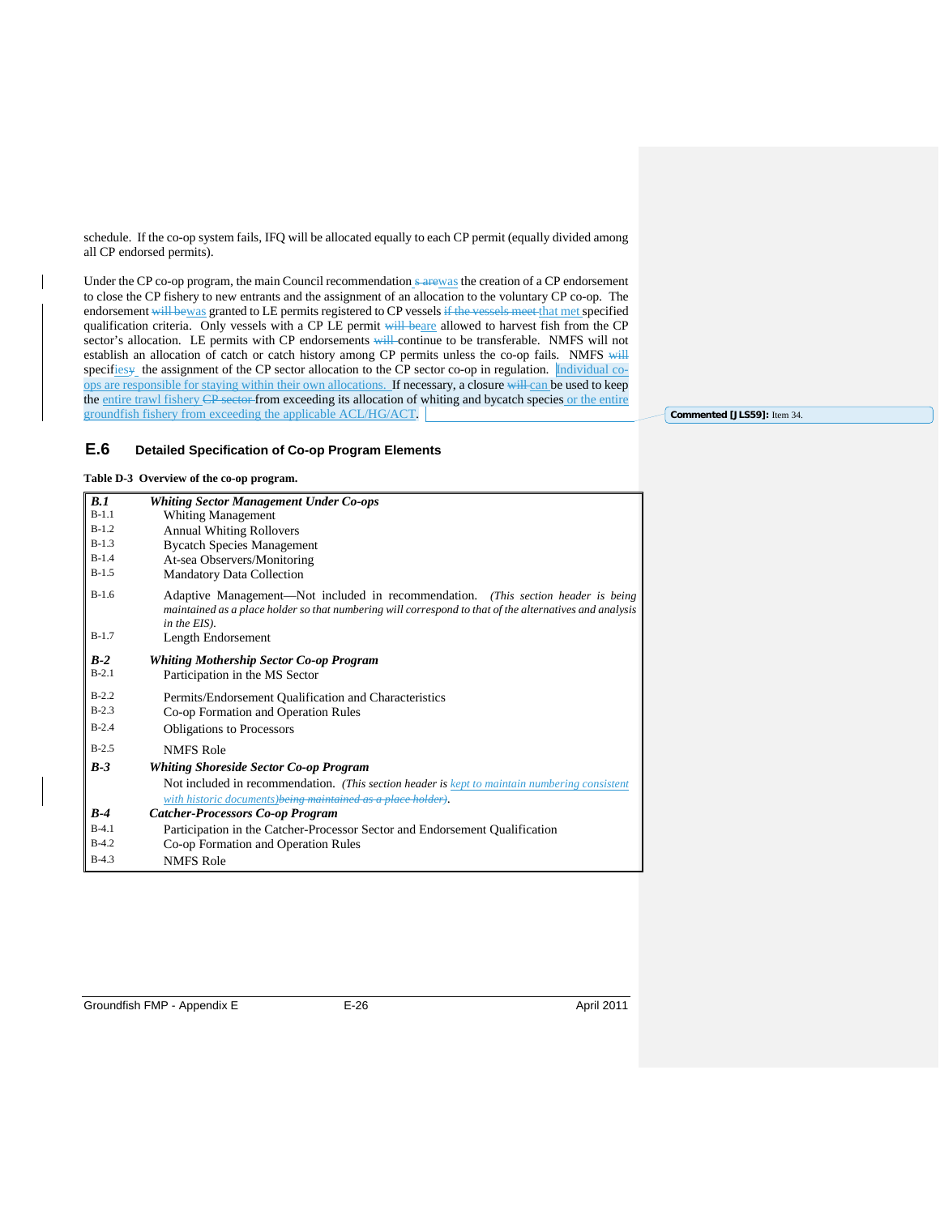schedule. If the co-op system fails, IFQ will be allocated equally to each CP permit (equally divided among all CP endorsed permits).

Under the CP co-op program, the main Council recommendation ~~s are~~was the creation of a CP endorsement to close the CP fishery to new entrants and the assignment of an allocation to the voluntary CP co-op. The endorsement ~~will be~~was granted to LE permits registered to CP vessels ~~if the vessels meet~~ that met specified qualification criteria. Only vessels with a CP LE permit ~~will be~~are allowed to harvest fish from the CP sector's allocation. LE permits with CP endorsements ~~will~~ continue to be transferable. NMFS will not establish an allocation of catch or catch history among CP permits unless the co-op fails. NMFS ~~will~~ specifies~~y~~ the assignment of the CP sector allocation to the CP sector co-op in regulation. Individual co-ops are responsible for staying within their own allocations. If necessary, a closure ~~will~~ can be used to keep the entire trawl fishery ~~CP sector~~ from exceeding its allocation of whiting and bycatch species or the entire groundfish fishery from exceeding the applicable ACL/HG/ACT.

**Commented [JLS59]:** Item 34.

## E.6 Detailed Specification of Co-op Program Elements

**Table D-3 Overview of the co-op program.**

| | |
|---|---|
| ***B.1*** | ***Whiting Sector Management Under Co-ops*** |
| B-1.1 | Whiting Management |
| B-1.2 | Annual Whiting Rollovers |
| B-1.3 | Bycatch Species Management |
| B-1.4 | At-sea Observers/Monitoring |
| B-1.5 | Mandatory Data Collection |
| B-1.6 | Adaptive Management—Not included in recommendation. *(This section header is being maintained as a place holder so that numbering will correspond to that of the alternatives and analysis in the EIS).* |
| B-1.7 | Length Endorsement |
| ***B-2*** | ***Whiting Mothership Sector Co-op Program*** |
| B-2.1 | Participation in the MS Sector |
| B-2.2 | Permits/Endorsement Qualification and Characteristics |
| B-2.3 | Co-op Formation and Operation Rules |
| B-2.4 | Obligations to Processors |
| B-2.5 | NMFS Role |
| ***B-3*** | ***Whiting Shoreside Sector Co-op Program*** |
| | Not included in recommendation. *(This section header is kept to maintain numbering consistent with historic documents)~~being maintained as a place holder)~~.* |
| ***B-4*** | ***Catcher-Processors Co-op Program*** |
| B-4.1 | Participation in the Catcher-Processor Sector and Endorsement Qualification |
| B-4.2 | Co-op Formation and Operation Rules |
| B-4.3 | NMFS Role |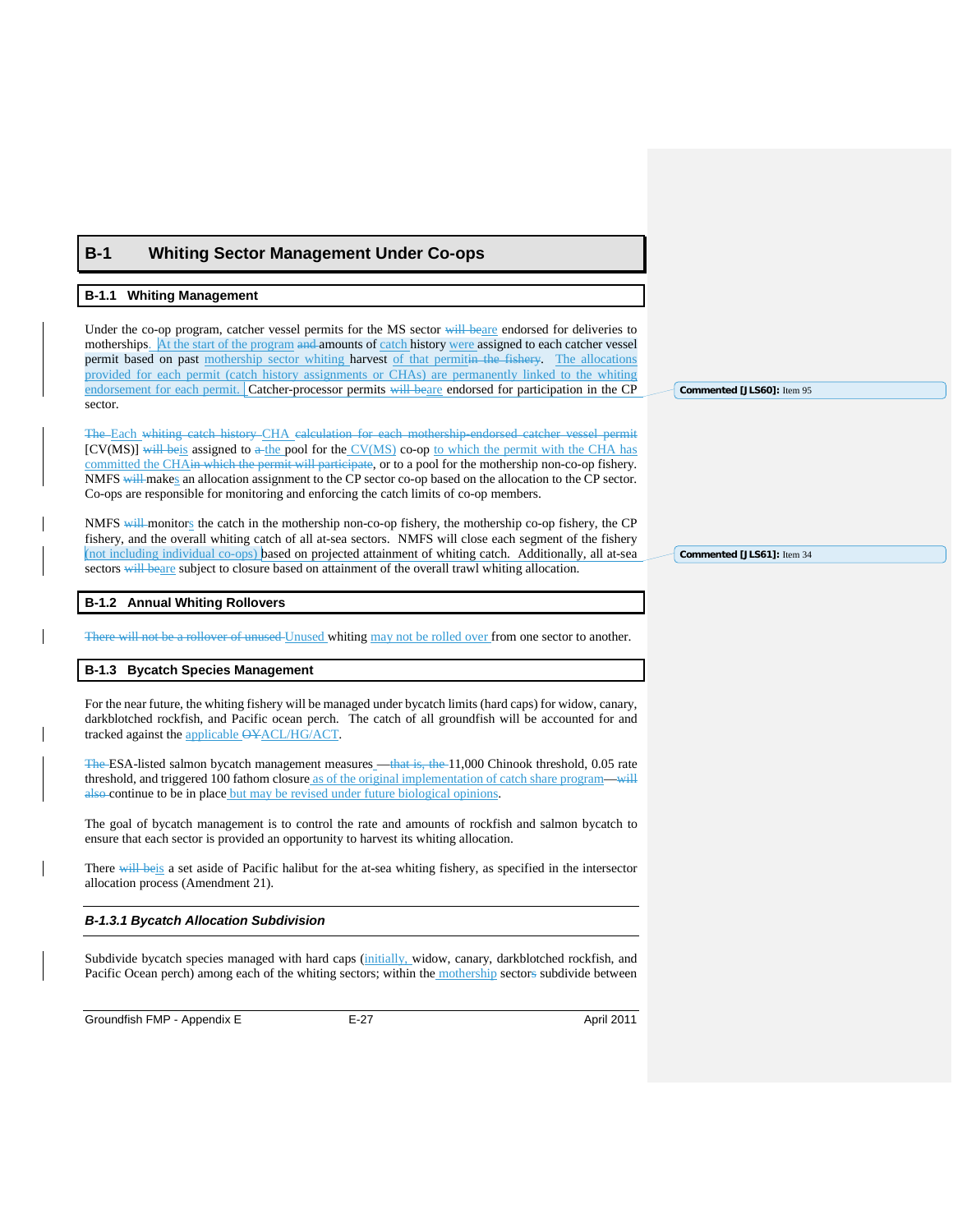# B-1 Whiting Sector Management Under Co-ops

## B-1.1 Whiting Management

Under the co-op program, catcher vessel permits for the MS sector ~~will be~~are endorsed for deliveries to motherships. At the start of the program ~~and~~ amounts of catch history were assigned to each catcher vessel permit based on past mothership sector whiting harvest of that permit~~in the fishery~~. The allocations provided for each permit (catch history assignments or CHAs) are permanently linked to the whiting endorsement for each permit. Catcher-processor permits ~~will be~~are endorsed for participation in the CP sector.

~~The~~ Each whiting ~~catch history~~ CHA ~~calculation for each mothership-endorsed catcher vessel permit~~ [CV(MS)] ~~will be~~is assigned to ~~a~~ the pool for the CV(MS) co-op to which the permit with the CHA has committed the CHA~~in which the permit will participate~~, or to a pool for the mothership non-co-op fishery. NMFS ~~will~~ makes an allocation assignment to the CP sector co-op based on the allocation to the CP sector. Co-ops are responsible for monitoring and enforcing the catch limits of co-op members.

NMFS ~~will~~ monitors the catch in the mothership non-co-op fishery, the mothership co-op fishery, the CP fishery, and the overall whiting catch of all at-sea sectors. NMFS will close each segment of the fishery (not including individual co-ops) based on projected attainment of whiting catch. Additionally, all at-sea sectors ~~will be~~are subject to closure based on attainment of the overall trawl whiting allocation.

## B-1.2 Annual Whiting Rollovers

~~There will not be a rollover of unused~~ Unused whiting may not be rolled over from one sector to another.

## B-1.3 Bycatch Species Management

For the near future, the whiting fishery will be managed under bycatch limits (hard caps) for widow, canary, darkblotched rockfish, and Pacific ocean perch. The catch of all groundfish will be accounted for and tracked against the applicable ~~OY~~ACL/HG/ACT.

~~The~~ ESA-listed salmon bycatch management measures ~~—that is, the~~ 11,000 Chinook threshold, 0.05 rate threshold, and triggered 100 fathom closure as of the original implementation of catch share program—~~will also~~ continue to be in place but may be revised under future biological opinions.

The goal of bycatch management is to control the rate and amounts of rockfish and salmon bycatch to ensure that each sector is provided an opportunity to harvest its whiting allocation.

There ~~will be~~is a set aside of Pacific halibut for the at-sea whiting fishery, as specified in the intersector allocation process (Amendment 21).

### *B-1.3.1 Bycatch Allocation Subdivision*

Subdivide bycatch species managed with hard caps (initially, widow, canary, darkblotched rockfish, and Pacific Ocean perch) among each of the whiting sectors; within the mothership sector~~s~~ subdivide between

Commented [JLS60]: Item 95

Commented [JLS61]: Item 34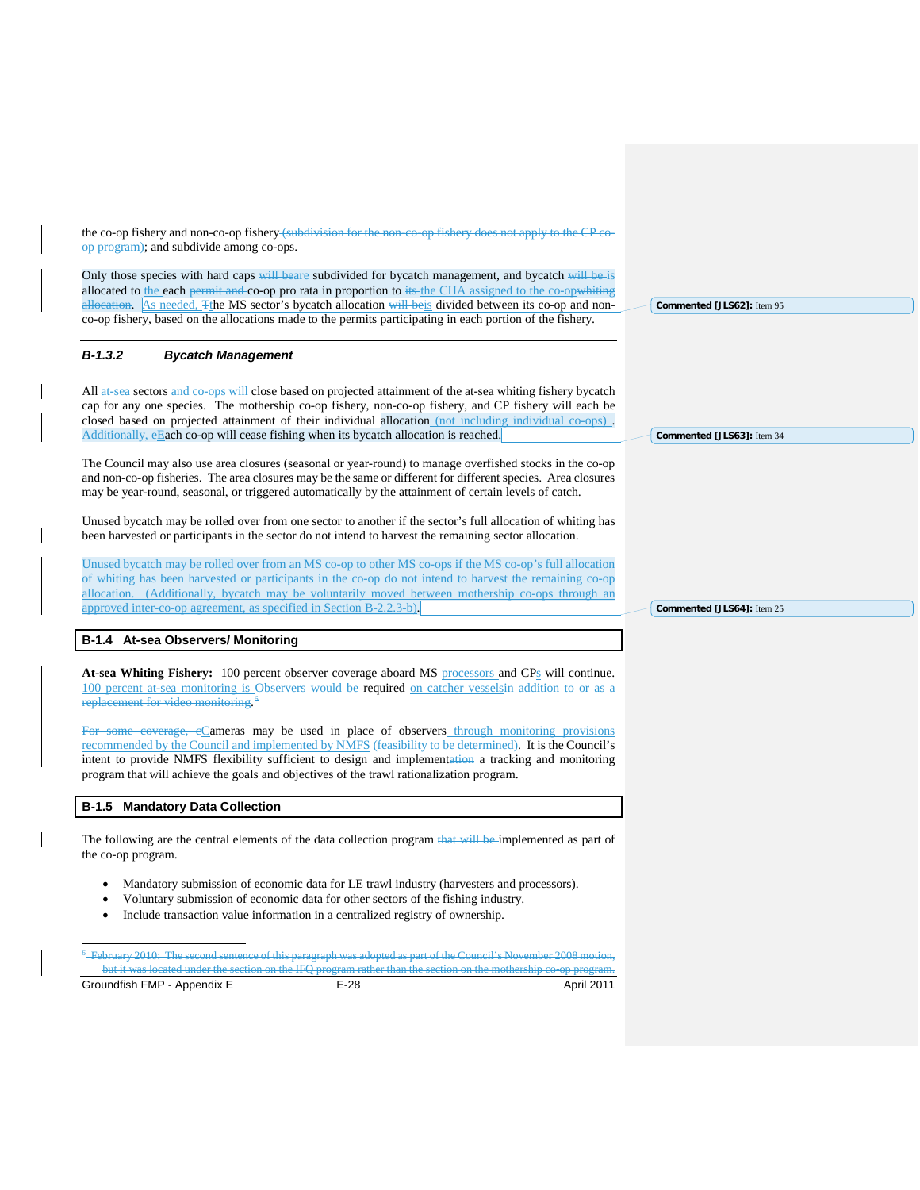the co-op fishery and non-co-op fishery ~~(subdivision for the non-co-op fishery does not apply to the CP co-op program)~~; and subdivide among co-ops.

Only those species with hard caps ~~will be~~are subdivided for bycatch management, and bycatch ~~will be~~ is allocated to the each ~~permit and~~ co-op pro rata in proportion to ~~its~~ the CHA assigned to the co-op~~whiting allocation~~. As needed, ~~T~~the MS sector's bycatch allocation ~~will be~~is divided between its co-op and non-co-op fishery, based on the allocations made to the permits participating in each portion of the fishery.

**Commented [JLS62]:** Item 95

### *B-1.3.2 Bycatch Management*

All at-sea sectors ~~and co-ops will~~ close based on projected attainment of the at-sea whiting fishery bycatch cap for any one species. The mothership co-op fishery, non-co-op fishery, and CP fishery will each be closed based on projected attainment of their individual allocation (not including individual co-ops). ~~Additionally, e~~Each co-op will cease fishing when its bycatch allocation is reached.

**Commented [JLS63]:** Item 34

The Council may also use area closures (seasonal or year-round) to manage overfished stocks in the co-op and non-co-op fisheries. The area closures may be the same or different for different species. Area closures may be year-round, seasonal, or triggered automatically by the attainment of certain levels of catch.

Unused bycatch may be rolled over from one sector to another if the sector's full allocation of whiting has been harvested or participants in the sector do not intend to harvest the remaining sector allocation.

Unused bycatch may be rolled over from an MS co-op to other MS co-ops if the MS co-op's full allocation of whiting has been harvested or participants in the co-op do not intend to harvest the remaining co-op allocation. (Additionally, bycatch may be voluntarily moved between mothership co-ops through an approved inter-co-op agreement, as specified in Section B-2.2.3-b).

**Commented [JLS64]:** Item 25

## B-1.4 At-sea Observers/ Monitoring

**At-sea Whiting Fishery:** 100 percent observer coverage aboard MS processors and CPs will continue. 100 percent at-sea monitoring is ~~Observers would be~~ required on catcher vessels~~in addition to or as a replacement for video monitoring~~.[6]

~~For some coverage, c~~Cameras may be used in place of observers through monitoring provisions recommended by the Council and implemented by NMFS ~~(feasibility to be determined)~~. It is the Council's intent to provide NMFS flexibility sufficient to design and implement~~ation~~ a tracking and monitoring program that will achieve the goals and objectives of the trawl rationalization program.

## B-1.5 Mandatory Data Collection

The following are the central elements of the data collection program ~~that will be~~ implemented as part of the co-op program.

- Mandatory submission of economic data for LE trawl industry (harvesters and processors).
- Voluntary submission of economic data for other sectors of the fishing industry.
- Include transaction value information in a centralized registry of ownership.

---

~~[6] February 2010: The second sentence of this paragraph was adopted as part of the Council's November 2008 motion, but it was located under the section on the IFQ program rather than the section on the mothership co-op program.~~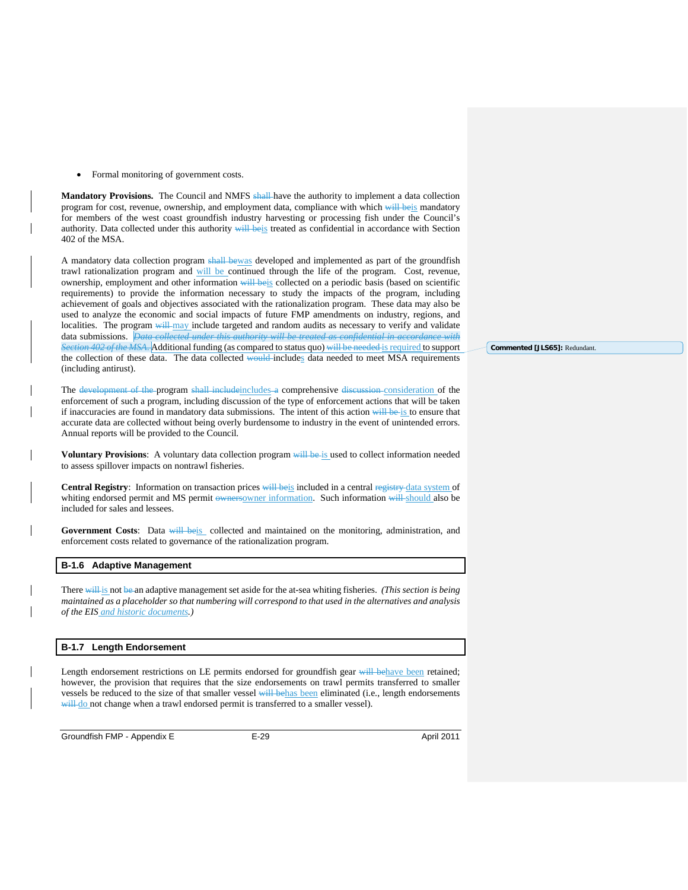- Formal monitoring of government costs.

**Mandatory Provisions.** The Council and NMFS ~~shall~~ have the authority to implement a data collection program for cost, revenue, ownership, and employment data, compliance with which ~~will be~~is mandatory for members of the west coast groundfish industry harvesting or processing fish under the Council's authority. Data collected under this authority ~~will be~~is treated as confidential in accordance with Section 402 of the MSA.

A mandatory data collection program ~~shall be~~was developed and implemented as part of the groundfish trawl rationalization program and will be continued through the life of the program. Cost, revenue, ownership, employment and other information ~~will be~~is collected on a periodic basis (based on scientific requirements) to provide the information necessary to study the impacts of the program, including achievement of goals and objectives associated with the rationalization program. These data may also be used to analyze the economic and social impacts of future FMP amendments on industry, regions, and localities. The program ~~will~~ may include targeted and random audits as necessary to verify and validate data submissions. ~~*Data collected under this authority will be treated as confidential in accordance with Section 402 of the MSA.*~~ Additional funding (as compared to status quo) ~~will be needed~~ is required to support the collection of these data. The data collected ~~would~~ includes data needed to meet MSA requirements (including antitrust).

> Commented [JLS65]: Redundant.

The ~~development of the~~ program ~~shall include~~includes ~~a~~ comprehensive ~~discussion~~ consideration of the enforcement of such a program, including discussion of the type of enforcement actions that will be taken if inaccuracies are found in mandatory data submissions. The intent of this action ~~will be~~ is to ensure that accurate data are collected without being overly burdensome to industry in the event of unintended errors. Annual reports will be provided to the Council.

**Voluntary Provisions**: A voluntary data collection program ~~will be~~ is used to collect information needed to assess spillover impacts on nontrawl fisheries.

**Central Registry**: Information on transaction prices ~~will be~~is included in a central ~~registry~~ data system of whiting endorsed permit and MS permit ~~owners~~owner information. Such information ~~will~~ should also be included for sales and lessees.

**Government Costs**: Data ~~will be~~is collected and maintained on the monitoring, administration, and enforcement costs related to governance of the rationalization program.

## B-1.6 Adaptive Management

There ~~will~~ is not ~~be~~ an adaptive management set aside for the at-sea whiting fisheries. *(This section is being maintained as a placeholder so that numbering will correspond to that used in the alternatives and analysis of the EIS and historic documents.)*

## B-1.7 Length Endorsement

Length endorsement restrictions on LE permits endorsed for groundfish gear ~~will be~~have been retained; however, the provision that requires that the size endorsements on trawl permits transferred to smaller vessels be reduced to the size of that smaller vessel ~~will be~~has been eliminated (i.e., length endorsements ~~will~~ do not change when a trawl endorsed permit is transferred to a smaller vessel).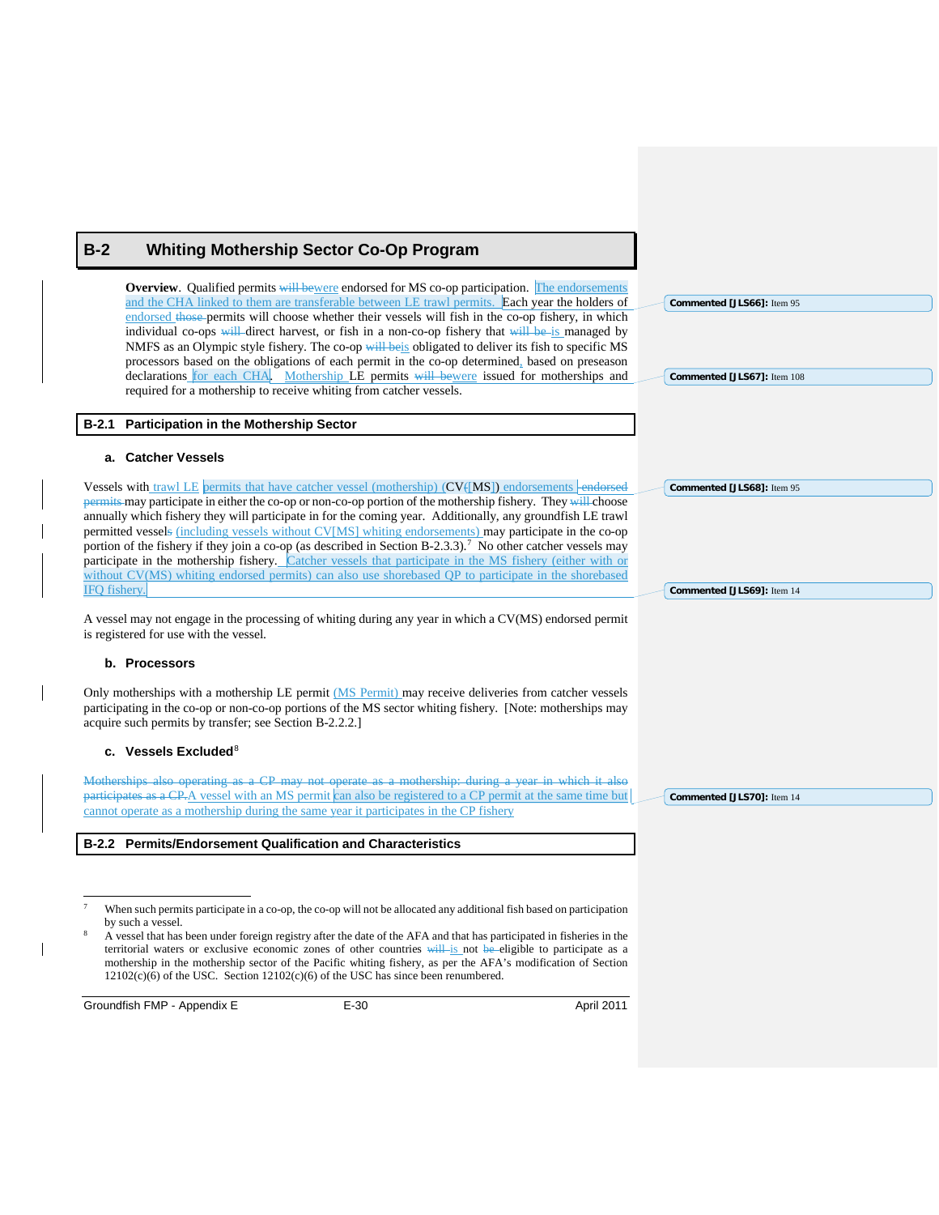# B-2 Whiting Mothership Sector Co-Op Program

**Overview**. Qualified permits ~~will be~~were endorsed for MS co-op participation. The endorsements and the CHA linked to them are transferable between LE trawl permits. Each year the holders of endorsed ~~those~~ permits will choose whether their vessels will fish in the co-op fishery, in which individual co-ops ~~will~~ direct harvest, or fish in a non-co-op fishery that ~~will be~~ is managed by NMFS as an Olympic style fishery. The co-op ~~will be~~is obligated to deliver its fish to specific MS processors based on the obligations of each permit in the co-op determined, based on preseason declarations for each CHA. Mothership LE permits ~~will be~~were issued for motherships and required for a mothership to receive whiting from catcher vessels.

Commented [JLS66]: Item 95

Commented [JLS67]: Item 108

## B-2.1 Participation in the Mothership Sector

### a. Catcher Vessels

Vessels with trawl LE permits that have catcher vessel (mothership) (CV~~(~~[MS]) endorsements ~~endorsed permits~~ may participate in either the co-op or non-co-op portion of the mothership fishery. They ~~will~~ choose annually which fishery they will participate in for the coming year. Additionally, any groundfish LE trawl permitted vessel~~s~~ (including vessels without CV[MS] whiting endorsements) may participate in the co-op portion of the fishery if they join a co-op (as described in Section B-2.3.3).[7] No other catcher vessels may participate in the mothership fishery. Catcher vessels that participate in the MS fishery (either with or without CV(MS) whiting endorsed permits) can also use shorebased QP to participate in the shorebased IFQ fishery.

Commented [JLS68]: Item 95

Commented [JLS69]: Item 14

A vessel may not engage in the processing of whiting during any year in which a CV(MS) endorsed permit is registered for use with the vessel.

### b. Processors

Only motherships with a mothership LE permit (MS Permit) may receive deliveries from catcher vessels participating in the co-op or non-co-op portions of the MS sector whiting fishery. [Note: motherships may acquire such permits by transfer; see Section B-2.2.2.]

### c. Vessels Excluded[8]

~~Motherships also operating as a CP may not operate as a mothership: during a year in which it also participates as a CP.~~ A vessel with an MS permit can also be registered to a CP permit at the same time but cannot operate as a mothership during the same year it participates in the CP fishery

Commented [JLS70]: Item 14

## B-2.2 Permits/Endorsement Qualification and Characteristics

[7] When such permits participate in a co-op, the co-op will not be allocated any additional fish based on participation by such a vessel.

[8] A vessel that has been under foreign registry after the date of the AFA and that has participated in fisheries in the territorial waters or exclusive economic zones of other countries ~~will~~ is not ~~be~~ eligible to participate as a mothership in the mothership sector of the Pacific whiting fishery, as per the AFA's modification of Section 12102(c)(6) of the USC. Section 12102(c)(6) of the USC has since been renumbered.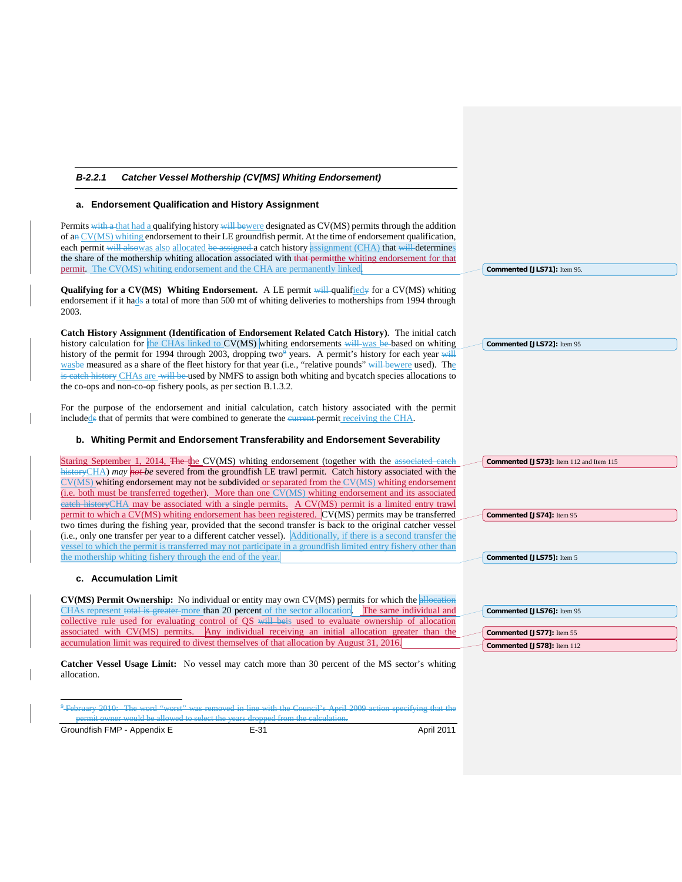### B-2.2.1 Catcher Vessel Mothership (CV[MS] Whiting Endorsement)

#### a. Endorsement Qualification and History Assignment

Permits ~~with a~~ that had a qualifying history ~~will be~~were designated as CV(MS) permits through the addition of a~~n~~ CV(MS) whiting endorsement to their LE groundfish permit. At the time of endorsement qualification, each permit ~~will also~~was also allocated ~~be assigned~~ a catch history assignment (CHA) that ~~will~~ determines the share of the mothership whiting allocation associated with ~~that permit~~the whiting endorsement for that permit. The CV(MS) whiting endorsement and the CHA are permanently linked.

**Qualifying for a CV(MS) Whiting Endorsement.** A LE permit ~~will~~ qualif~~y~~ied for a CV(MS) whiting endorsement if it had~~s~~ a total of more than 500 mt of whiting deliveries to motherships from 1994 through 2003.

**Catch History Assignment (Identification of Endorsement Related Catch History)**. The initial catch history calculation for the CHAs linked to CV(MS) whiting endorsements ~~will~~ was ~~be~~ based on whiting history of the permit for 1994 through 2003, dropping two~~[9]~~ years. A permit's history for each year ~~will~~ was~~be~~ measured as a share of the fleet history for that year (i.e., "relative pounds" ~~will be~~were used). The ~~is catch history~~ CHAs are ~~will be~~ used by NMFS to assign both whiting and bycatch species allocations to the co-ops and non-co-op fishery pools, as per section B.1.3.2.

For the purpose of the endorsement and initial calculation, catch history associated with the permit include~~s~~d that of permits that were combined to generate the ~~current~~ permit receiving the CHA.

#### b. Whiting Permit and Endorsement Transferability and Endorsement Severability

Staring September 1, 2014, ~~The~~ the CV(MS) whiting endorsement (together with the ~~associated catch history~~CHA) *may* ~~*not*~~ *be* severed from the groundfish LE trawl permit. Catch history associated with the CV(MS) whiting endorsement may not be subdivided or separated from the CV(MS) whiting endorsement (i.e. both must be transferred together). More than one CV(MS) whiting endorsement and its associated ~~catch history~~CHA may be associated with a single permits. A CV(MS) permit is a limited entry trawl permit to which a CV(MS) whiting endorsement has been registered. CV(MS) permits may be transferred two times during the fishing year, provided that the second transfer is back to the original catcher vessel (i.e., only one transfer per year to a different catcher vessel). Additionally, if there is a second transfer the vessel to which the permit is transferred may not participate in a groundfish limited entry fishery other than the mothership whiting fishery through the end of the year.

#### c. Accumulation Limit

**CV(MS) Permit Ownership:** No individual or entity may own CV(MS) permits for which the ~~allocation~~ CHAs represent ~~total is greater~~ more than 20 percent of the sector allocation. The same individual and collective rule used for evaluating control of QS ~~will be~~is used to evaluate ownership of allocation associated with CV(MS) permits. Any individual receiving an initial allocation greater than the accumulation limit was required to divest themselves of that allocation by August 31, 2016.

**Catcher Vessel Usage Limit:** No vessel may catch more than 30 percent of the MS sector's whiting allocation.

~~[9] February 2010: The word "worst" was removed in line with the Council's April 2009 action specifying that the permit owner would be allowed to select the years dropped from the calculation.~~

---

**Commented [JLS71]:** Item 95.

**Commented [JLS72]:** Item 95

**Commented [JS73]:** Item 112 and Item 115

**Commented [JS74]:** Item 95

**Commented [JLS75]:** Item 5

**Commented [JLS76]:** Item 95

**Commented [JS77]:** Item 55

**Commented [JS78]:** Item 112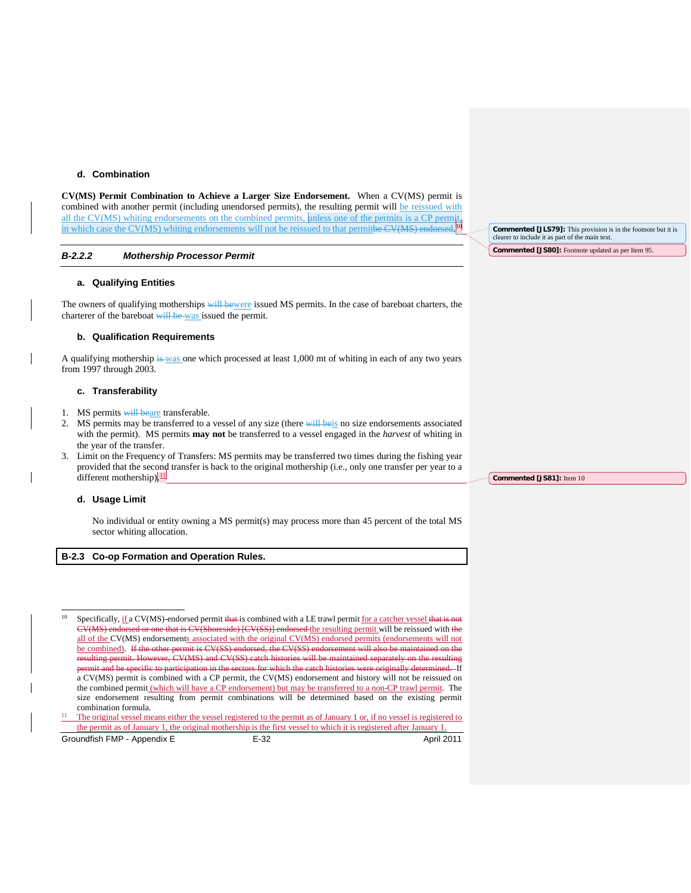#### d. Combination

**CV(MS) Permit Combination to Achieve a Larger Size Endorsement.** When a CV(MS) permit is combined with another permit (including unendorsed permits), the resulting permit will be reissued with all the CV(MS) whiting endorsements on the combined permits, unless one of the permits is a CP permit, in which case the CV(MS) whiting endorsements will not be reissued to that permitbe CV(MS) endorsed.[10]

Commented [JLS79]: This provision is in the footnote but it is clearer to include it as part of the main text.

Commented [JS80]: Footnote updated as per Item 95.

### B-2.2.2 Mothership Processor Permit

#### a. Qualifying Entities

The owners of qualifying motherships will bewere issued MS permits. In the case of bareboat charters, the charterer of the bareboat will be was issued the permit.

#### b. Qualification Requirements

A qualifying mothership is was one which processed at least 1,000 mt of whiting in each of any two years from 1997 through 2003.

#### c. Transferability

1. MS permits will beare transferable.
2. MS permits may be transferred to a vessel of any size (there will beis no size endorsements associated with the permit). MS permits **may not** be transferred to a vessel engaged in the *harvest* of whiting in the year of the transfer.
3. Limit on the Frequency of Transfers: MS permits may be transferred two times during the fishing year provided that the second transfer is back to the original mothership (i.e., only one transfer per year to a different mothership).[11]

Commented [JS81]: Item 10

#### d. Usage Limit

No individual or entity owning a MS permit(s) may process more than 45 percent of the total MS sector whiting allocation.

## B-2.3 Co-op Formation and Operation Rules.

---

[10] Specifically, if a CV(MS)-endorsed permit that is combined with a LE trawl permit for a catcher vessel that is not CV(MS) endorsed or one that is CV(Shoreside) [CV(SS)] endorsed the resulting permit will be reissued with the all of the CV(MS) endorsements associated with the original CV(MS) endorsed permits (endorsements will not be combined). If the other permit is CV(SS) endorsed, the CV(SS) endorsement will also be maintained on the resulting permit. However, CV(MS) and CV(SS) catch histories will be maintained separately on the resulting permit and be specific to participation in the sectors for which the catch histories were originally determined. If a CV(MS) permit is combined with a CP permit, the CV(MS) endorsement and history will not be reissued on the combined permit (which will have a CP endorsement) but may be transferred to a non-CP trawl permit. The size endorsement resulting from permit combinations will be determined based on the existing permit combination formula.

[11] The original vessel means either the vessel registered to the permit as of January 1 or, if no vessel is registered to the permit as of January 1, the original mothership is the first vessel to which it is registered after January 1.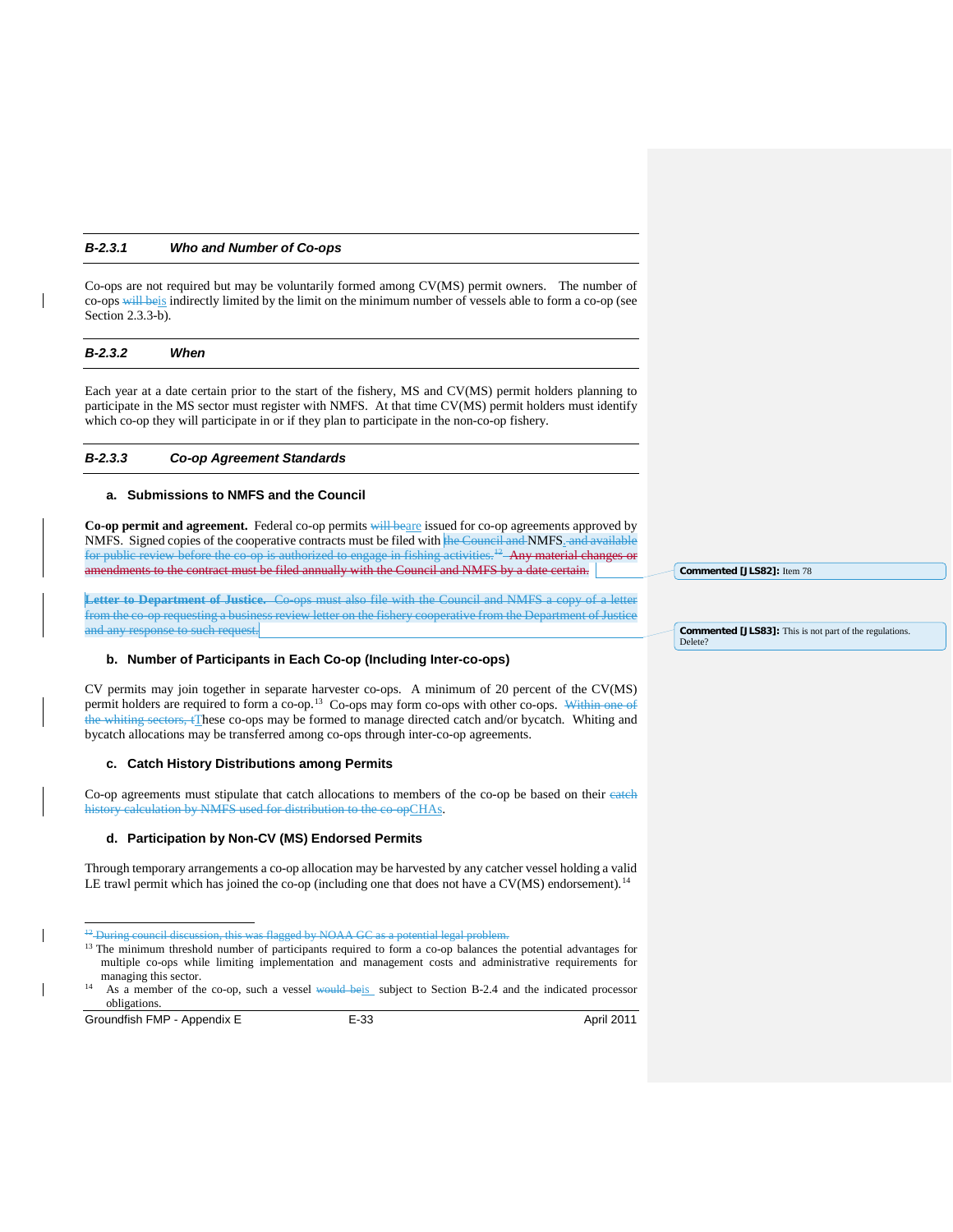### *B-2.3.1 Who and Number of Co-ops*

Co-ops are not required but may be voluntarily formed among CV(MS) permit owners. The number of co-ops ~~will be~~is indirectly limited by the limit on the minimum number of vessels able to form a co-op (see Section 2.3.3-b).

### *B-2.3.2 When*

Each year at a date certain prior to the start of the fishery, MS and CV(MS) permit holders planning to participate in the MS sector must register with NMFS. At that time CV(MS) permit holders must identify which co-op they will participate in or if they plan to participate in the non-co-op fishery.

### *B-2.3.3 Co-op Agreement Standards*

#### a. Submissions to NMFS and the Council

**Co-op permit and agreement.** Federal co-op permits ~~will be~~are issued for co-op agreements approved by NMFS. Signed copies of the cooperative contracts must be filed with ~~the Council and~~ NMFS. ~~and available for public review before the co-op is authorized to engage in fishing activities.~~[12] ~~Any material changes or amendments to the contract must be filed annually with the Council and NMFS by a date certain.~~

**Commented [JLS82]:** Item 78

~~**Letter to Department of Justice.** Co-ops must also file with the Council and NMFS a copy of a letter from the co-op requesting a business review letter on the fishery cooperative from the Department of Justice and any response to such request.~~

**Commented [JLS83]:** This is not part of the regulations. Delete?

#### b. Number of Participants in Each Co-op (Including Inter-co-ops)

CV permits may join together in separate harvester co-ops. A minimum of 20 percent of the CV(MS) permit holders are required to form a co-op.[13] Co-ops may form co-ops with other co-ops. ~~Within one of the whiting sectors, t~~These co-ops may be formed to manage directed catch and/or bycatch. Whiting and bycatch allocations may be transferred among co-ops through inter-co-op agreements.

#### c. Catch History Distributions among Permits

Co-op agreements must stipulate that catch allocations to members of the co-op be based on their ~~catch history calculation by NMFS used for distribution to the co-op~~CHAs.

#### d. Participation by Non-CV (MS) Endorsed Permits

Through temporary arrangements a co-op allocation may be harvested by any catcher vessel holding a valid LE trawl permit which has joined the co-op (including one that does not have a CV(MS) endorsement).[14]

---

~~[12] During council discussion, this was flagged by NOAA GC as a potential legal problem.~~

[13] The minimum threshold number of participants required to form a co-op balances the potential advantages for multiple co-ops while limiting implementation and management costs and administrative requirements for managing this sector.

[14] As a member of the co-op, such a vessel ~~would be~~is subject to Section B-2.4 and the indicated processor obligations.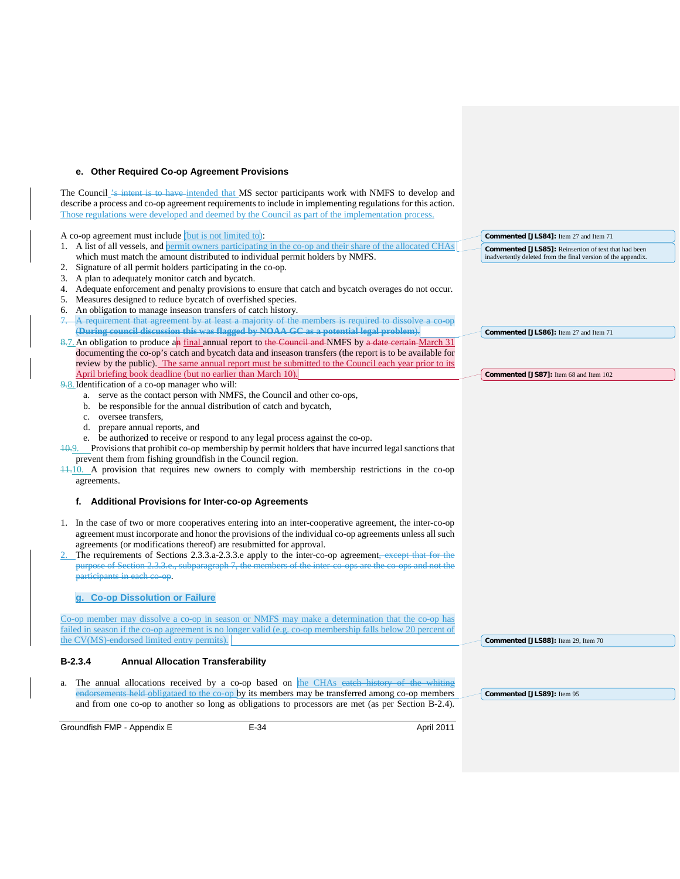#### e. Other Required Co-op Agreement Provisions

The Council ~~'s intent is to have~~ intended that MS sector participants work with NMFS to develop and describe a process and co-op agreement requirements to include in implementing regulations for this action. Those regulations were developed and deemed by the Council as part of the implementation process.

A co-op agreement must include (but is not limited to):

1. A list of all vessels, and permit owners participating in the co-op and their share of the allocated CHAs which must match the amount distributed to individual permit holders by NMFS.
2. Signature of all permit holders participating in the co-op.
3. A plan to adequately monitor catch and bycatch.
4. Adequate enforcement and penalty provisions to ensure that catch and bycatch overages do not occur.
5. Measures designed to reduce bycatch of overfished species.
6. An obligation to manage inseason transfers of catch history.
7. ~~A requirement that agreement by at least a majority of the members is required to dissolve a co-op~~ ~~**(During council discussion this was flagged by NOAA GC as a potential legal problem)**~~.
8. ~~8.~~7. An obligation to produce a~~n~~ final annual report to ~~the Council and~~ NMFS by ~~a date certain~~ March 31 documenting the co-op's catch and bycatch data and inseason transfers (the report is to be available for review by the public). The same annual report must be submitted to the Council each year prior to its April briefing book deadline (but no earlier than March 10).
9. ~~9.~~8. Identification of a co-op manager who will:
   a. serve as the contact person with NMFS, the Council and other co-ops,
   b. be responsible for the annual distribution of catch and bycatch,
   c. oversee transfers,
   d. prepare annual reports, and
   e. be authorized to receive or respond to any legal process against the co-op.
10. ~~10.~~9. Provisions that prohibit co-op membership by permit holders that have incurred legal sanctions that prevent them from fishing groundfish in the Council region.
11. ~~11.~~10. A provision that requires new owners to comply with membership restrictions in the co-op agreements.

#### f. Additional Provisions for Inter-co-op Agreements

1. In the case of two or more cooperatives entering into an inter-cooperative agreement, the inter-co-op agreement must incorporate and honor the provisions of the individual co-op agreements unless all such agreements (or modifications thereof) are resubmitted for approval.
2. The requirements of Sections 2.3.3.a-2.3.3.e apply to the inter-co-op agreement~~, except that for the purpose of Section 2.3.3.e., subparagraph 7, the members of the inter-co-ops are the co-ops and not the participants in each co-op~~.

#### g. Co-op Dissolution or Failure

Co-op member may dissolve a co-op in season or NMFS may make a determination that the co-op has failed in season if the co-op agreement is no longer valid (e.g. co-op membership falls below 20 percent of the CV(MS)-endorsed limited entry permits).

### B-2.3.4 Annual Allocation Transferability

a. The annual allocations received by a co-op based on the CHAs ~~catch history of the whiting endorsements held~~ obligataed to the co-op by its members may be transferred among co-op members and from one co-op to another so long as obligations to processors are met (as per Section B-2.4).

**Commented [JLS84]:** Item 27 and Item 71

**Commented [JLS85]:** Reinsertion of text that had been inadvertently deleted from the final version of the appendix.

**Commented [JLS86]:** Item 27 and Item 71

**Commented [JLS87]:** Item 68 and Item 102

**Commented [JLS88]:** Item 29, Item 70

**Commented [JLS89]:** Item 95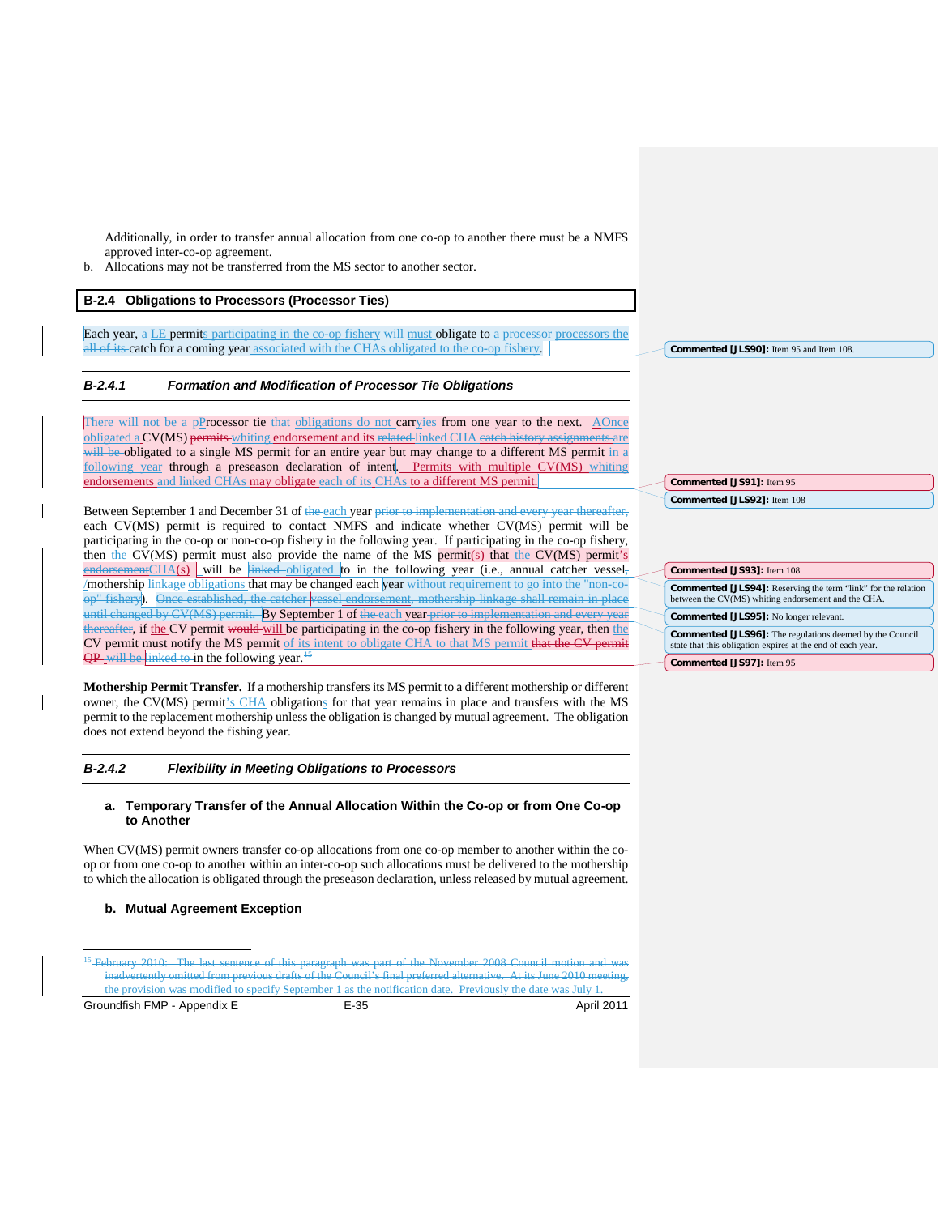Additionally, in order to transfer annual allocation from one co-op to another there must be a NMFS approved inter-co-op agreement.

b. Allocations may not be transferred from the MS sector to another sector.

## B-2.4 Obligations to Processors (Processor Ties)

Each year, ~~a~~ LE permits participating in the co-op fishery ~~will~~ must obligate to ~~a processor~~ processors the ~~all of its~~ catch for a coming year associated with the CHAs obligated to the co-op fishery.

### *B-2.4.1 Formation and Modification of Processor Tie Obligations*

~~There will not be a p~~Processor tie ~~that~~ obligations do not carr~~y~~ies from one year to the next. ~~A~~Once obligated a CV(MS) ~~permits~~ whiting endorsement and its ~~related~~ linked CHA ~~catch history assignments~~ are ~~will be~~ obligated to a single MS permit for an entire year but may change to a different MS permit in a following year through a preseason declaration of intent. Permits with multiple CV(MS) whiting endorsements and linked CHAs may obligate each of its CHAs to a different MS permit.

Between September 1 and December 31 of ~~the~~ each year ~~prior to implementation and every year thereafter,~~ each CV(MS) permit is required to contact NMFS and indicate whether CV(MS) permit will be participating in the co-op or non-co-op fishery in the following year. If participating in the co-op fishery, then the CV(MS) permit must also provide the name of the MS permit(s) that the CV(MS) permit's ~~endorsement~~CHA(s) will be ~~linked~~ obligated to in the following year (i.e., annual catcher vessel~~,~~/mothership ~~linkage~~ obligations that may be changed each year ~~without requirement to go into the "non-co-op" fishery~~). ~~Once established, the catcher vessel endorsement, mothership linkage shall remain in place until changed by CV(MS) permit.~~ By September 1 of ~~the~~ each year ~~prior to implementation and every year thereafter~~, if the CV permit ~~would~~ will be participating in the co-op fishery in the following year, then the CV permit must notify the MS permit of its intent to obligate CHA to that MS permit ~~that the CV permit QP~~ will be ~~linked to~~ in the following year.[15]

**Mothership Permit Transfer.** If a mothership transfers its MS permit to a different mothership or different owner, the CV(MS) permit's CHA obligations for that year remains in place and transfers with the MS permit to the replacement mothership unless the obligation is changed by mutual agreement. The obligation does not extend beyond the fishing year.

### *B-2.4.2 Flexibility in Meeting Obligations to Processors*

**a. Temporary Transfer of the Annual Allocation Within the Co-op or from One Co-op to Another**

When CV(MS) permit owners transfer co-op allocations from one co-op member to another within the co-op or from one co-op to another within an inter-co-op such allocations must be delivered to the mothership to which the allocation is obligated through the preseason declaration, unless released by mutual agreement.

**b. Mutual Agreement Exception**

~~[15] February 2010: The last sentence of this paragraph was part of the November 2008 Council motion and was inadvertently omitted from previous drafts of the Council's final preferred alternative. At its June 2010 meeting, the provision was modified to specify September 1 as the notification date. Previously the date was July 1.~~

**Commented [JLS90]:** Item 95 and Item 108.

**Commented [JS91]:** Item 95

**Commented [JLS92]:** Item 108

**Commented [JS93]:** Item 108

**Commented [JLS94]:** Reserving the term "link" for the relation between the CV(MS) whiting endorsement and the CHA.

**Commented [JLS95]:** No longer relevant.

**Commented [JLS96]:** The regulations deemed by the Council state that this obligation expires at the end of each year.

**Commented [JS97]:** Item 95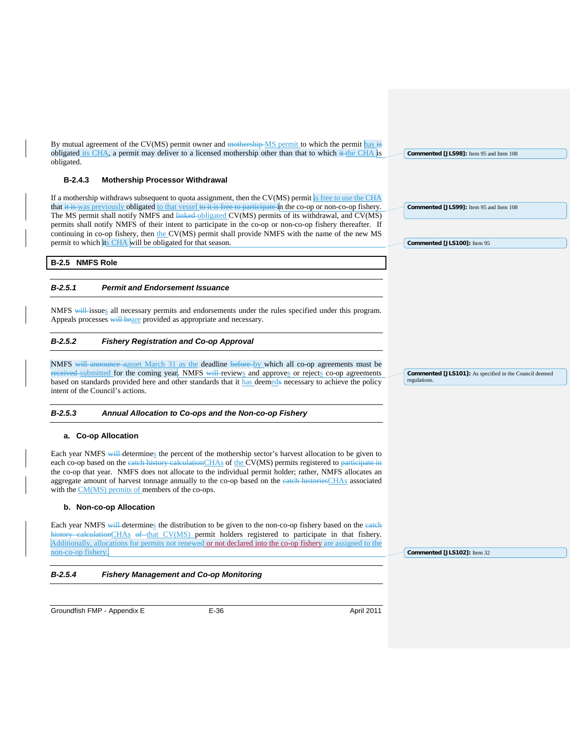By mutual agreement of the CV(MS) permit owner and ~~mothership~~ MS permit to which the permit has ~~is~~ obligated its CHA, a permit may deliver to a licensed mothership other than that to which ~~it~~ the CHA is obligated.

> **Commented [JLS98]:** Item 95 and Item 108

### B-2.4.3 Mothership Processor Withdrawal

If a mothership withdraws subsequent to quota assignment, then the CV(MS) permit is free to use the CHA that ~~it is~~ was previously obligated to that vessel ~~to it is free to participate~~ in the co-op or non-co-op fishery. The MS permit shall notify NMFS and ~~linked~~ obligated CV(MS) permits of its withdrawal, and CV(MS) permits shall notify NMFS of their intent to participate in the co-op or non-co-op fishery thereafter. If continuing in co-op fishery, then the CV(MS) permit shall provide NMFS with the name of the new MS permit to which its CHA will be obligated for that season.

> **Commented [JLS99]:** Item 95 and Item 108
>
> **Commented [JLS100]:** Item 95

## B-2.5 NMFS Role

### *B-2.5.1 Permit and Endorsement Issuance*

NMFS ~~will~~ issues all necessary permits and endorsements under the rules specified under this program. Appeals processes ~~will be~~ are provided as appropriate and necessary.

### *B-2.5.2 Fishery Registration and Co-op Approval*

NMFS ~~will announce a~~ asset March 31 as the deadline ~~before~~ by which all co-op agreements must be ~~received~~ submitted for the coming year. NMFS ~~will~~ reviews and approves or rejects co-op agreements based on standards provided here and other standards that it has deemed~~s~~ necessary to achieve the policy intent of the Council's actions.

> **Commented [JLS101]:** As specified in the Council deemed regulations.

### *B-2.5.3 Annual Allocation to Co-ops and the Non-co-op Fishery*

#### a. Co-op Allocation

Each year NMFS ~~will~~ determines the percent of the mothership sector's harvest allocation to be given to each co-op based on the ~~catch history calculation~~CHAs of the CV(MS) permits registered to ~~participate in~~ the co-op that year. NMFS does not allocate to the individual permit holder; rather, NMFS allocates an aggregate amount of harvest tonnage annually to the co-op based on the ~~catch histories~~CHAs associated with the CM(MS) permits of members of the co-ops.

#### b. Non-co-op Allocation

Each year NMFS ~~will~~ determines the distribution to be given to the non-co-op fishery based on the ~~catch history calculation~~CHAs ~~of~~ that CV(MS) permit holders registered to participate in that fishery. Additionally, allocations for permits not renewed or not declared into the co-op fishery are assigned to the non-co-op fishery.

> **Commented [JLS102]:** Item 32

### *B-2.5.4 Fishery Management and Co-op Monitoring*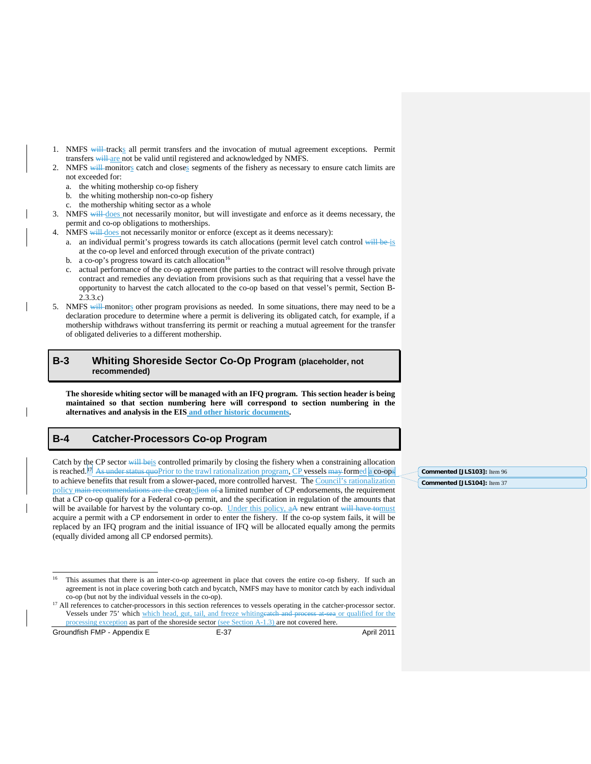1. NMFS ~~will~~ tracks all permit transfers and the invocation of mutual agreement exceptions. Permit transfers ~~will~~ are not be valid until registered and acknowledged by NMFS.
2. NMFS ~~will~~ monitors catch and closes segments of the fishery as necessary to ensure catch limits are not exceeded for:
   a. the whiting mothership co-op fishery
   b. the whiting mothership non-co-op fishery
   c. the mothership whiting sector as a whole
3. NMFS ~~will~~ does not necessarily monitor, but will investigate and enforce as it deems necessary, the permit and co-op obligations to motherships.
4. NMFS ~~will~~ does not necessarily monitor or enforce (except as it deems necessary):
   a. an individual permit's progress towards its catch allocations (permit level catch control ~~will be~~ is at the co-op level and enforced through execution of the private contract)
   b. a co-op's progress toward its catch allocation[16]
   c. actual performance of the co-op agreement (the parties to the contract will resolve through private contract and remedies any deviation from provisions such as that requiring that a vessel have the opportunity to harvest the catch allocated to the co-op based on that vessel's permit, Section B-2.3.3.c)
5. NMFS ~~will~~ monitors other program provisions as needed. In some situations, there may need to be a declaration procedure to determine where a permit is delivering its obligated catch, for example, if a mothership withdraws without transferring its permit or reaching a mutual agreement for the transfer of obligated deliveries to a different mothership.

## B-3 Whiting Shoreside Sector Co-Op Program (placeholder, not recommended)

**The shoreside whiting sector will be managed with an IFQ program. This section header is being maintained so that section numbering here will correspond to section numbering in the alternatives and analysis in the EIS and other historic documents.**

## B-4 Catcher-Processors Co-op Program

Catch by the CP sector ~~will be~~is controlled primarily by closing the fishery when a constraining allocation is reached.[17] ~~As under status quo~~Prior to the trawl rationalization program, CP vessels ~~may~~ formed a co-ops to achieve benefits that result from a slower-paced, more controlled harvest. The Council's rationalization policy ~~main recommendations are the~~ created~~ion~~ ~~of~~ a limited number of CP endorsements, the requirement that a CP co-op qualify for a Federal co-op permit, and the specification in regulation of the amounts that will be available for harvest by the voluntary co-op. Under this policy, a~~A~~ new entrant ~~will have to~~must acquire a permit with a CP endorsement in order to enter the fishery. If the co-op system fails, it will be replaced by an IFQ program and the initial issuance of IFQ will be allocated equally among the permits (equally divided among all CP endorsed permits).

---

[16] This assumes that there is an inter-co-op agreement in place that covers the entire co-op fishery. If such an agreement is not in place covering both catch and bycatch, NMFS may have to monitor catch by each individual co-op (but not by the individual vessels in the co-op).

[17] All references to catcher-processors in this section references to vessels operating in the catcher-processor sector. Vessels under 75' which head, gut, tail, and freeze whiting~~catch and process at-sea~~ or qualified for the processing exception as part of the shoreside sector (see Section A-1.3) are not covered here.

Commented [JLS103]: Item 96

Commented [JLS104]: Item 37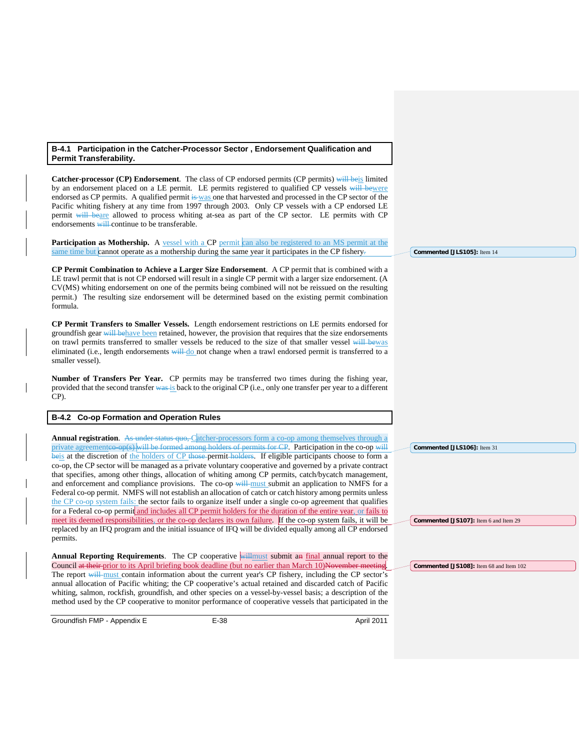## B-4.1 Participation in the Catcher-Processor Sector , Endorsement Qualification and Permit Transferability.

**Catcher-processor (CP) Endorsement**. The class of CP endorsed permits (CP permits) ~~will be~~is limited by an endorsement placed on a LE permit. LE permits registered to qualified CP vessels ~~will be~~were endorsed as CP permits. A qualified permit ~~is~~ was one that harvested and processed in the CP sector of the Pacific whiting fishery at any time from 1997 through 2003. Only CP vessels with a CP endorsed LE permit ~~will be~~are allowed to process whiting at-sea as part of the CP sector. LE permits with CP endorsements ~~will~~ continue to be transferable.

**Participation as Mothership.** A vessel with a CP permit can also be registered to an MS permit at the same time but cannot operate as a mothership during the same year it participates in the CP fishery~~.~~

**CP Permit Combination to Achieve a Larger Size Endorsement**. A CP permit that is combined with a LE trawl permit that is not CP endorsed will result in a single CP permit with a larger size endorsement. (A CV(MS) whiting endorsement on one of the permits being combined will not be reissued on the resulting permit.) The resulting size endorsement will be determined based on the existing permit combination formula.

**CP Permit Transfers to Smaller Vessels.** Length endorsement restrictions on LE permits endorsed for groundfish gear ~~will be~~have been retained, however, the provision that requires that the size endorsements on trawl permits transferred to smaller vessels be reduced to the size of that smaller vessel ~~will be~~was eliminated (i.e., length endorsements ~~will~~ do not change when a trawl endorsed permit is transferred to a smaller vessel).

**Number of Transfers Per Year.** CP permits may be transferred two times during the fishing year, provided that the second transfer ~~was~~ is back to the original CP (i.e., only one transfer per year to a different CP).

## B-4.2 Co-op Formation and Operation Rules

**Annual registration**. ~~As under status quo,~~ Catcher-processors form a co-op among themselves through a private agreement~~co-op(s) will be formed among holders of permits for CP~~. Participation in the co-op ~~will be~~is at the discretion of the holders of CP ~~those~~ permit ~~holders~~. If eligible participants choose to form a co-op, the CP sector will be managed as a private voluntary cooperative and governed by a private contract that specifies, among other things, allocation of whiting among CP permits, catch/bycatch management, and enforcement and compliance provisions. The co-op ~~will~~ must submit an application to NMFS for a Federal co-op permit. NMFS will not establish an allocation of catch or catch history among permits unless the CP co-op system fails: the sector fails to organize itself under a single co-op agreement that qualifies for a Federal co-op permit and includes all CP permit holders for the duration of the entire year, or fails to meet its deemed responsibilities, or the co-op declares its own failure. If the co-op system fails, it will be replaced by an IFQ program and the initial issuance of IFQ will be divided equally among all CP endorsed permits.

**Annual Reporting Requirements**. The CP cooperative ~~will~~must submit a~~n~~ final annual report to the Council ~~at their~~ prior to its April briefing book deadline (but no earlier than March 10)~~November meeting~~. The report ~~will~~ must contain information about the current year's CP fishery, including the CP sector's annual allocation of Pacific whiting; the CP cooperative's actual retained and discarded catch of Pacific whiting, salmon, rockfish, groundfish, and other species on a vessel-by-vessel basis; a description of the method used by the CP cooperative to monitor performance of cooperative vessels that participated in the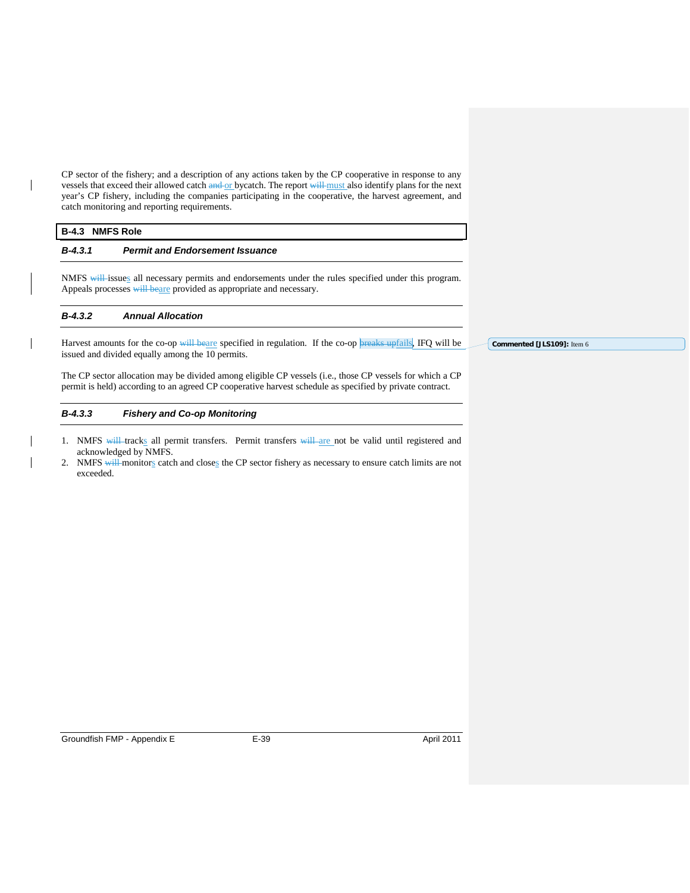CP sector of the fishery; and a description of any actions taken by the CP cooperative in response to any vessels that exceed their allowed catch ~~and~~ or bycatch. The report ~~will~~ must also identify plans for the next year's CP fishery, including the companies participating in the cooperative, the harvest agreement, and catch monitoring and reporting requirements.

## B-4.3 NMFS Role

### *B-4.3.1 Permit and Endorsement Issuance*

NMFS ~~will~~ issues all necessary permits and endorsements under the rules specified under this program. Appeals processes ~~will be~~are provided as appropriate and necessary.

### *B-4.3.2 Annual Allocation*

Harvest amounts for the co-op ~~will be~~are specified in regulation. If the co-op ~~breaks up~~fails, IFQ will be issued and divided equally among the 10 permits.

The CP sector allocation may be divided among eligible CP vessels (i.e., those CP vessels for which a CP permit is held) according to an agreed CP cooperative harvest schedule as specified by private contract.

### *B-4.3.3 Fishery and Co-op Monitoring*

1. NMFS ~~will~~ tracks all permit transfers. Permit transfers ~~will~~ are not be valid until registered and acknowledged by NMFS.
2. NMFS ~~will~~ monitors catch and closes the CP sector fishery as necessary to ensure catch limits are not exceeded.